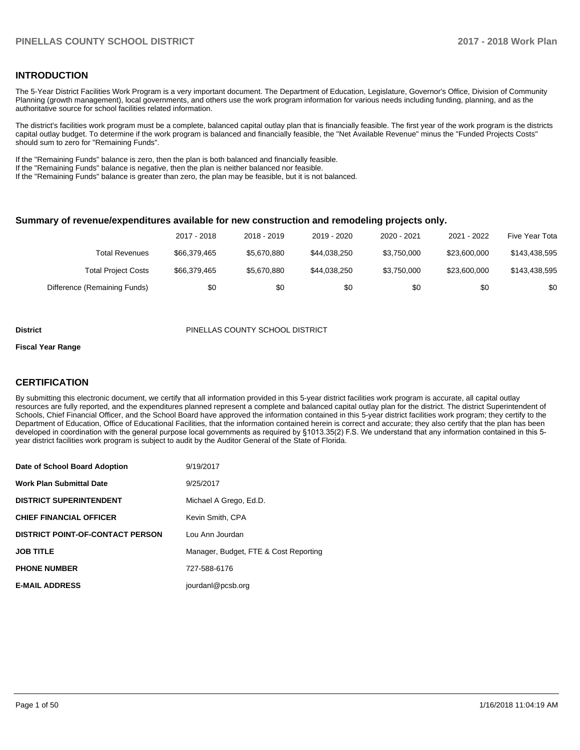## INTRODUCTION

The 5-Year District Facilities Work Program is a very important document. The Department of Education, Legislature, Governor's Office, Division of Community Planning (growth management), local governments, and others use the work program information for various needs including funding, planning, and as the authoritative source for school facilities related information.

The district's facilities work program must be a complete, balanced capital outlay plan that is financially feasible. The first year of the work program is the districts capital outlay budget. To determine if the work program is balanced and financially feasible, the "Net Available Revenue" minus the "Funded Projects Costs" should sum to zero for "Remaining Funds".

If the "Remaining Funds" balance is zero, then the plan is both balanced and financially feasible.
If the "Remaining Funds" balance is negative, then the plan is neither balanced nor feasible.
If the "Remaining Funds" balance is greater than zero, the plan may be feasible, but it is not balanced.

### Summary of revenue/expenditures available for new construction and remodeling projects only.

| | 2017 - 2018 | 2018 - 2019 | 2019 - 2020 | 2020 - 2021 | 2021 - 2022 | Five Year Tota |
|---|---|---|---|---|---|---|
| Total Revenues | $66,379,465 | $5,670,880 | $44,038,250 | $3,750,000 | $23,600,000 | $143,438,595 |
| Total Project Costs | $66,379,465 | $5,670,880 | $44,038,250 | $3,750,000 | $23,600,000 | $143,438,595 |
| Difference (Remaining Funds) | $0 | $0 | $0 | $0 | $0 | $0 |

**District** PINELLAS COUNTY SCHOOL DISTRICT

**Fiscal Year Range**

## CERTIFICATION

By submitting this electronic document, we certify that all information provided in this 5-year district facilities work program is accurate, all capital outlay resources are fully reported, and the expenditures planned represent a complete and balanced capital outlay plan for the district. The district Superintendent of Schools, Chief Financial Officer, and the School Board have approved the information contained in this 5-year district facilities work program; they certify to the Department of Education, Office of Educational Facilities, that the information contained herein is correct and accurate; they also certify that the plan has been developed in coordination with the general purpose local governments as required by §1013.35(2) F.S. We understand that any information contained in this 5-year district facilities work program is subject to audit by the Auditor General of the State of Florida.

| | |
|---|---|
| **Date of School Board Adoption** | 9/19/2017 |
| **Work Plan Submittal Date** | 9/25/2017 |
| **DISTRICT SUPERINTENDENT** | Michael A Grego, Ed.D. |
| **CHIEF FINANCIAL OFFICER** | Kevin Smith, CPA |
| **DISTRICT POINT-OF-CONTACT PERSON** | Lou Ann Jourdan |
| **JOB TITLE** | Manager, Budget, FTE & Cost Reporting |
| **PHONE NUMBER** | 727-588-6176 |
| **E-MAIL ADDRESS** | jourdanl@pcsb.org |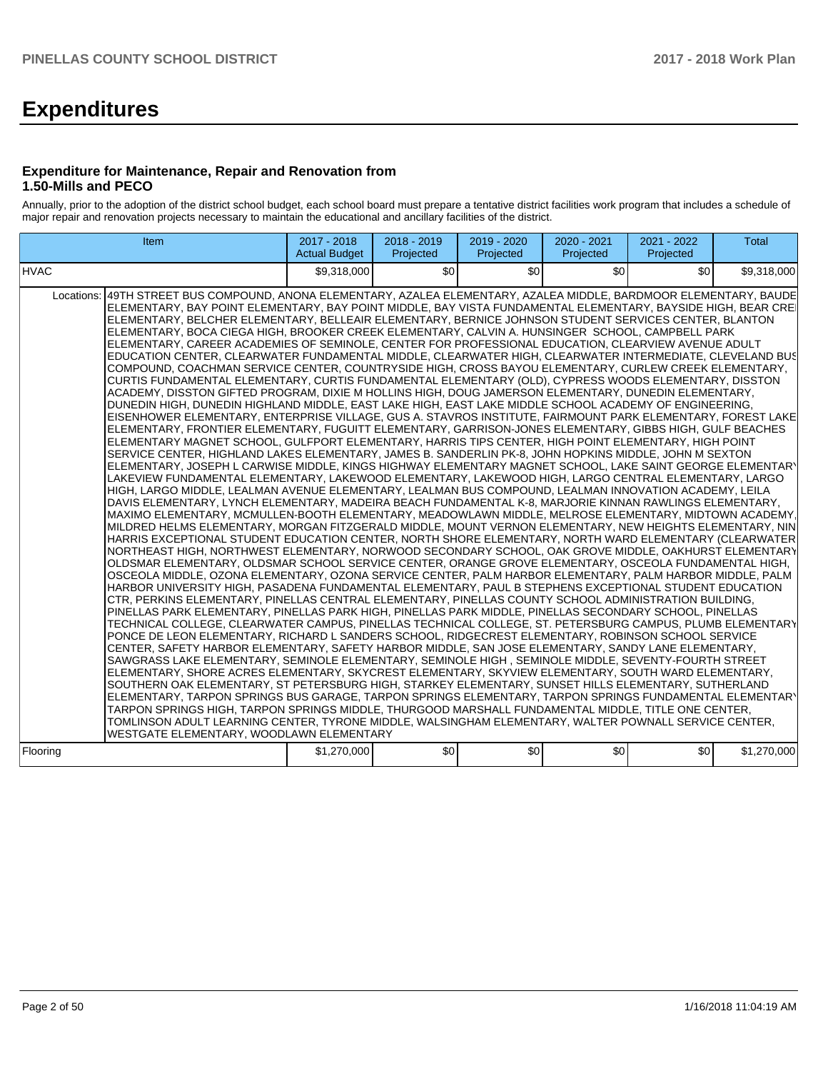# Expenditures

### Expenditure for Maintenance, Repair and Renovation from 1.50-Mills and PECO

Annually, prior to the adoption of the district school budget, each school board must prepare a tentative district facilities work program that includes a schedule of major repair and renovation projects necessary to maintain the educational and ancillary facilities of the district.

| Item | | 2017 - 2018 Actual Budget | 2018 - 2019 Projected | 2019 - 2020 Projected | 2020 - 2021 Projected | 2021 - 2022 Projected | Total |
|---|---|---|---|---|---|---|---|
| HVAC | | $9,318,000 | $0 | $0 | $0 | $0 | $9,318,000 |
| Locations: | 49TH STREET BUS COMPOUND, ANONA ELEMENTARY, AZALEA ELEMENTARY, AZALEA MIDDLE, BARDMOOR ELEMENTARY, BAUDE ELEMENTARY, BAY POINT ELEMENTARY, BAY POINT MIDDLE, BAY VISTA FUNDAMENTAL ELEMENTARY, BAYSIDE HIGH, BEAR CRE ELEMENTARY, BELCHER ELEMENTARY, BELLEAIR ELEMENTARY, BERNICE JOHNSON STUDENT SERVICES CENTER, BLANTON ELEMENTARY, BOCA CIEGA HIGH, BROOKER CREEK ELEMENTARY, CALVIN A. HUNSINGER SCHOOL, CAMPBELL PARK ELEMENTARY, CAREER ACADEMIES OF SEMINOLE, CENTER FOR PROFESSIONAL EDUCATION, CLEARVIEW AVENUE ADULT EDUCATION CENTER, CLEARWATER FUNDAMENTAL MIDDLE, CLEARWATER HIGH, CLEARWATER INTERMEDIATE, CLEVELAND BUS COMPOUND, COACHMAN SERVICE CENTER, COUNTRYSIDE HIGH, CROSS BAYOU ELEMENTARY, CURLEW CREEK ELEMENTARY, CURTIS FUNDAMENTAL ELEMENTARY, CURTIS FUNDAMENTAL ELEMENTARY (OLD), CYPRESS WOODS ELEMENTARY, DISSTON ACADEMY, DISSTON GIFTED PROGRAM, DIXIE M HOLLINS HIGH, DOUG JAMERSON ELEMENTARY, DUNEDIN ELEMENTARY, DUNEDIN HIGH, DUNEDIN HIGHLAND MIDDLE, EAST LAKE HIGH, EAST LAKE MIDDLE SCHOOL ACADEMY OF ENGINEERING, EISENHOWER ELEMENTARY, ENTERPRISE VILLAGE, GUS A. STAVROS INSTITUTE, FAIRMOUNT PARK ELEMENTARY, FOREST LAKE ELEMENTARY, FRONTIER ELEMENTARY, FUGUITT ELEMENTARY, GARRISON-JONES ELEMENTARY, GIBBS HIGH, GULF BEACHES ELEMENTARY MAGNET SCHOOL, GULFPORT ELEMENTARY, HARRIS TIPS CENTER, HIGH POINT ELEMENTARY, HIGH POINT SERVICE CENTER, HIGHLAND LAKES ELEMENTARY, JAMES B. SANDERLIN PK-8, JOHN HOPKINS MIDDLE, JOHN M SEXTON ELEMENTARY, JOSEPH L CARWISE MIDDLE, KINGS HIGHWAY ELEMENTARY MAGNET SCHOOL, LAKE SAINT GEORGE ELEMENTARY LAKEVIEW FUNDAMENTAL ELEMENTARY, LAKEWOOD ELEMENTARY, LAKEWOOD HIGH, LARGO CENTRAL ELEMENTARY, LARGO HIGH, LARGO MIDDLE, LEALMAN AVENUE ELEMENTARY, LEALMAN BUS COMPOUND, LEALMAN INNOVATION ACADEMY, LEILA DAVIS ELEMENTARY, LYNCH ELEMENTARY, MADEIRA BEACH FUNDAMENTAL K-8, MARJORIE KINNAN RAWLINGS ELEMENTARY, MAXIMO ELEMENTARY, MCMULLEN-BOOTH ELEMENTARY, MEADOWLAWN MIDDLE, MELROSE ELEMENTARY, MIDTOWN ACADEMY, MILDRED HELMS ELEMENTARY, MORGAN FITZGERALD MIDDLE, MOUNT VERNON ELEMENTARY, NEW HEIGHTS ELEMENTARY, NIN HARRIS EXCEPTIONAL STUDENT EDUCATION CENTER, NORTH SHORE ELEMENTARY, NORTH WARD ELEMENTARY (CLEARWATER NORTHEAST HIGH, NORTHWEST ELEMENTARY, NORWOOD SECONDARY SCHOOL, OAK GROVE MIDDLE, OAKHURST ELEMENTARY OLDSMAR ELEMENTARY, OLDSMAR SCHOOL SERVICE CENTER, ORANGE GROVE ELEMENTARY, OSCEOLA FUNDAMENTAL HIGH, OSCEOLA MIDDLE, OZONA ELEMENTARY, OZONA SERVICE CENTER, PALM HARBOR ELEMENTARY, PALM HARBOR MIDDLE, PALM HARBOR UNIVERSITY HIGH, PASADENA FUNDAMENTAL ELEMENTARY, PAUL B STEPHENS EXCEPTIONAL STUDENT EDUCATION CTR, PERKINS ELEMENTARY, PINELLAS CENTRAL ELEMENTARY, PINELLAS COUNTY SCHOOL ADMINISTRATION BUILDING, PINELLAS PARK ELEMENTARY, PINELLAS PARK HIGH, PINELLAS PARK MIDDLE, PINELLAS SECONDARY SCHOOL, PINELLAS TECHNICAL COLLEGE, CLEARWATER CAMPUS, PINELLAS TECHNICAL COLLEGE, ST. PETERSBURG CAMPUS, PLUMB ELEMENTARY PONCE DE LEON ELEMENTARY, RICHARD L SANDERS SCHOOL, RIDGECREST ELEMENTARY, ROBINSON SCHOOL SERVICE CENTER, SAFETY HARBOR ELEMENTARY, SAFETY HARBOR MIDDLE, SAN JOSE ELEMENTARY, SANDY LANE ELEMENTARY, SAWGRASS LAKE ELEMENTARY, SEMINOLE ELEMENTARY, SEMINOLE HIGH , SEMINOLE MIDDLE, SEVENTY-FOURTH STREET ELEMENTARY, SHORE ACRES ELEMENTARY, SKYCREST ELEMENTARY, SKYVIEW ELEMENTARY, SOUTH WARD ELEMENTARY, SOUTHERN OAK ELEMENTARY, ST PETERSBURG HIGH, STARKEY ELEMENTARY, SUNSET HILLS ELEMENTARY, SUTHERLAND ELEMENTARY, TARPON SPRINGS BUS GARAGE, TARPON SPRINGS ELEMENTARY, TARPON SPRINGS FUNDAMENTAL ELEMENTARY TARPON SPRINGS HIGH, TARPON SPRINGS MIDDLE, THURGOOD MARSHALL FUNDAMENTAL MIDDLE, TITLE ONE CENTER, TOMLINSON ADULT LEARNING CENTER, TYRONE MIDDLE, WALSINGHAM ELEMENTARY, WALTER POWNALL SERVICE CENTER, WESTGATE ELEMENTARY, WOODLAWN ELEMENTARY | | | | | | |
| Flooring | | $1,270,000 | $0 | $0 | $0 | $0 | $1,270,000 |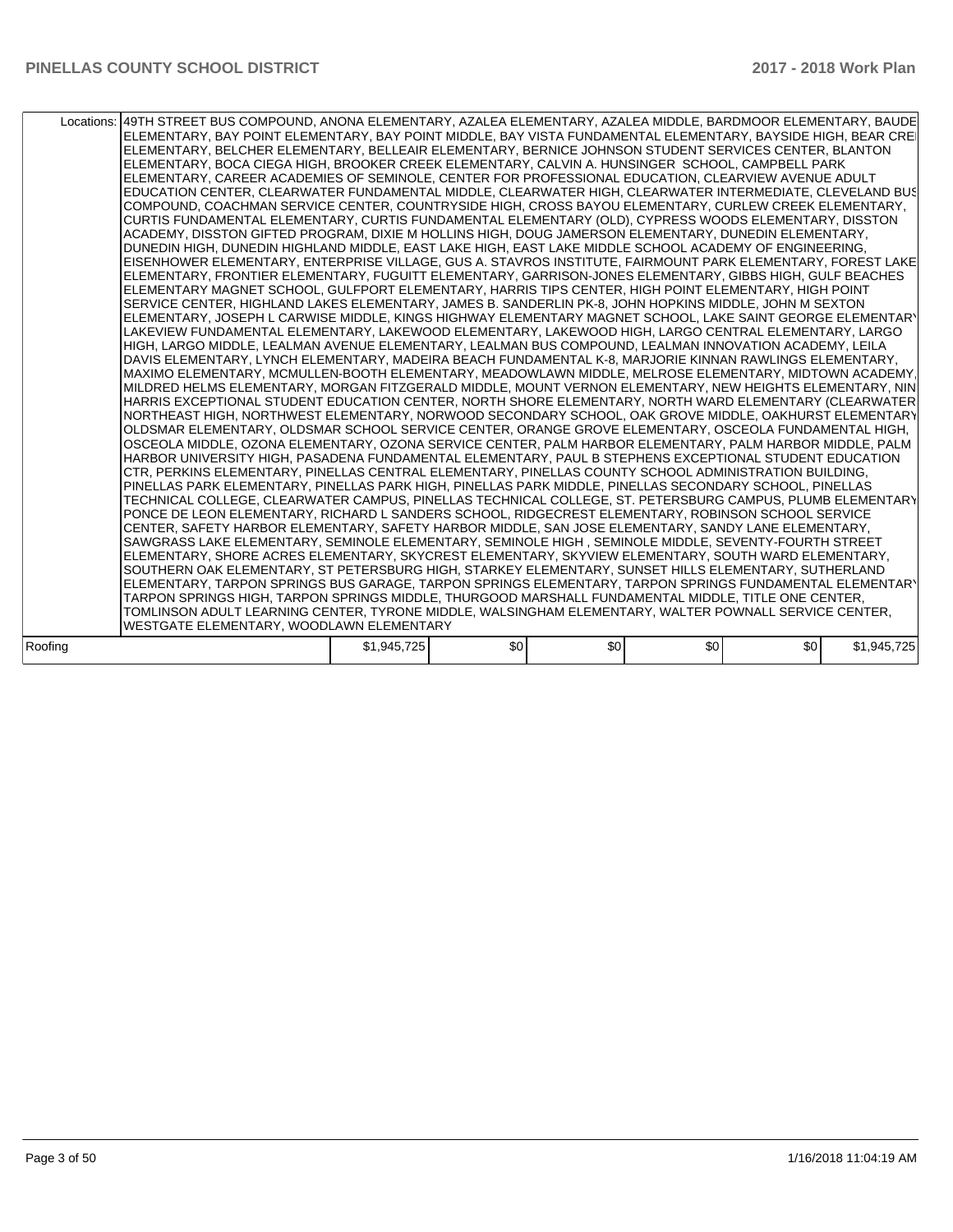| | | | | | | |
|---|---|---|---|---|---|---|
| Locations: | 49TH STREET BUS COMPOUND, ANONA ELEMENTARY, AZALEA ELEMENTARY, AZALEA MIDDLE, BARDMOOR ELEMENTARY, BAUDE ELEMENTARY, BAY POINT ELEMENTARY, BAY POINT MIDDLE, BAY VISTA FUNDAMENTAL ELEMENTARY, BAYSIDE HIGH, BEAR CRE ELEMENTARY, BELCHER ELEMENTARY, BELLEAIR ELEMENTARY, BERNICE JOHNSON STUDENT SERVICES CENTER, BLANTON ELEMENTARY, BOCA CIEGA HIGH, BROOKER CREEK ELEMENTARY, CALVIN A. HUNSINGER SCHOOL, CAMPBELL PARK ELEMENTARY, CAREER ACADEMIES OF SEMINOLE, CENTER FOR PROFESSIONAL EDUCATION, CLEARVIEW AVENUE ADULT EDUCATION CENTER, CLEARWATER FUNDAMENTAL MIDDLE, CLEARWATER HIGH, CLEARWATER INTERMEDIATE, CLEVELAND BUS COMPOUND, COACHMAN SERVICE CENTER, COUNTRYSIDE HIGH, CROSS BAYOU ELEMENTARY, CURLEW CREEK ELEMENTARY, CURTIS FUNDAMENTAL ELEMENTARY, CURTIS FUNDAMENTAL ELEMENTARY (OLD), CYPRESS WOODS ELEMENTARY, DISSTON ACADEMY, DISSTON GIFTED PROGRAM, DIXIE M HOLLINS HIGH, DOUG JAMERSON ELEMENTARY, DUNEDIN ELEMENTARY, DUNEDIN HIGH, DUNEDIN HIGHLAND MIDDLE, EAST LAKE HIGH, EAST LAKE MIDDLE SCHOOL ACADEMY OF ENGINEERING, EISENHOWER ELEMENTARY, ENTERPRISE VILLAGE, GUS A. STAVROS INSTITUTE, FAIRMOUNT PARK ELEMENTARY, FOREST LAKE ELEMENTARY, FRONTIER ELEMENTARY, FUGUITT ELEMENTARY, GARRISON-JONES ELEMENTARY, GIBBS HIGH, GULF BEACHES ELEMENTARY MAGNET SCHOOL, GULFPORT ELEMENTARY, HARRIS TIPS CENTER, HIGH POINT ELEMENTARY, HIGH POINT SERVICE CENTER, HIGHLAND LAKES ELEMENTARY, JAMES B. SANDERLIN PK-8, JOHN HOPKINS MIDDLE, JOHN M SEXTON ELEMENTARY, JOSEPH L CARWISE MIDDLE, KINGS HIGHWAY ELEMENTARY MAGNET SCHOOL, LAKE SAINT GEORGE ELEMENTARY LAKEVIEW FUNDAMENTAL ELEMENTARY, LAKEWOOD ELEMENTARY, LAKEWOOD HIGH, LARGO CENTRAL ELEMENTARY, LARGO HIGH, LARGO MIDDLE, LEALMAN AVENUE ELEMENTARY, LEALMAN BUS COMPOUND, LEALMAN INNOVATION ACADEMY, LEILA DAVIS ELEMENTARY, LYNCH ELEMENTARY, MADEIRA BEACH FUNDAMENTAL K-8, MARJORIE KINNAN RAWLINGS ELEMENTARY, MAXIMO ELEMENTARY, MCMULLEN-BOOTH ELEMENTARY, MEADOWLAWN MIDDLE, MELROSE ELEMENTARY, MIDTOWN ACADEMY, MILDRED HELMS ELEMENTARY, MORGAN FITZGERALD MIDDLE, MOUNT VERNON ELEMENTARY, NEW HEIGHTS ELEMENTARY, NIN HARRIS EXCEPTIONAL STUDENT EDUCATION CENTER, NORTH SHORE ELEMENTARY, NORTH WARD ELEMENTARY (CLEARWATER NORTHEAST HIGH, NORTHWEST ELEMENTARY, NORWOOD SECONDARY SCHOOL, OAK GROVE MIDDLE, OAKHURST ELEMENTARY OLDSMAR ELEMENTARY, OLDSMAR SCHOOL SERVICE CENTER, ORANGE GROVE ELEMENTARY, OSCEOLA FUNDAMENTAL HIGH, OSCEOLA MIDDLE, OZONA ELEMENTARY, OZONA SERVICE CENTER, PALM HARBOR ELEMENTARY, PALM HARBOR MIDDLE, PALM HARBOR UNIVERSITY HIGH, PASADENA FUNDAMENTAL ELEMENTARY, PAUL B STEPHENS EXCEPTIONAL STUDENT EDUCATION CTR, PERKINS ELEMENTARY, PINELLAS CENTRAL ELEMENTARY, PINELLAS COUNTY SCHOOL ADMINISTRATION BUILDING, PINELLAS PARK ELEMENTARY, PINELLAS PARK HIGH, PINELLAS PARK MIDDLE, PINELLAS SECONDARY SCHOOL, PINELLAS TECHNICAL COLLEGE, CLEARWATER CAMPUS, PINELLAS TECHNICAL COLLEGE, ST. PETERSBURG CAMPUS, PLUMB ELEMENTARY PONCE DE LEON ELEMENTARY, RICHARD L SANDERS SCHOOL, RIDGECREST ELEMENTARY, ROBINSON SCHOOL SERVICE CENTER, SAFETY HARBOR ELEMENTARY, SAFETY HARBOR MIDDLE, SAN JOSE ELEMENTARY, SANDY LANE ELEMENTARY, SAWGRASS LAKE ELEMENTARY, SEMINOLE ELEMENTARY, SEMINOLE HIGH , SEMINOLE MIDDLE, SEVENTY-FOURTH STREET ELEMENTARY, SHORE ACRES ELEMENTARY, SKYCREST ELEMENTARY, SKYVIEW ELEMENTARY, SOUTH WARD ELEMENTARY, SOUTHERN OAK ELEMENTARY, ST PETERSBURG HIGH, STARKEY ELEMENTARY, SUNSET HILLS ELEMENTARY, SUTHERLAND ELEMENTARY, TARPON SPRINGS BUS GARAGE, TARPON SPRINGS ELEMENTARY, TARPON SPRINGS FUNDAMENTAL ELEMENTARY TARPON SPRINGS HIGH, TARPON SPRINGS MIDDLE, THURGOOD MARSHALL FUNDAMENTAL MIDDLE, TITLE ONE CENTER, TOMLINSON ADULT LEARNING CENTER, TYRONE MIDDLE, WALSINGHAM ELEMENTARY, WALTER POWNALL SERVICE CENTER, WESTGATE ELEMENTARY, WOODLAWN ELEMENTARY | | | | | |
| Roofing | $1,945,725 | $0 | $0 | $0 | $0 | $1,945,725 |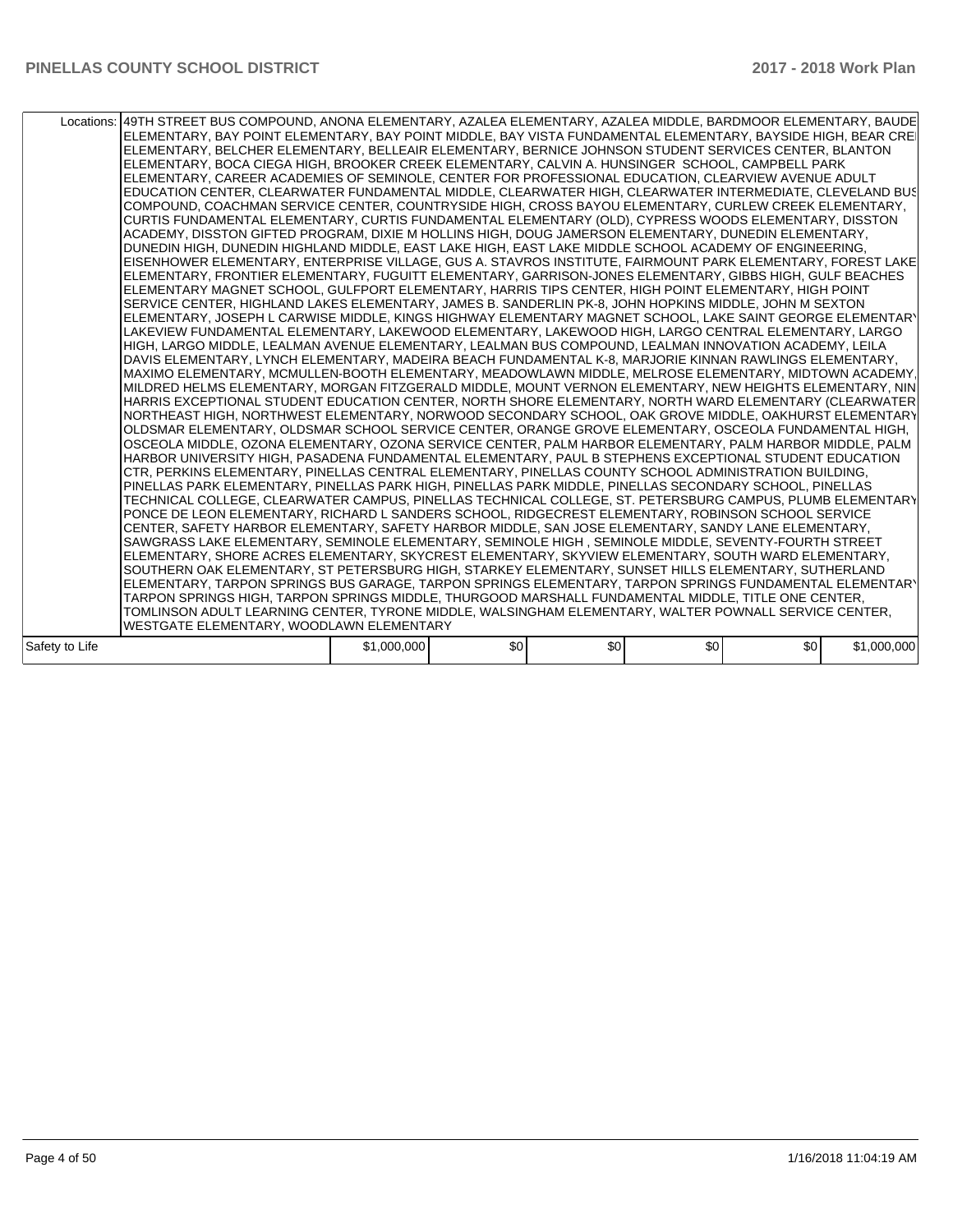| Locations: | 49TH STREET BUS COMPOUND, ANONA ELEMENTARY, AZALEA ELEMENTARY, AZALEA MIDDLE, BARDMOOR ELEMENTARY, BAUDE ELEMENTARY, BAY POINT ELEMENTARY, BAY POINT MIDDLE, BAY VISTA FUNDAMENTAL ELEMENTARY, BAYSIDE HIGH, BEAR CRE ELEMENTARY, BELCHER ELEMENTARY, BELLEAIR ELEMENTARY, BERNICE JOHNSON STUDENT SERVICES CENTER, BLANTON ELEMENTARY, BOCA CIEGA HIGH, BROOKER CREEK ELEMENTARY, CALVIN A. HUNSINGER SCHOOL, CAMPBELL PARK ELEMENTARY, CAREER ACADEMIES OF SEMINOLE, CENTER FOR PROFESSIONAL EDUCATION, CLEARVIEW AVENUE ADULT EDUCATION CENTER, CLEARWATER FUNDAMENTAL MIDDLE, CLEARWATER HIGH, CLEARWATER INTERMEDIATE, CLEVELAND BUS COMPOUND, COACHMAN SERVICE CENTER, COUNTRYSIDE HIGH, CROSS BAYOU ELEMENTARY, CURLEW CREEK ELEMENTARY, CURTIS FUNDAMENTAL ELEMENTARY, CURTIS FUNDAMENTAL ELEMENTARY (OLD), CYPRESS WOODS ELEMENTARY, DISSTON ACADEMY, DISSTON GIFTED PROGRAM, DIXIE M HOLLINS HIGH, DOUG JAMERSON ELEMENTARY, DUNEDIN ELEMENTARY, DUNEDIN HIGH, DUNEDIN HIGHLAND MIDDLE, EAST LAKE HIGH, EAST LAKE MIDDLE SCHOOL ACADEMY OF ENGINEERING, EISENHOWER ELEMENTARY, ENTERPRISE VILLAGE, GUS A. STAVROS INSTITUTE, FAIRMOUNT PARK ELEMENTARY, FOREST LAKE ELEMENTARY, FRONTIER ELEMENTARY, FUGUITT ELEMENTARY, GARRISON-JONES ELEMENTARY, GIBBS HIGH, GULF BEACHES ELEMENTARY MAGNET SCHOOL, GULFPORT ELEMENTARY, HARRIS TIPS CENTER, HIGH POINT ELEMENTARY, HIGH POINT SERVICE CENTER, HIGHLAND LAKES ELEMENTARY, JAMES B. SANDERLIN PK-8, JOHN HOPKINS MIDDLE, JOHN M SEXTON ELEMENTARY, JOSEPH L CARWISE MIDDLE, KINGS HIGHWAY ELEMENTARY MAGNET SCHOOL, LAKE SAINT GEORGE ELEMENTARY LAKEVIEW FUNDAMENTAL ELEMENTARY, LAKEWOOD ELEMENTARY, LAKEWOOD HIGH, LARGO CENTRAL ELEMENTARY, LARGO HIGH, LARGO MIDDLE, LEALMAN AVENUE ELEMENTARY, LEALMAN BUS COMPOUND, LEALMAN INNOVATION ACADEMY, LEILA DAVIS ELEMENTARY, LYNCH ELEMENTARY, MADEIRA BEACH FUNDAMENTAL K-8, MARJORIE KINNAN RAWLINGS ELEMENTARY, MAXIMO ELEMENTARY, MCMULLEN-BOOTH ELEMENTARY, MEADOWLAWN MIDDLE, MELROSE ELEMENTARY, MIDTOWN ACADEMY, MILDRED HELMS ELEMENTARY, MORGAN FITZGERALD MIDDLE, MOUNT VERNON ELEMENTARY, NEW HEIGHTS ELEMENTARY, NIN HARRIS EXCEPTIONAL STUDENT EDUCATION CENTER, NORTH SHORE ELEMENTARY, NORTH WARD ELEMENTARY (CLEARWATER NORTHEAST HIGH, NORTHWEST ELEMENTARY, NORWOOD SECONDARY SCHOOL, OAK GROVE MIDDLE, OAKHURST ELEMENTARY OLDSMAR ELEMENTARY, OLDSMAR SCHOOL SERVICE CENTER, ORANGE GROVE ELEMENTARY, OSCEOLA FUNDAMENTAL HIGH, OSCEOLA MIDDLE, OZONA ELEMENTARY, OZONA SERVICE CENTER, PALM HARBOR ELEMENTARY, PALM HARBOR MIDDLE, PALM HARBOR UNIVERSITY HIGH, PASADENA FUNDAMENTAL ELEMENTARY, PAUL B STEPHENS EXCEPTIONAL STUDENT EDUCATION CTR, PERKINS ELEMENTARY, PINELLAS CENTRAL ELEMENTARY, PINELLAS COUNTY SCHOOL ADMINISTRATION BUILDING, PINELLAS PARK ELEMENTARY, PINELLAS PARK HIGH, PINELLAS PARK MIDDLE, PINELLAS SECONDARY SCHOOL, PINELLAS TECHNICAL COLLEGE, CLEARWATER CAMPUS, PINELLAS TECHNICAL COLLEGE, ST. PETERSBURG CAMPUS, PLUMB ELEMENTARY PONCE DE LEON ELEMENTARY, RICHARD L SANDERS SCHOOL, RIDGECREST ELEMENTARY, ROBINSON SCHOOL SERVICE CENTER, SAFETY HARBOR ELEMENTARY, SAFETY HARBOR MIDDLE, SAN JOSE ELEMENTARY, SANDY LANE ELEMENTARY, SAWGRASS LAKE ELEMENTARY, SEMINOLE ELEMENTARY, SEMINOLE HIGH , SEMINOLE MIDDLE, SEVENTY-FOURTH STREET ELEMENTARY, SHORE ACRES ELEMENTARY, SKYCREST ELEMENTARY, SKYVIEW ELEMENTARY, SOUTH WARD ELEMENTARY, SOUTHERN OAK ELEMENTARY, ST PETERSBURG HIGH, STARKEY ELEMENTARY, SUNSET HILLS ELEMENTARY, SUTHERLAND ELEMENTARY, TARPON SPRINGS BUS GARAGE, TARPON SPRINGS ELEMENTARY, TARPON SPRINGS FUNDAMENTAL ELEMENTARY TARPON SPRINGS HIGH, TARPON SPRINGS MIDDLE, THURGOOD MARSHALL FUNDAMENTAL MIDDLE, TITLE ONE CENTER, TOMLINSON ADULT LEARNING CENTER, TYRONE MIDDLE, WALSINGHAM ELEMENTARY, WALTER POWNALL SERVICE CENTER, WESTGATE ELEMENTARY, WOODLAWN ELEMENTARY | | | | | |
|---|---|---|---|---|---|---|
| Safety to Life | | $1,000,000 | $0 | $0 | $0 | $0 | $1,000,000 |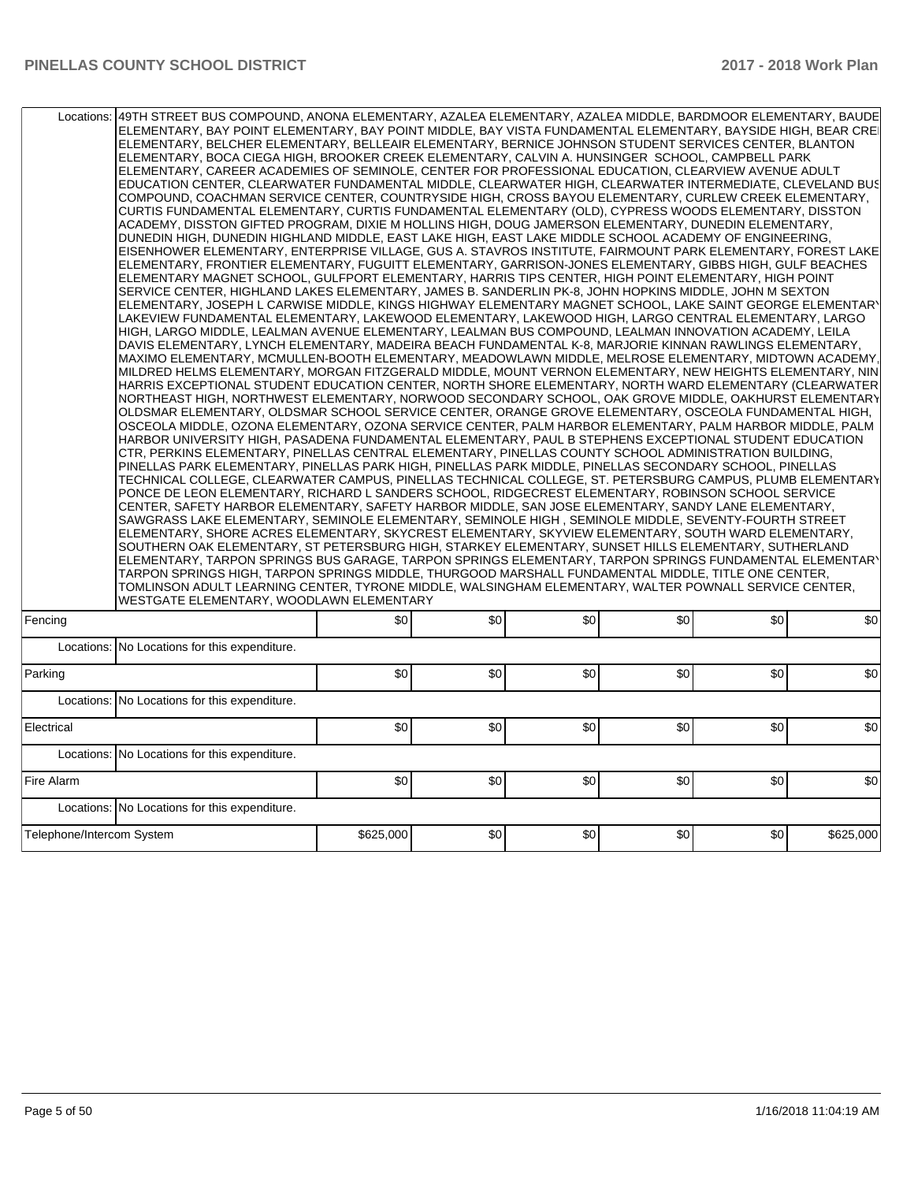| | | | | | | | |
|---|---|---|---|---|---|---|---|
| Locations: | 49TH STREET BUS COMPOUND, ANONA ELEMENTARY, AZALEA ELEMENTARY, AZALEA MIDDLE, BARDMOOR ELEMENTARY, BAUDE ELEMENTARY, BAY POINT ELEMENTARY, BAY POINT MIDDLE, BAY VISTA FUNDAMENTAL ELEMENTARY, BAYSIDE HIGH, BEAR CRE ELEMENTARY, BELCHER ELEMENTARY, BELLEAIR ELEMENTARY, BERNICE JOHNSON STUDENT SERVICES CENTER, BLANTON ELEMENTARY, BOCA CIEGA HIGH, BROOKER CREEK ELEMENTARY, CALVIN A. HUNSINGER SCHOOL, CAMPBELL PARK ELEMENTARY, CAREER ACADEMIES OF SEMINOLE, CENTER FOR PROFESSIONAL EDUCATION, CLEARVIEW AVENUE ADULT EDUCATION CENTER, CLEARWATER FUNDAMENTAL MIDDLE, CLEARWATER HIGH, CLEARWATER INTERMEDIATE, CLEVELAND BUS COMPOUND, COACHMAN SERVICE CENTER, COUNTRYSIDE HIGH, CROSS BAYOU ELEMENTARY, CURLEW CREEK ELEMENTARY, CURTIS FUNDAMENTAL ELEMENTARY, CURTIS FUNDAMENTAL ELEMENTARY (OLD), CYPRESS WOODS ELEMENTARY, DISSTON ACADEMY, DISSTON GIFTED PROGRAM, DIXIE M HOLLINS HIGH, DOUG JAMERSON ELEMENTARY, DUNEDIN ELEMENTARY, DUNEDIN HIGH, DUNEDIN HIGHLAND MIDDLE, EAST LAKE HIGH, EAST LAKE MIDDLE SCHOOL ACADEMY OF ENGINEERING, EISENHOWER ELEMENTARY, ENTERPRISE VILLAGE, GUS A. STAVROS INSTITUTE, FAIRMOUNT PARK ELEMENTARY, FOREST LAKE ELEMENTARY, FRONTIER ELEMENTARY, FUGUITT ELEMENTARY, GARRISON-JONES ELEMENTARY, GIBBS HIGH, GULF BEACHES ELEMENTARY MAGNET SCHOOL, GULFPORT ELEMENTARY, HARRIS TIPS CENTER, HIGH POINT ELEMENTARY, HIGH POINT SERVICE CENTER, HIGHLAND LAKES ELEMENTARY, JAMES B. SANDERLIN PK-8, JOHN HOPKINS MIDDLE, JOHN M SEXTON ELEMENTARY, JOSEPH L CARWISE MIDDLE, KINGS HIGHWAY ELEMENTARY MAGNET SCHOOL, LAKE SAINT GEORGE ELEMENTARY LAKEVIEW FUNDAMENTAL ELEMENTARY, LAKEWOOD ELEMENTARY, LAKEWOOD HIGH, LARGO CENTRAL ELEMENTARY, LARGO HIGH, LARGO MIDDLE, LEALMAN AVENUE ELEMENTARY, LEALMAN BUS COMPOUND, LEALMAN INNOVATION ACADEMY, LEILA DAVIS ELEMENTARY, LYNCH ELEMENTARY, MADEIRA BEACH FUNDAMENTAL K-8, MARJORIE KINNAN RAWLINGS ELEMENTARY, MAXIMO ELEMENTARY, MCMULLEN-BOOTH ELEMENTARY, MEADOWLAWN MIDDLE, MELROSE ELEMENTARY, MIDTOWN ACADEMY, MILDRED HELMS ELEMENTARY, MORGAN FITZGERALD MIDDLE, MOUNT VERNON ELEMENTARY, NEW HEIGHTS ELEMENTARY, NIN HARRIS EXCEPTIONAL STUDENT EDUCATION CENTER, NORTH SHORE ELEMENTARY, NORTH WARD ELEMENTARY (CLEARWATER NORTHEAST HIGH, NORTHWEST ELEMENTARY, NORWOOD SECONDARY SCHOOL, OAK GROVE MIDDLE, OAKHURST ELEMENTARY OLDSMAR ELEMENTARY, OLDSMAR SCHOOL SERVICE CENTER, ORANGE GROVE ELEMENTARY, OSCEOLA FUNDAMENTAL HIGH, OSCEOLA MIDDLE, OZONA ELEMENTARY, OZONA SERVICE CENTER, PALM HARBOR ELEMENTARY, PALM HARBOR MIDDLE, PALM HARBOR UNIVERSITY HIGH, PASADENA FUNDAMENTAL ELEMENTARY, PAUL B STEPHENS EXCEPTIONAL STUDENT EDUCATION CTR, PERKINS ELEMENTARY, PINELLAS CENTRAL ELEMENTARY, PINELLAS COUNTY SCHOOL ADMINISTRATION BUILDING, PINELLAS PARK ELEMENTARY, PINELLAS PARK HIGH, PINELLAS PARK MIDDLE, PINELLAS SECONDARY SCHOOL, PINELLAS TECHNICAL COLLEGE, CLEARWATER CAMPUS, PINELLAS TECHNICAL COLLEGE, ST. PETERSBURG CAMPUS, PLUMB ELEMENTARY PONCE DE LEON ELEMENTARY, RICHARD L SANDERS SCHOOL, RIDGECREST ELEMENTARY, ROBINSON SCHOOL SERVICE CENTER, SAFETY HARBOR ELEMENTARY, SAFETY HARBOR MIDDLE, SAN JOSE ELEMENTARY, SANDY LANE ELEMENTARY, SAWGRASS LAKE ELEMENTARY, SEMINOLE ELEMENTARY, SEMINOLE HIGH , SEMINOLE MIDDLE, SEVENTY-FOURTH STREET ELEMENTARY, SHORE ACRES ELEMENTARY, SKYCREST ELEMENTARY, SKYVIEW ELEMENTARY, SOUTH WARD ELEMENTARY, SOUTHERN OAK ELEMENTARY, ST PETERSBURG HIGH, STARKEY ELEMENTARY, SUNSET HILLS ELEMENTARY, SUTHERLAND ELEMENTARY, TARPON SPRINGS BUS GARAGE, TARPON SPRINGS ELEMENTARY, TARPON SPRINGS FUNDAMENTAL ELEMENTARY TARPON SPRINGS HIGH, TARPON SPRINGS MIDDLE, THURGOOD MARSHALL FUNDAMENTAL MIDDLE, TITLE ONE CENTER, TOMLINSON ADULT LEARNING CENTER, TYRONE MIDDLE, WALSINGHAM ELEMENTARY, WALTER POWNALL SERVICE CENTER, WESTGATE ELEMENTARY, WOODLAWN ELEMENTARY | | | | | | |
| Fencing | | $0 | $0 | $0 | $0 | $0 | $0 |
| Locations: | No Locations for this expenditure. | | | | | | |
| Parking | | $0 | $0 | $0 | $0 | $0 | $0 |
| Locations: | No Locations for this expenditure. | | | | | | |
| Electrical | | $0 | $0 | $0 | $0 | $0 | $0 |
| Locations: | No Locations for this expenditure. | | | | | | |
| Fire Alarm | | $0 | $0 | $0 | $0 | $0 | $0 |
| Locations: | No Locations for this expenditure. | | | | | | |
| Telephone/Intercom System | | $625,000 | $0 | $0 | $0 | $0 | $625,000 |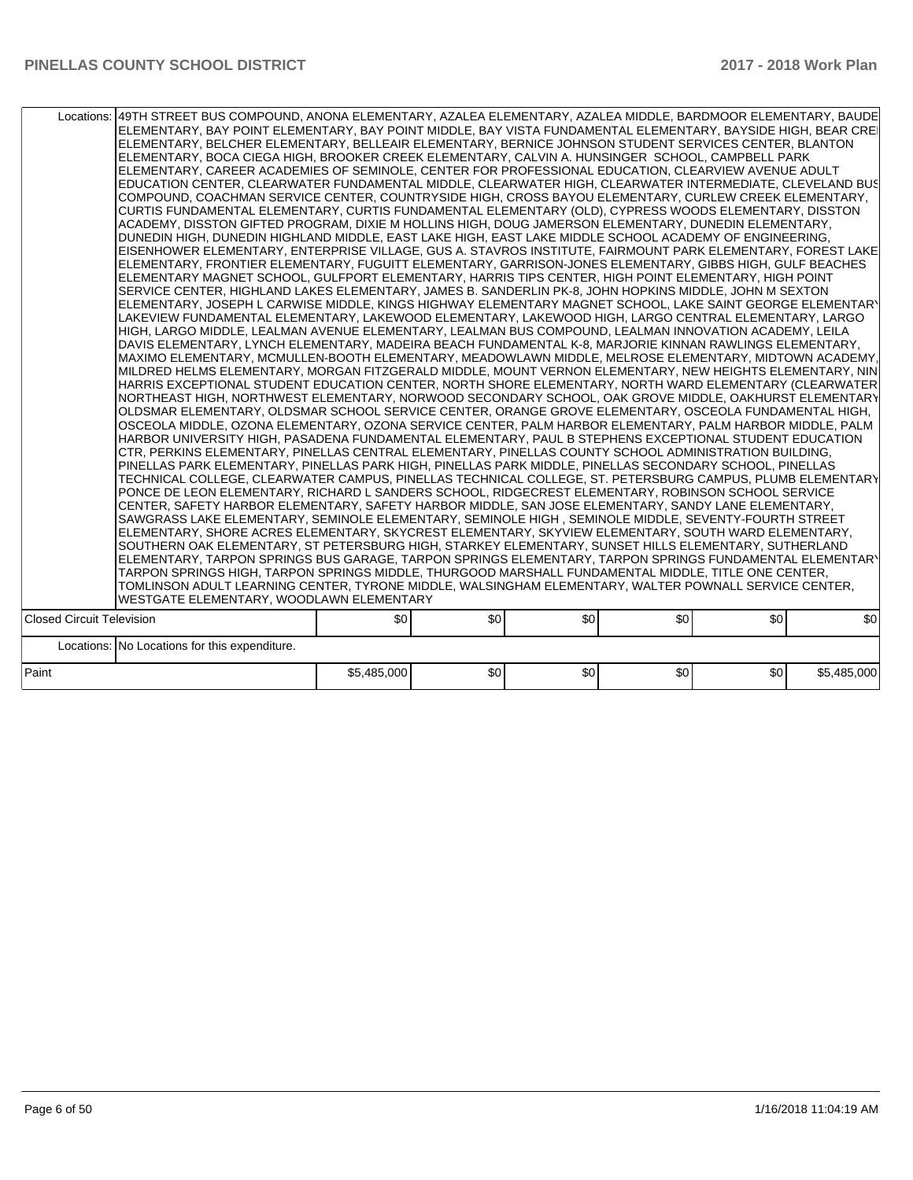| | | | | | | |
|---|---|---|---|---|---|---|
| Locations: | 49TH STREET BUS COMPOUND, ANONA ELEMENTARY, AZALEA ELEMENTARY, AZALEA MIDDLE, BARDMOOR ELEMENTARY, BAUDE ELEMENTARY, BAY POINT ELEMENTARY, BAY POINT MIDDLE, BAY VISTA FUNDAMENTAL ELEMENTARY, BAYSIDE HIGH, BEAR CRE ELEMENTARY, BELCHER ELEMENTARY, BELLEAIR ELEMENTARY, BERNICE JOHNSON STUDENT SERVICES CENTER, BLANTON ELEMENTARY, BOCA CIEGA HIGH, BROOKER CREEK ELEMENTARY, CALVIN A. HUNSINGER SCHOOL, CAMPBELL PARK ELEMENTARY, CAREER ACADEMIES OF SEMINOLE, CENTER FOR PROFESSIONAL EDUCATION, CLEARVIEW AVENUE ADULT EDUCATION CENTER, CLEARWATER FUNDAMENTAL MIDDLE, CLEARWATER HIGH, CLEARWATER INTERMEDIATE, CLEVELAND BUS COMPOUND, COACHMAN SERVICE CENTER, COUNTRYSIDE HIGH, CROSS BAYOU ELEMENTARY, CURLEW CREEK ELEMENTARY, CURTIS FUNDAMENTAL ELEMENTARY, CURTIS FUNDAMENTAL ELEMENTARY (OLD), CYPRESS WOODS ELEMENTARY, DISSTON ACADEMY, DISSTON GIFTED PROGRAM, DIXIE M HOLLINS HIGH, DOUG JAMERSON ELEMENTARY, DUNEDIN ELEMENTARY, DUNEDIN HIGH, DUNEDIN HIGHLAND MIDDLE, EAST LAKE HIGH, EAST LAKE MIDDLE SCHOOL ACADEMY OF ENGINEERING, EISENHOWER ELEMENTARY, ENTERPRISE VILLAGE, GUS A. STAVROS INSTITUTE, FAIRMOUNT PARK ELEMENTARY, FOREST LAKE ELEMENTARY, FRONTIER ELEMENTARY, FUGUITT ELEMENTARY, GARRISON-JONES ELEMENTARY, GIBBS HIGH, GULF BEACHES ELEMENTARY MAGNET SCHOOL, GULFPORT ELEMENTARY, HARRIS TIPS CENTER, HIGH POINT ELEMENTARY, HIGH POINT SERVICE CENTER, HIGHLAND LAKES ELEMENTARY, JAMES B. SANDERLIN PK-8, JOHN HOPKINS MIDDLE, JOHN M SEXTON ELEMENTARY, JOSEPH L CARWISE MIDDLE, KINGS HIGHWAY ELEMENTARY MAGNET SCHOOL, LAKE SAINT GEORGE ELEMENTARY LAKEVIEW FUNDAMENTAL ELEMENTARY, LAKEWOOD ELEMENTARY, LAKEWOOD HIGH, LARGO CENTRAL ELEMENTARY, LARGO HIGH, LARGO MIDDLE, LEALMAN AVENUE ELEMENTARY, LEALMAN BUS COMPOUND, LEALMAN INNOVATION ACADEMY, LEILA DAVIS ELEMENTARY, LYNCH ELEMENTARY, MADEIRA BEACH FUNDAMENTAL K-8, MARJORIE KINNAN RAWLINGS ELEMENTARY, MAXIMO ELEMENTARY, MCMULLEN-BOOTH ELEMENTARY, MEADOWLAWN MIDDLE, MELROSE ELEMENTARY, MIDTOWN ACADEMY, MILDRED HELMS ELEMENTARY, MORGAN FITZGERALD MIDDLE, MOUNT VERNON ELEMENTARY, NEW HEIGHTS ELEMENTARY, NIN HARRIS EXCEPTIONAL STUDENT EDUCATION CENTER, NORTH SHORE ELEMENTARY, NORTH WARD ELEMENTARY (CLEARWATER NORTHEAST HIGH, NORTHWEST ELEMENTARY, NORWOOD SECONDARY SCHOOL, OAK GROVE MIDDLE, OAKHURST ELEMENTARY OLDSMAR ELEMENTARY, OLDSMAR SCHOOL SERVICE CENTER, ORANGE GROVE ELEMENTARY, OSCEOLA FUNDAMENTAL HIGH, OSCEOLA MIDDLE, OZONA ELEMENTARY, OZONA SERVICE CENTER, PALM HARBOR ELEMENTARY, PALM HARBOR MIDDLE, PALM HARBOR UNIVERSITY HIGH, PASADENA FUNDAMENTAL ELEMENTARY, PAUL B STEPHENS EXCEPTIONAL STUDENT EDUCATION CTR, PERKINS ELEMENTARY, PINELLAS CENTRAL ELEMENTARY, PINELLAS COUNTY SCHOOL ADMINISTRATION BUILDING, PINELLAS PARK ELEMENTARY, PINELLAS PARK HIGH, PINELLAS PARK MIDDLE, PINELLAS SECONDARY SCHOOL, PINELLAS TECHNICAL COLLEGE, CLEARWATER CAMPUS, PINELLAS TECHNICAL COLLEGE, ST. PETERSBURG CAMPUS, PLUMB ELEMENTARY PONCE DE LEON ELEMENTARY, RICHARD L SANDERS SCHOOL, RIDGECREST ELEMENTARY, ROBINSON SCHOOL SERVICE CENTER, SAFETY HARBOR ELEMENTARY, SAFETY HARBOR MIDDLE, SAN JOSE ELEMENTARY, SANDY LANE ELEMENTARY, SAWGRASS LAKE ELEMENTARY, SEMINOLE ELEMENTARY, SEMINOLE HIGH , SEMINOLE MIDDLE, SEVENTY-FOURTH STREET ELEMENTARY, SHORE ACRES ELEMENTARY, SKYCREST ELEMENTARY, SKYVIEW ELEMENTARY, SOUTH WARD ELEMENTARY, SOUTHERN OAK ELEMENTARY, ST PETERSBURG HIGH, STARKEY ELEMENTARY, SUNSET HILLS ELEMENTARY, SUTHERLAND ELEMENTARY, TARPON SPRINGS BUS GARAGE, TARPON SPRINGS ELEMENTARY, TARPON SPRINGS FUNDAMENTAL ELEMENTARY TARPON SPRINGS HIGH, TARPON SPRINGS MIDDLE, THURGOOD MARSHALL FUNDAMENTAL MIDDLE, TITLE ONE CENTER, TOMLINSON ADULT LEARNING CENTER, TYRONE MIDDLE, WALSINGHAM ELEMENTARY, WALTER POWNALL SERVICE CENTER, WESTGATE ELEMENTARY, WOODLAWN ELEMENTARY | | | | | |
| Closed Circuit Television | | $0 | $0 | $0 | $0 | $0 | $0 |
| Locations: | No Locations for this expenditure. | | | | | |
| Paint | | $5,485,000 | $0 | $0 | $0 | $0 | $5,485,000 |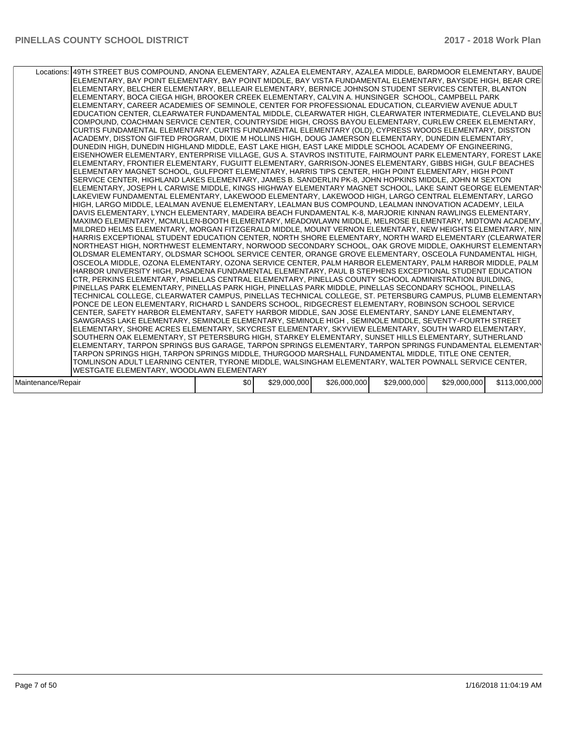| | | | | | | |
|---|---|---|---|---|---|---|
| Locations: | 49TH STREET BUS COMPOUND, ANONA ELEMENTARY, AZALEA ELEMENTARY, AZALEA MIDDLE, BARDMOOR ELEMENTARY, BAUDE ELEMENTARY, BAY POINT ELEMENTARY, BAY POINT MIDDLE, BAY VISTA FUNDAMENTAL ELEMENTARY, BAYSIDE HIGH, BEAR CRE ELEMENTARY, BELCHER ELEMENTARY, BELLEAIR ELEMENTARY, BERNICE JOHNSON STUDENT SERVICES CENTER, BLANTON ELEMENTARY, BOCA CIEGA HIGH, BROOKER CREEK ELEMENTARY, CALVIN A. HUNSINGER SCHOOL, CAMPBELL PARK ELEMENTARY, CAREER ACADEMIES OF SEMINOLE, CENTER FOR PROFESSIONAL EDUCATION, CLEARVIEW AVENUE ADULT EDUCATION CENTER, CLEARWATER FUNDAMENTAL MIDDLE, CLEARWATER HIGH, CLEARWATER INTERMEDIATE, CLEVELAND BUS COMPOUND, COACHMAN SERVICE CENTER, COUNTRYSIDE HIGH, CROSS BAYOU ELEMENTARY, CURLEW CREEK ELEMENTARY, CURTIS FUNDAMENTAL ELEMENTARY, CURTIS FUNDAMENTAL ELEMENTARY (OLD), CYPRESS WOODS ELEMENTARY, DISSTON ACADEMY, DISSTON GIFTED PROGRAM, DIXIE M HOLLINS HIGH, DOUG JAMERSON ELEMENTARY, DUNEDIN ELEMENTARY, DUNEDIN HIGH, DUNEDIN HIGHLAND MIDDLE, EAST LAKE HIGH, EAST LAKE MIDDLE SCHOOL ACADEMY OF ENGINEERING, EISENHOWER ELEMENTARY, ENTERPRISE VILLAGE, GUS A. STAVROS INSTITUTE, FAIRMOUNT PARK ELEMENTARY, FOREST LAKE ELEMENTARY, FRONTIER ELEMENTARY, FUGUITT ELEMENTARY, GARRISON-JONES ELEMENTARY, GIBBS HIGH, GULF BEACHES ELEMENTARY MAGNET SCHOOL, GULFPORT ELEMENTARY, HARRIS TIPS CENTER, HIGH POINT ELEMENTARY, HIGH POINT SERVICE CENTER, HIGHLAND LAKES ELEMENTARY, JAMES B. SANDERLIN PK-8, JOHN HOPKINS MIDDLE, JOHN M SEXTON ELEMENTARY, JOSEPH L CARWISE MIDDLE, KINGS HIGHWAY ELEMENTARY MAGNET SCHOOL, LAKE SAINT GEORGE ELEMENTARY LAKEVIEW FUNDAMENTAL ELEMENTARY, LAKEWOOD ELEMENTARY, LAKEWOOD HIGH, LARGO CENTRAL ELEMENTARY, LARGO HIGH, LARGO MIDDLE, LEALMAN AVENUE ELEMENTARY, LEALMAN BUS COMPOUND, LEALMAN INNOVATION ACADEMY, LEILA DAVIS ELEMENTARY, LYNCH ELEMENTARY, MADEIRA BEACH FUNDAMENTAL K-8, MARJORIE KINNAN RAWLINGS ELEMENTARY, MAXIMO ELEMENTARY, MCMULLEN-BOOTH ELEMENTARY, MEADOWLAWN MIDDLE, MELROSE ELEMENTARY, MIDTOWN ACADEMY, MILDRED HELMS ELEMENTARY, MORGAN FITZGERALD MIDDLE, MOUNT VERNON ELEMENTARY, NEW HEIGHTS ELEMENTARY, NIN HARRIS EXCEPTIONAL STUDENT EDUCATION CENTER, NORTH SHORE ELEMENTARY, NORTH WARD ELEMENTARY (CLEARWATER NORTHEAST HIGH, NORTHWEST ELEMENTARY, NORWOOD SECONDARY SCHOOL, OAK GROVE MIDDLE, OAKHURST ELEMENTARY OLDSMAR ELEMENTARY, OLDSMAR SCHOOL SERVICE CENTER, ORANGE GROVE ELEMENTARY, OSCEOLA FUNDAMENTAL HIGH, OSCEOLA MIDDLE, OZONA ELEMENTARY, OZONA SERVICE CENTER, PALM HARBOR ELEMENTARY, PALM HARBOR MIDDLE, PALM HARBOR UNIVERSITY HIGH, PASADENA FUNDAMENTAL ELEMENTARY, PAUL B STEPHENS EXCEPTIONAL STUDENT EDUCATION CTR, PERKINS ELEMENTARY, PINELLAS CENTRAL ELEMENTARY, PINELLAS COUNTY SCHOOL ADMINISTRATION BUILDING, PINELLAS PARK ELEMENTARY, PINELLAS PARK HIGH, PINELLAS PARK MIDDLE, PINELLAS SECONDARY SCHOOL, PINELLAS TECHNICAL COLLEGE, CLEARWATER CAMPUS, PINELLAS TECHNICAL COLLEGE, ST. PETERSBURG CAMPUS, PLUMB ELEMENTARY PONCE DE LEON ELEMENTARY, RICHARD L SANDERS SCHOOL, RIDGECREST ELEMENTARY, ROBINSON SCHOOL SERVICE CENTER, SAFETY HARBOR ELEMENTARY, SAFETY HARBOR MIDDLE, SAN JOSE ELEMENTARY, SANDY LANE ELEMENTARY, SAWGRASS LAKE ELEMENTARY, SEMINOLE ELEMENTARY, SEMINOLE HIGH , SEMINOLE MIDDLE, SEVENTY-FOURTH STREET ELEMENTARY, SHORE ACRES ELEMENTARY, SKYCREST ELEMENTARY, SKYVIEW ELEMENTARY, SOUTH WARD ELEMENTARY, SOUTHERN OAK ELEMENTARY, ST PETERSBURG HIGH, STARKEY ELEMENTARY, SUNSET HILLS ELEMENTARY, SUTHERLAND ELEMENTARY, TARPON SPRINGS BUS GARAGE, TARPON SPRINGS ELEMENTARY, TARPON SPRINGS FUNDAMENTAL ELEMENTARY TARPON SPRINGS HIGH, TARPON SPRINGS MIDDLE, THURGOOD MARSHALL FUNDAMENTAL MIDDLE, TITLE ONE CENTER, TOMLINSON ADULT LEARNING CENTER, TYRONE MIDDLE, WALSINGHAM ELEMENTARY, WALTER POWNALL SERVICE CENTER, WESTGATE ELEMENTARY, WOODLAWN ELEMENTARY | | | | | |
| Maintenance/Repair | $0 | $29,000,000 | $26,000,000 | $29,000,000 | $29,000,000 | $113,000,000 |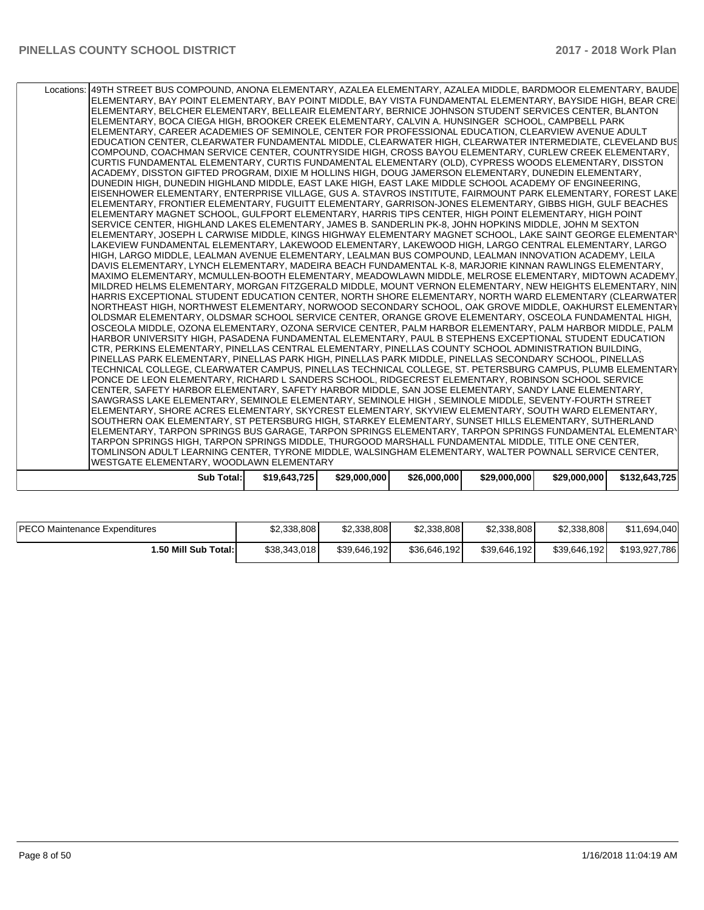| Locations: | 49TH STREET BUS COMPOUND, ANONA ELEMENTARY, AZALEA ELEMENTARY, AZALEA MIDDLE, BARDMOOR ELEMENTARY, BAUDE ELEMENTARY, BAY POINT ELEMENTARY, BAY POINT MIDDLE, BAY VISTA FUNDAMENTAL ELEMENTARY, BAYSIDE HIGH, BEAR CRE ELEMENTARY, BELCHER ELEMENTARY, BELLEAIR ELEMENTARY, BERNICE JOHNSON STUDENT SERVICES CENTER, BLANTON ELEMENTARY, BOCA CIEGA HIGH, BROOKER CREEK ELEMENTARY, CALVIN A. HUNSINGER SCHOOL, CAMPBELL PARK ELEMENTARY, CAREER ACADEMIES OF SEMINOLE, CENTER FOR PROFESSIONAL EDUCATION, CLEARVIEW AVENUE ADULT EDUCATION CENTER, CLEARWATER FUNDAMENTAL MIDDLE, CLEARWATER HIGH, CLEARWATER INTERMEDIATE, CLEVELAND BUS COMPOUND, COACHMAN SERVICE CENTER, COUNTRYSIDE HIGH, CROSS BAYOU ELEMENTARY, CURLEW CREEK ELEMENTARY, CURTIS FUNDAMENTAL ELEMENTARY, CURTIS FUNDAMENTAL ELEMENTARY (OLD), CYPRESS WOODS ELEMENTARY, DISSTON ACADEMY, DISSTON GIFTED PROGRAM, DIXIE M HOLLINS HIGH, DOUG JAMERSON ELEMENTARY, DUNEDIN ELEMENTARY, DUNEDIN HIGH, DUNEDIN HIGHLAND MIDDLE, EAST LAKE HIGH, EAST LAKE MIDDLE SCHOOL ACADEMY OF ENGINEERING, EISENHOWER ELEMENTARY, ENTERPRISE VILLAGE, GUS A. STAVROS INSTITUTE, FAIRMOUNT PARK ELEMENTARY, FOREST LAKE ELEMENTARY, FRONTIER ELEMENTARY, FUGUITT ELEMENTARY, GARRISON-JONES ELEMENTARY, GIBBS HIGH, GULF BEACHES ELEMENTARY MAGNET SCHOOL, GULFPORT ELEMENTARY, HARRIS TIPS CENTER, HIGH POINT ELEMENTARY, HIGH POINT SERVICE CENTER, HIGHLAND LAKES ELEMENTARY, JAMES B. SANDERLIN PK-8, JOHN HOPKINS MIDDLE, JOHN M SEXTON ELEMENTARY, JOSEPH L CARWISE MIDDLE, KINGS HIGHWAY ELEMENTARY MAGNET SCHOOL, LAKE SAINT GEORGE ELEMENTARY LAKEVIEW FUNDAMENTAL ELEMENTARY, LAKEWOOD ELEMENTARY, LAKEWOOD HIGH, LARGO CENTRAL ELEMENTARY, LARGO HIGH, LARGO MIDDLE, LEALMAN AVENUE ELEMENTARY, LEALMAN BUS COMPOUND, LEALMAN INNOVATION ACADEMY, LEILA DAVIS ELEMENTARY, LYNCH ELEMENTARY, MADEIRA BEACH FUNDAMENTAL K-8, MARJORIE KINNAN RAWLINGS ELEMENTARY, MAXIMO ELEMENTARY, MCMULLEN-BOOTH ELEMENTARY, MEADOWLAWN MIDDLE, MELROSE ELEMENTARY, MIDTOWN ACADEMY, MILDRED HELMS ELEMENTARY, MORGAN FITZGERALD MIDDLE, MOUNT VERNON ELEMENTARY, NEW HEIGHTS ELEMENTARY, NIN HARRIS EXCEPTIONAL STUDENT EDUCATION CENTER, NORTH SHORE ELEMENTARY, NORTH WARD ELEMENTARY (CLEARWATER NORTHEAST HIGH, NORTHWEST ELEMENTARY, NORWOOD SECONDARY SCHOOL, OAK GROVE MIDDLE, OAKHURST ELEMENTARY OLDSMAR ELEMENTARY, OLDSMAR SCHOOL SERVICE CENTER, ORANGE GROVE ELEMENTARY, OSCEOLA FUNDAMENTAL HIGH, OSCEOLA MIDDLE, OZONA ELEMENTARY, OZONA SERVICE CENTER, PALM HARBOR ELEMENTARY, PALM HARBOR MIDDLE, PALM HARBOR UNIVERSITY HIGH, PASADENA FUNDAMENTAL ELEMENTARY, PAUL B STEPHENS EXCEPTIONAL STUDENT EDUCATION CTR, PERKINS ELEMENTARY, PINELLAS CENTRAL ELEMENTARY, PINELLAS COUNTY SCHOOL ADMINISTRATION BUILDING, PINELLAS PARK ELEMENTARY, PINELLAS PARK HIGH, PINELLAS PARK MIDDLE, PINELLAS SECONDARY SCHOOL, PINELLAS TECHNICAL COLLEGE, CLEARWATER CAMPUS, PINELLAS TECHNICAL COLLEGE, ST. PETERSBURG CAMPUS, PLUMB ELEMENTARY PONCE DE LEON ELEMENTARY, RICHARD L SANDERS SCHOOL, RIDGECREST ELEMENTARY, ROBINSON SCHOOL SERVICE CENTER, SAFETY HARBOR ELEMENTARY, SAFETY HARBOR MIDDLE, SAN JOSE ELEMENTARY, SANDY LANE ELEMENTARY, SAWGRASS LAKE ELEMENTARY, SEMINOLE ELEMENTARY, SEMINOLE HIGH , SEMINOLE MIDDLE, SEVENTY-FOURTH STREET ELEMENTARY, SHORE ACRES ELEMENTARY, SKYCREST ELEMENTARY, SKYVIEW ELEMENTARY, SOUTH WARD ELEMENTARY, SOUTHERN OAK ELEMENTARY, ST PETERSBURG HIGH, STARKEY ELEMENTARY, SUNSET HILLS ELEMENTARY, SUTHERLAND ELEMENTARY, TARPON SPRINGS BUS GARAGE, TARPON SPRINGS ELEMENTARY, TARPON SPRINGS FUNDAMENTAL ELEMENTARY TARPON SPRINGS HIGH, TARPON SPRINGS MIDDLE, THURGOOD MARSHALL FUNDAMENTAL MIDDLE, TITLE ONE CENTER, TOMLINSON ADULT LEARNING CENTER, TYRONE MIDDLE, WALSINGHAM ELEMENTARY, WALTER POWNALL SERVICE CENTER, WESTGATE ELEMENTARY, WOODLAWN ELEMENTARY | | | | | |
|---|---|---|---|---|---|---|
| **Sub Total:** | **$19,643,725** | **$29,000,000** | **$26,000,000** | **$29,000,000** | **$29,000,000** | **$132,643,725** |

| | | | | | | |
|---|---|---|---|---|---|---|
| PECO Maintenance Expenditures | $2,338,808 | $2,338,808 | $2,338,808 | $2,338,808 | $2,338,808 | $11,694,040 |
| **1.50 Mill Sub Total:** | $38,343,018 | $39,646,192 | $36,646,192 | $39,646,192 | $39,646,192 | $193,927,786 |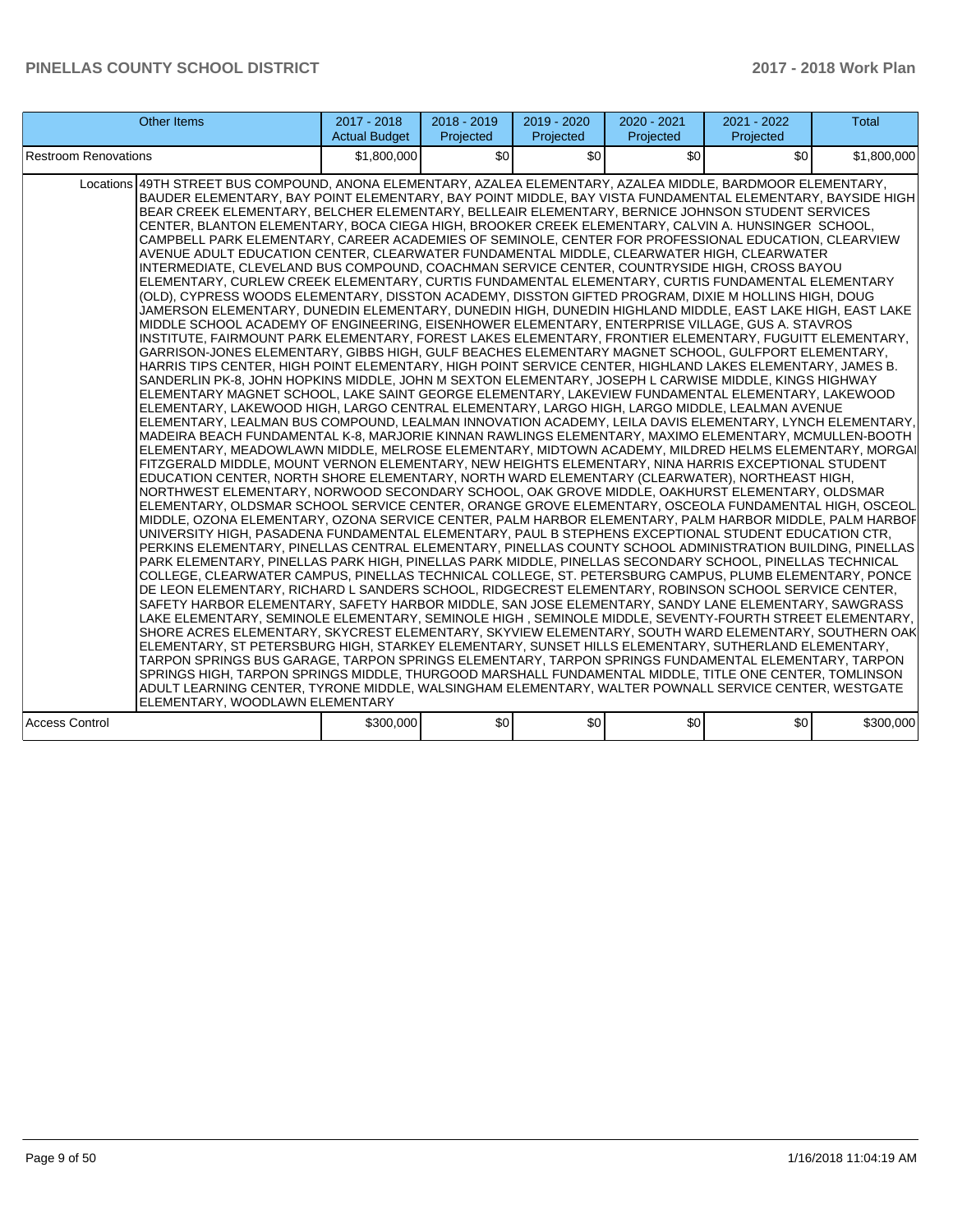| Other Items | 2017 - 2018 Actual Budget | 2018 - 2019 Projected | 2019 - 2020 Projected | 2020 - 2021 Projected | 2021 - 2022 Projected | Total |
|---|---|---|---|---|---|---|
| Restroom Renovations | $1,800,000 | $0 | $0 | $0 | $0 | $1,800,000 |
| Locations 49TH STREET BUS COMPOUND, ANONA ELEMENTARY, AZALEA ELEMENTARY, AZALEA MIDDLE, BARDMOOR ELEMENTARY, BAUDER ELEMENTARY, BAY POINT ELEMENTARY, BAY POINT MIDDLE, BAY VISTA FUNDAMENTAL ELEMENTARY, BAYSIDE HIGH, BEAR CREEK ELEMENTARY, BELCHER ELEMENTARY, BELLEAIR ELEMENTARY, BERNICE JOHNSON STUDENT SERVICES CENTER, BLANTON ELEMENTARY, BOCA CIEGA HIGH, BROOKER CREEK ELEMENTARY, CALVIN A. HUNSINGER SCHOOL, CAMPBELL PARK ELEMENTARY, CAREER ACADEMIES OF SEMINOLE, CENTER FOR PROFESSIONAL EDUCATION, CLEARVIEW AVENUE ADULT EDUCATION CENTER, CLEARWATER FUNDAMENTAL MIDDLE, CLEARWATER HIGH, CLEARWATER INTERMEDIATE, CLEVELAND BUS COMPOUND, COACHMAN SERVICE CENTER, COUNTRYSIDE HIGH, CROSS BAYOU ELEMENTARY, CURLEW CREEK ELEMENTARY, CURTIS FUNDAMENTAL ELEMENTARY, CURTIS FUNDAMENTAL ELEMENTARY (OLD), CYPRESS WOODS ELEMENTARY, DISSTON ACADEMY, DISSTON GIFTED PROGRAM, DIXIE M HOLLINS HIGH, DOUG JAMERSON ELEMENTARY, DUNEDIN ELEMENTARY, DUNEDIN HIGH, DUNEDIN HIGHLAND MIDDLE, EAST LAKE HIGH, EAST LAKE MIDDLE SCHOOL ACADEMY OF ENGINEERING, EISENHOWER ELEMENTARY, ENTERPRISE VILLAGE, GUS A. STAVROS INSTITUTE, FAIRMOUNT PARK ELEMENTARY, FOREST LAKES ELEMENTARY, FRONTIER ELEMENTARY, FUGUITT ELEMENTARY, GARRISON-JONES ELEMENTARY, GIBBS HIGH, GULF BEACHES ELEMENTARY MAGNET SCHOOL, GULFPORT ELEMENTARY, HARRIS TIPS CENTER, HIGH POINT ELEMENTARY, HIGH POINT SERVICE CENTER, HIGHLAND LAKES ELEMENTARY, JAMES B. SANDERLIN PK-8, JOHN HOPKINS MIDDLE, JOHN M SEXTON ELEMENTARY, JOSEPH L CARWISE MIDDLE, KINGS HIGHWAY ELEMENTARY MAGNET SCHOOL, LAKE SAINT GEORGE ELEMENTARY, LAKEVIEW FUNDAMENTAL ELEMENTARY, LAKEWOOD ELEMENTARY, LAKEWOOD HIGH, LARGO CENTRAL ELEMENTARY, LARGO HIGH, LARGO MIDDLE, LEALMAN AVENUE ELEMENTARY, LEALMAN BUS COMPOUND, LEALMAN INNOVATION ACADEMY, LEILA DAVIS ELEMENTARY, LYNCH ELEMENTARY, MADEIRA BEACH FUNDAMENTAL K-8, MARJORIE KINNAN RAWLINGS ELEMENTARY, MAXIMO ELEMENTARY, MCMULLEN-BOOTH ELEMENTARY, MEADOWLAWN MIDDLE, MELROSE ELEMENTARY, MIDTOWN ACADEMY, MILDRED HELMS ELEMENTARY, MORGAN FITZGERALD MIDDLE, MOUNT VERNON ELEMENTARY, NEW HEIGHTS ELEMENTARY, NINA HARRIS EXCEPTIONAL STUDENT EDUCATION CENTER, NORTH SHORE ELEMENTARY, NORTH WARD ELEMENTARY (CLEARWATER), NORTHEAST HIGH, NORTHWEST ELEMENTARY, NORWOOD SECONDARY SCHOOL, OAK GROVE MIDDLE, OAKHURST ELEMENTARY, OLDSMAR ELEMENTARY, OLDSMAR SCHOOL SERVICE CENTER, ORANGE GROVE ELEMENTARY, OSCEOLA FUNDAMENTAL HIGH, OSCEOLA MIDDLE, OZONA ELEMENTARY, OZONA SERVICE CENTER, PALM HARBOR ELEMENTARY, PALM HARBOR MIDDLE, PALM HARBOR UNIVERSITY HIGH, PASADENA FUNDAMENTAL ELEMENTARY, PAUL B STEPHENS EXCEPTIONAL STUDENT EDUCATION CTR, PERKINS ELEMENTARY, PINELLAS CENTRAL ELEMENTARY, PINELLAS COUNTY SCHOOL ADMINISTRATION BUILDING, PINELLAS PARK ELEMENTARY, PINELLAS PARK HIGH, PINELLAS PARK MIDDLE, PINELLAS SECONDARY SCHOOL, PINELLAS TECHNICAL COLLEGE, CLEARWATER CAMPUS, PINELLAS TECHNICAL COLLEGE, ST. PETERSBURG CAMPUS, PLUMB ELEMENTARY, PONCE DE LEON ELEMENTARY, RICHARD L SANDERS SCHOOL, RIDGECREST ELEMENTARY, ROBINSON SCHOOL SERVICE CENTER, SAFETY HARBOR ELEMENTARY, SAFETY HARBOR MIDDLE, SAN JOSE ELEMENTARY, SANDY LANE ELEMENTARY, SAWGRASS LAKE ELEMENTARY, SEMINOLE ELEMENTARY, SEMINOLE HIGH , SEMINOLE MIDDLE, SEVENTY-FOURTH STREET ELEMENTARY, SHORE ACRES ELEMENTARY, SKYCREST ELEMENTARY, SKYVIEW ELEMENTARY, SOUTH WARD ELEMENTARY, SOUTHERN OAK ELEMENTARY, ST PETERSBURG HIGH, STARKEY ELEMENTARY, SUNSET HILLS ELEMENTARY, SUTHERLAND ELEMENTARY, TARPON SPRINGS BUS GARAGE, TARPON SPRINGS ELEMENTARY, TARPON SPRINGS FUNDAMENTAL ELEMENTARY, TARPON SPRINGS HIGH, TARPON SPRINGS MIDDLE, THURGOOD MARSHALL FUNDAMENTAL MIDDLE, TITLE ONE CENTER, TOMLINSON ADULT LEARNING CENTER, TYRONE MIDDLE, WALSINGHAM ELEMENTARY, WALTER POWNALL SERVICE CENTER, WESTGATE ELEMENTARY, WOODLAWN ELEMENTARY | | | | | | |
| Access Control | $300,000 | $0 | $0 | $0 | $0 | $300,000 |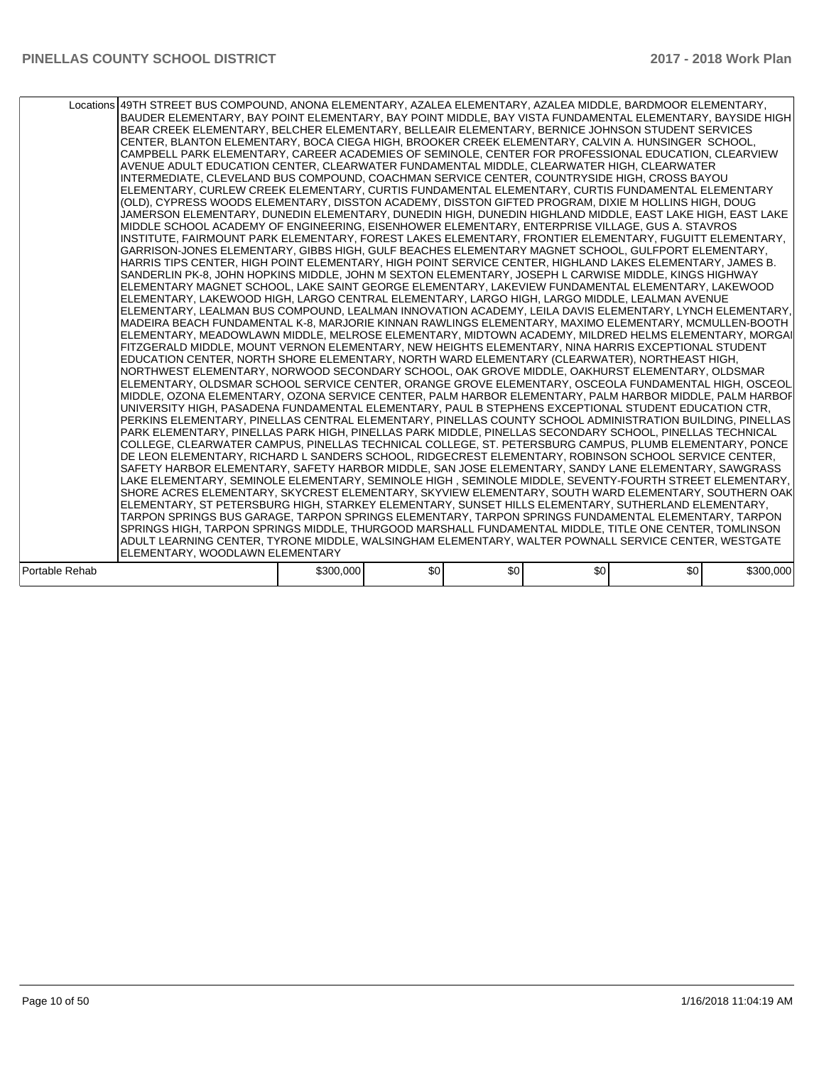| | | | | | | |
|---|---|---|---|---|---|---|
| Locations | 49TH STREET BUS COMPOUND, ANONA ELEMENTARY, AZALEA ELEMENTARY, AZALEA MIDDLE, BARDMOOR ELEMENTARY, BAUDER ELEMENTARY, BAY POINT ELEMENTARY, BAY POINT MIDDLE, BAY VISTA FUNDAMENTAL ELEMENTARY, BAYSIDE HIGH BEAR CREEK ELEMENTARY, BELCHER ELEMENTARY, BELLEAIR ELEMENTARY, BERNICE JOHNSON STUDENT SERVICES CENTER, BLANTON ELEMENTARY, BOCA CIEGA HIGH, BROOKER CREEK ELEMENTARY, CALVIN A. HUNSINGER SCHOOL, CAMPBELL PARK ELEMENTARY, CAREER ACADEMIES OF SEMINOLE, CENTER FOR PROFESSIONAL EDUCATION, CLEARVIEW AVENUE ADULT EDUCATION CENTER, CLEARWATER FUNDAMENTAL MIDDLE, CLEARWATER HIGH, CLEARWATER INTERMEDIATE, CLEVELAND BUS COMPOUND, COACHMAN SERVICE CENTER, COUNTRYSIDE HIGH, CROSS BAYOU ELEMENTARY, CURLEW CREEK ELEMENTARY, CURTIS FUNDAMENTAL ELEMENTARY, CURTIS FUNDAMENTAL ELEMENTARY (OLD), CYPRESS WOODS ELEMENTARY, DISSTON ACADEMY, DISSTON GIFTED PROGRAM, DIXIE M HOLLINS HIGH, DOUG JAMERSON ELEMENTARY, DUNEDIN ELEMENTARY, DUNEDIN HIGH, DUNEDIN HIGHLAND MIDDLE, EAST LAKE HIGH, EAST LAKE MIDDLE SCHOOL ACADEMY OF ENGINEERING, EISENHOWER ELEMENTARY, ENTERPRISE VILLAGE, GUS A. STAVROS INSTITUTE, FAIRMOUNT PARK ELEMENTARY, FOREST LAKES ELEMENTARY, FRONTIER ELEMENTARY, FUGUITT ELEMENTARY, GARRISON-JONES ELEMENTARY, GIBBS HIGH, GULF BEACHES ELEMENTARY MAGNET SCHOOL, GULFPORT ELEMENTARY, HARRIS TIPS CENTER, HIGH POINT ELEMENTARY, HIGH POINT SERVICE CENTER, HIGHLAND LAKES ELEMENTARY, JAMES B. SANDERLIN PK-8, JOHN HOPKINS MIDDLE, JOHN M SEXTON ELEMENTARY, JOSEPH L CARWISE MIDDLE, KINGS HIGHWAY ELEMENTARY MAGNET SCHOOL, LAKE SAINT GEORGE ELEMENTARY, LAKEVIEW FUNDAMENTAL ELEMENTARY, LAKEWOOD ELEMENTARY, LAKEWOOD HIGH, LARGO CENTRAL ELEMENTARY, LARGO HIGH, LARGO MIDDLE, LEALMAN AVENUE ELEMENTARY, LEALMAN BUS COMPOUND, LEALMAN INNOVATION ACADEMY, LEILA DAVIS ELEMENTARY, LYNCH ELEMENTARY, MADEIRA BEACH FUNDAMENTAL K-8, MARJORIE KINNAN RAWLINGS ELEMENTARY, MAXIMO ELEMENTARY, MCMULLEN-BOOTH ELEMENTARY, MEADOWLAWN MIDDLE, MELROSE ELEMENTARY, MIDTOWN ACADEMY, MILDRED HELMS ELEMENTARY, MORGAN FITZGERALD MIDDLE, MOUNT VERNON ELEMENTARY, NEW HEIGHTS ELEMENTARY, NINA HARRIS EXCEPTIONAL STUDENT EDUCATION CENTER, NORTH SHORE ELEMENTARY, NORTH WARD ELEMENTARY (CLEARWATER), NORTHEAST HIGH, NORTHWEST ELEMENTARY, NORWOOD SECONDARY SCHOOL, OAK GROVE MIDDLE, OAKHURST ELEMENTARY, OLDSMAR ELEMENTARY, OLDSMAR SCHOOL SERVICE CENTER, ORANGE GROVE ELEMENTARY, OSCEOLA FUNDAMENTAL HIGH, OSCEOLA MIDDLE, OZONA ELEMENTARY, OZONA SERVICE CENTER, PALM HARBOR ELEMENTARY, PALM HARBOR MIDDLE, PALM HARBOR UNIVERSITY HIGH, PASADENA FUNDAMENTAL ELEMENTARY, PAUL B STEPHENS EXCEPTIONAL STUDENT EDUCATION CTR, PERKINS ELEMENTARY, PINELLAS CENTRAL ELEMENTARY, PINELLAS COUNTY SCHOOL ADMINISTRATION BUILDING, PINELLAS PARK ELEMENTARY, PINELLAS PARK HIGH, PINELLAS PARK MIDDLE, PINELLAS SECONDARY SCHOOL, PINELLAS TECHNICAL COLLEGE, CLEARWATER CAMPUS, PINELLAS TECHNICAL COLLEGE, ST. PETERSBURG CAMPUS, PLUMB ELEMENTARY, PONCE DE LEON ELEMENTARY, RICHARD L SANDERS SCHOOL, RIDGECREST ELEMENTARY, ROBINSON SCHOOL SERVICE CENTER, SAFETY HARBOR ELEMENTARY, SAFETY HARBOR MIDDLE, SAN JOSE ELEMENTARY, SANDY LANE ELEMENTARY, SAWGRASS LAKE ELEMENTARY, SEMINOLE ELEMENTARY, SEMINOLE HIGH , SEMINOLE MIDDLE, SEVENTY-FOURTH STREET ELEMENTARY, SHORE ACRES ELEMENTARY, SKYCREST ELEMENTARY, SKYVIEW ELEMENTARY, SOUTH WARD ELEMENTARY, SOUTHERN OAK ELEMENTARY, ST PETERSBURG HIGH, STARKEY ELEMENTARY, SUNSET HILLS ELEMENTARY, SUTHERLAND ELEMENTARY, TARPON SPRINGS BUS GARAGE, TARPON SPRINGS ELEMENTARY, TARPON SPRINGS FUNDAMENTAL ELEMENTARY, TARPON SPRINGS HIGH, TARPON SPRINGS MIDDLE, THURGOOD MARSHALL FUNDAMENTAL MIDDLE, TITLE ONE CENTER, TOMLINSON ADULT LEARNING CENTER, TYRONE MIDDLE, WALSINGHAM ELEMENTARY, WALTER POWNALL SERVICE CENTER, WESTGATE ELEMENTARY, WOODLAWN ELEMENTARY | | | | | |
| Portable Rehab | $300,000 | $0 | $0 | $0 | $0 | $300,000 |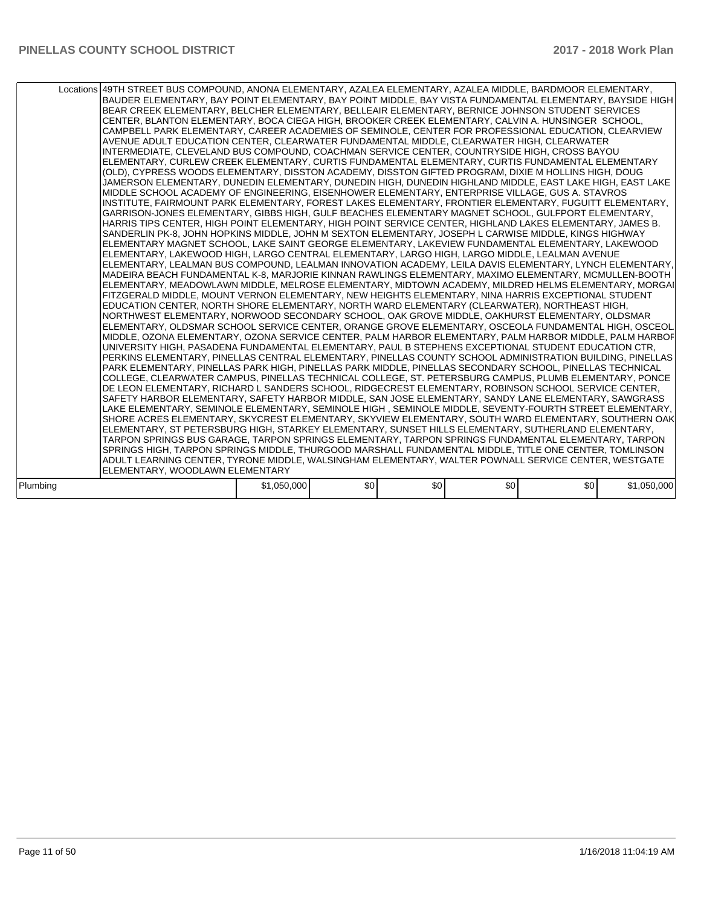| | | | | | | |
|---|---|---|---|---|---|---|
| Locations | 49TH STREET BUS COMPOUND, ANONA ELEMENTARY, AZALEA ELEMENTARY, AZALEA MIDDLE, BARDMOOR ELEMENTARY, BAUDER ELEMENTARY, BAY POINT ELEMENTARY, BAY POINT MIDDLE, BAY VISTA FUNDAMENTAL ELEMENTARY, BAYSIDE HIGH, BEAR CREEK ELEMENTARY, BELCHER ELEMENTARY, BELLEAIR ELEMENTARY, BERNICE JOHNSON STUDENT SERVICES CENTER, BLANTON ELEMENTARY, BOCA CIEGA HIGH, BROOKER CREEK ELEMENTARY, CALVIN A. HUNSINGER SCHOOL, CAMPBELL PARK ELEMENTARY, CAREER ACADEMIES OF SEMINOLE, CENTER FOR PROFESSIONAL EDUCATION, CLEARVIEW AVENUE ADULT EDUCATION CENTER, CLEARWATER FUNDAMENTAL MIDDLE, CLEARWATER HIGH, CLEARWATER INTERMEDIATE, CLEVELAND BUS COMPOUND, COACHMAN SERVICE CENTER, COUNTRYSIDE HIGH, CROSS BAYOU ELEMENTARY, CURLEW CREEK ELEMENTARY, CURTIS FUNDAMENTAL ELEMENTARY, CURTIS FUNDAMENTAL ELEMENTARY (OLD), CYPRESS WOODS ELEMENTARY, DISSTON ACADEMY, DISSTON GIFTED PROGRAM, DIXIE M HOLLINS HIGH, DOUG JAMERSON ELEMENTARY, DUNEDIN ELEMENTARY, DUNEDIN HIGH, DUNEDIN HIGHLAND MIDDLE, EAST LAKE HIGH, EAST LAKE MIDDLE SCHOOL ACADEMY OF ENGINEERING, EISENHOWER ELEMENTARY, ENTERPRISE VILLAGE, GUS A. STAVROS INSTITUTE, FAIRMOUNT PARK ELEMENTARY, FOREST LAKES ELEMENTARY, FRONTIER ELEMENTARY, FUGUITT ELEMENTARY, GARRISON-JONES ELEMENTARY, GIBBS HIGH, GULF BEACHES ELEMENTARY MAGNET SCHOOL, GULFPORT ELEMENTARY, HARRIS TIPS CENTER, HIGH POINT ELEMENTARY, HIGH POINT SERVICE CENTER, HIGHLAND LAKES ELEMENTARY, JAMES B. SANDERLIN PK-8, JOHN HOPKINS MIDDLE, JOHN M SEXTON ELEMENTARY, JOSEPH L CARWISE MIDDLE, KINGS HIGHWAY ELEMENTARY MAGNET SCHOOL, LAKE SAINT GEORGE ELEMENTARY, LAKEVIEW FUNDAMENTAL ELEMENTARY, LAKEWOOD ELEMENTARY, LAKEWOOD HIGH, LARGO CENTRAL ELEMENTARY, LARGO HIGH, LARGO MIDDLE, LEALMAN AVENUE ELEMENTARY, LEALMAN BUS COMPOUND, LEALMAN INNOVATION ACADEMY, LEILA DAVIS ELEMENTARY, LYNCH ELEMENTARY, MADEIRA BEACH FUNDAMENTAL K-8, MARJORIE KINNAN RAWLINGS ELEMENTARY, MAXIMO ELEMENTARY, MCMULLEN-BOOTH ELEMENTARY, MEADOWLAWN MIDDLE, MELROSE ELEMENTARY, MIDTOWN ACADEMY, MILDRED HELMS ELEMENTARY, MORGAN FITZGERALD MIDDLE, MOUNT VERNON ELEMENTARY, NEW HEIGHTS ELEMENTARY, NINA HARRIS EXCEPTIONAL STUDENT EDUCATION CENTER, NORTH SHORE ELEMENTARY, NORTH WARD ELEMENTARY (CLEARWATER), NORTHEAST HIGH, NORTHWEST ELEMENTARY, NORWOOD SECONDARY SCHOOL, OAK GROVE MIDDLE, OAKHURST ELEMENTARY, OLDSMAR ELEMENTARY, OLDSMAR SCHOOL SERVICE CENTER, ORANGE GROVE ELEMENTARY, OSCEOLA FUNDAMENTAL HIGH, OSCEOLA MIDDLE, OZONA ELEMENTARY, OZONA SERVICE CENTER, PALM HARBOR ELEMENTARY, PALM HARBOR MIDDLE, PALM HARBOR UNIVERSITY HIGH, PASADENA FUNDAMENTAL ELEMENTARY, PAUL B STEPHENS EXCEPTIONAL STUDENT EDUCATION CTR, PERKINS ELEMENTARY, PINELLAS CENTRAL ELEMENTARY, PINELLAS COUNTY SCHOOL ADMINISTRATION BUILDING, PINELLAS PARK ELEMENTARY, PINELLAS PARK HIGH, PINELLAS PARK MIDDLE, PINELLAS SECONDARY SCHOOL, PINELLAS TECHNICAL COLLEGE, CLEARWATER CAMPUS, PINELLAS TECHNICAL COLLEGE, ST. PETERSBURG CAMPUS, PLUMB ELEMENTARY, PONCE DE LEON ELEMENTARY, RICHARD L SANDERS SCHOOL, RIDGECREST ELEMENTARY, ROBINSON SCHOOL SERVICE CENTER, SAFETY HARBOR ELEMENTARY, SAFETY HARBOR MIDDLE, SAN JOSE ELEMENTARY, SANDY LANE ELEMENTARY, SAWGRASS LAKE ELEMENTARY, SEMINOLE ELEMENTARY, SEMINOLE HIGH , SEMINOLE MIDDLE, SEVENTY-FOURTH STREET ELEMENTARY, SHORE ACRES ELEMENTARY, SKYCREST ELEMENTARY, SKYVIEW ELEMENTARY, SOUTH WARD ELEMENTARY, SOUTHERN OAK ELEMENTARY, ST PETERSBURG HIGH, STARKEY ELEMENTARY, SUNSET HILLS ELEMENTARY, SUTHERLAND ELEMENTARY, TARPON SPRINGS BUS GARAGE, TARPON SPRINGS ELEMENTARY, TARPON SPRINGS FUNDAMENTAL ELEMENTARY, TARPON SPRINGS HIGH, TARPON SPRINGS MIDDLE, THURGOOD MARSHALL FUNDAMENTAL MIDDLE, TITLE ONE CENTER, TOMLINSON ADULT LEARNING CENTER, TYRONE MIDDLE, WALSINGHAM ELEMENTARY, WALTER POWNALL SERVICE CENTER, WESTGATE ELEMENTARY, WOODLAWN ELEMENTARY | | | | | |
| Plumbing | $1,050,000 | $0 | $0 | $0 | $0 | $1,050,000 |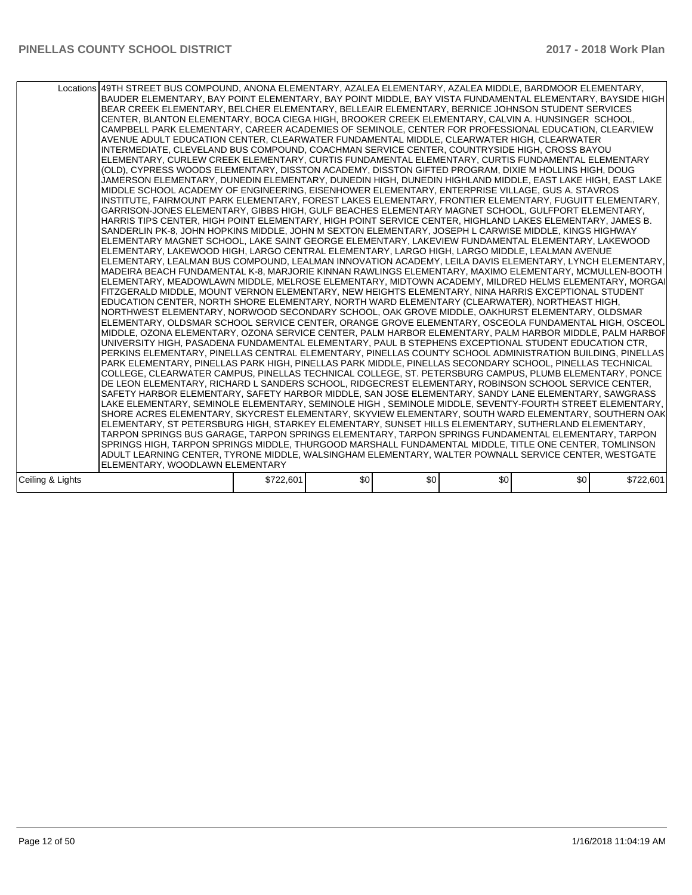| Locations | 49TH STREET BUS COMPOUND, ANONA ELEMENTARY, AZALEA ELEMENTARY, AZALEA MIDDLE, BARDMOOR ELEMENTARY, BAUDER ELEMENTARY, BAY POINT ELEMENTARY, BAY POINT MIDDLE, BAY VISTA FUNDAMENTAL ELEMENTARY, BAYSIDE HIGH, BEAR CREEK ELEMENTARY, BELCHER ELEMENTARY, BELLEAIR ELEMENTARY, BERNICE JOHNSON STUDENT SERVICES CENTER, BLANTON ELEMENTARY, BOCA CIEGA HIGH, BROOKER CREEK ELEMENTARY, CALVIN A. HUNSINGER SCHOOL, CAMPBELL PARK ELEMENTARY, CAREER ACADEMIES OF SEMINOLE, CENTER FOR PROFESSIONAL EDUCATION, CLEARVIEW AVENUE ADULT EDUCATION CENTER, CLEARWATER FUNDAMENTAL MIDDLE, CLEARWATER HIGH, CLEARWATER INTERMEDIATE, CLEVELAND BUS COMPOUND, COACHMAN SERVICE CENTER, COUNTRYSIDE HIGH, CROSS BAYOU ELEMENTARY, CURLEW CREEK ELEMENTARY, CURTIS FUNDAMENTAL ELEMENTARY, CURTIS FUNDAMENTAL ELEMENTARY (OLD), CYPRESS WOODS ELEMENTARY, DISSTON ACADEMY, DISSTON GIFTED PROGRAM, DIXIE M HOLLINS HIGH, DOUG JAMERSON ELEMENTARY, DUNEDIN ELEMENTARY, DUNEDIN HIGH, DUNEDIN HIGHLAND MIDDLE, EAST LAKE HIGH, EAST LAKE MIDDLE SCHOOL ACADEMY OF ENGINEERING, EISENHOWER ELEMENTARY, ENTERPRISE VILLAGE, GUS A. STAVROS INSTITUTE, FAIRMOUNT PARK ELEMENTARY, FOREST LAKES ELEMENTARY, FRONTIER ELEMENTARY, FUGUITT ELEMENTARY, GARRISON-JONES ELEMENTARY, GIBBS HIGH, GULF BEACHES ELEMENTARY MAGNET SCHOOL, GULFPORT ELEMENTARY, HARRIS TIPS CENTER, HIGH POINT ELEMENTARY, HIGH POINT SERVICE CENTER, HIGHLAND LAKES ELEMENTARY, JAMES B. SANDERLIN PK-8, JOHN HOPKINS MIDDLE, JOHN M SEXTON ELEMENTARY, JOSEPH L CARWISE MIDDLE, KINGS HIGHWAY ELEMENTARY MAGNET SCHOOL, LAKE SAINT GEORGE ELEMENTARY, LAKEVIEW FUNDAMENTAL ELEMENTARY, LAKEWOOD ELEMENTARY, LAKEWOOD HIGH, LARGO CENTRAL ELEMENTARY, LARGO HIGH, LARGO MIDDLE, LEALMAN AVENUE ELEMENTARY, LEALMAN BUS COMPOUND, LEALMAN INNOVATION ACADEMY, LEILA DAVIS ELEMENTARY, LYNCH ELEMENTARY, MADEIRA BEACH FUNDAMENTAL K-8, MARJORIE KINNAN RAWLINGS ELEMENTARY, MAXIMO ELEMENTARY, MCMULLEN-BOOTH ELEMENTARY, MEADOWLAWN MIDDLE, MELROSE ELEMENTARY, MIDTOWN ACADEMY, MILDRED HELMS ELEMENTARY, MORGAN FITZGERALD MIDDLE, MOUNT VERNON ELEMENTARY, NEW HEIGHTS ELEMENTARY, NINA HARRIS EXCEPTIONAL STUDENT EDUCATION CENTER, NORTH SHORE ELEMENTARY, NORTH WARD ELEMENTARY (CLEARWATER), NORTHEAST HIGH, NORTHWEST ELEMENTARY, NORWOOD SECONDARY SCHOOL, OAK GROVE MIDDLE, OAKHURST ELEMENTARY, OLDSMAR ELEMENTARY, OLDSMAR SCHOOL SERVICE CENTER, ORANGE GROVE ELEMENTARY, OSCEOLA FUNDAMENTAL HIGH, OSCEOLA MIDDLE, OZONA ELEMENTARY, OZONA SERVICE CENTER, PALM HARBOR ELEMENTARY, PALM HARBOR MIDDLE, PALM HARBOR UNIVERSITY HIGH, PASADENA FUNDAMENTAL ELEMENTARY, PAUL B STEPHENS EXCEPTIONAL STUDENT EDUCATION CTR, PERKINS ELEMENTARY, PINELLAS CENTRAL ELEMENTARY, PINELLAS COUNTY SCHOOL ADMINISTRATION BUILDING, PINELLAS PARK ELEMENTARY, PINELLAS PARK HIGH, PINELLAS PARK MIDDLE, PINELLAS SECONDARY SCHOOL, PINELLAS TECHNICAL COLLEGE, CLEARWATER CAMPUS, PINELLAS TECHNICAL COLLEGE, ST. PETERSBURG CAMPUS, PLUMB ELEMENTARY, PONCE DE LEON ELEMENTARY, RICHARD L SANDERS SCHOOL, RIDGECREST ELEMENTARY, ROBINSON SCHOOL SERVICE CENTER, SAFETY HARBOR ELEMENTARY, SAFETY HARBOR MIDDLE, SAN JOSE ELEMENTARY, SANDY LANE ELEMENTARY, SAWGRASS LAKE ELEMENTARY, SEMINOLE ELEMENTARY, SEMINOLE HIGH , SEMINOLE MIDDLE, SEVENTY-FOURTH STREET ELEMENTARY, SHORE ACRES ELEMENTARY, SKYCREST ELEMENTARY, SKYVIEW ELEMENTARY, SOUTH WARD ELEMENTARY, SOUTHERN OAK ELEMENTARY, ST PETERSBURG HIGH, STARKEY ELEMENTARY, SUNSET HILLS ELEMENTARY, SUTHERLAND ELEMENTARY, TARPON SPRINGS BUS GARAGE, TARPON SPRINGS ELEMENTARY, TARPON SPRINGS FUNDAMENTAL ELEMENTARY, TARPON SPRINGS HIGH, TARPON SPRINGS MIDDLE, THURGOOD MARSHALL FUNDAMENTAL MIDDLE, TITLE ONE CENTER, TOMLINSON ADULT LEARNING CENTER, TYRONE MIDDLE, WALSINGHAM ELEMENTARY, WALTER POWNALL SERVICE CENTER, WESTGATE ELEMENTARY, WOODLAWN ELEMENTARY | | | | | | |
|---|---|---|---|---|---|---|
| Ceiling & Lights | | $722,601 | $0 | $0 | $0 | $0 | $722,601 |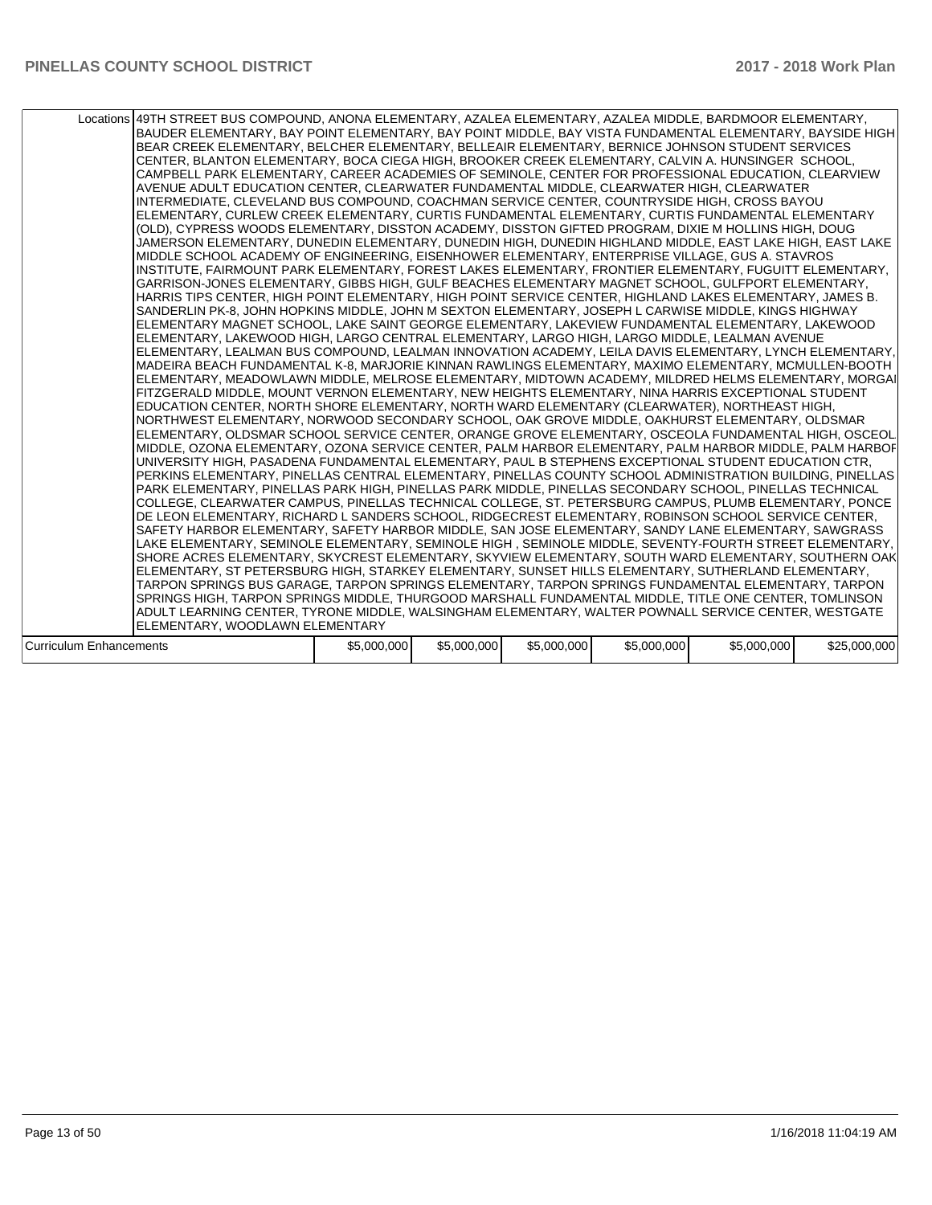| | | | | | | |
|---|---|---|---|---|---|---|
| Locations | 49TH STREET BUS COMPOUND, ANONA ELEMENTARY, AZALEA ELEMENTARY, AZALEA MIDDLE, BARDMOOR ELEMENTARY, BAUDER ELEMENTARY, BAY POINT ELEMENTARY, BAY POINT MIDDLE, BAY VISTA FUNDAMENTAL ELEMENTARY, BAYSIDE HIGH, BEAR CREEK ELEMENTARY, BELCHER ELEMENTARY, BELLEAIR ELEMENTARY, BERNICE JOHNSON STUDENT SERVICES CENTER, BLANTON ELEMENTARY, BOCA CIEGA HIGH, BROOKER CREEK ELEMENTARY, CALVIN A. HUNSINGER SCHOOL, CAMPBELL PARK ELEMENTARY, CAREER ACADEMIES OF SEMINOLE, CENTER FOR PROFESSIONAL EDUCATION, CLEARVIEW AVENUE ADULT EDUCATION CENTER, CLEARWATER FUNDAMENTAL MIDDLE, CLEARWATER HIGH, CLEARWATER INTERMEDIATE, CLEVELAND BUS COMPOUND, COACHMAN SERVICE CENTER, COUNTRYSIDE HIGH, CROSS BAYOU ELEMENTARY, CURLEW CREEK ELEMENTARY, CURTIS FUNDAMENTAL ELEMENTARY, CURTIS FUNDAMENTAL ELEMENTARY (OLD), CYPRESS WOODS ELEMENTARY, DISSTON ACADEMY, DISSTON GIFTED PROGRAM, DIXIE M HOLLINS HIGH, DOUG JAMERSON ELEMENTARY, DUNEDIN ELEMENTARY, DUNEDIN HIGH, DUNEDIN HIGHLAND MIDDLE, EAST LAKE HIGH, EAST LAKE MIDDLE SCHOOL ACADEMY OF ENGINEERING, EISENHOWER ELEMENTARY, ENTERPRISE VILLAGE, GUS A. STAVROS INSTITUTE, FAIRMOUNT PARK ELEMENTARY, FOREST LAKES ELEMENTARY, FRONTIER ELEMENTARY, FUGUITT ELEMENTARY, GARRISON-JONES ELEMENTARY, GIBBS HIGH, GULF BEACHES ELEMENTARY MAGNET SCHOOL, GULFPORT ELEMENTARY, HARRIS TIPS CENTER, HIGH POINT ELEMENTARY, HIGH POINT SERVICE CENTER, HIGHLAND LAKES ELEMENTARY, JAMES B. SANDERLIN PK-8, JOHN HOPKINS MIDDLE, JOHN M SEXTON ELEMENTARY, JOSEPH L CARWISE MIDDLE, KINGS HIGHWAY ELEMENTARY MAGNET SCHOOL, LAKE SAINT GEORGE ELEMENTARY, LAKEVIEW FUNDAMENTAL ELEMENTARY, LAKEWOOD ELEMENTARY, LAKEWOOD HIGH, LARGO CENTRAL ELEMENTARY, LARGO HIGH, LARGO MIDDLE, LEALMAN AVENUE ELEMENTARY, LEALMAN BUS COMPOUND, LEALMAN INNOVATION ACADEMY, LEILA DAVIS ELEMENTARY, LYNCH ELEMENTARY, MADEIRA BEACH FUNDAMENTAL K-8, MARJORIE KINNAN RAWLINGS ELEMENTARY, MAXIMO ELEMENTARY, MCMULLEN-BOOTH ELEMENTARY, MEADOWLAWN MIDDLE, MELROSE ELEMENTARY, MIDTOWN ACADEMY, MILDRED HELMS ELEMENTARY, MORGAN FITZGERALD MIDDLE, MOUNT VERNON ELEMENTARY, NEW HEIGHTS ELEMENTARY, NINA HARRIS EXCEPTIONAL STUDENT EDUCATION CENTER, NORTH SHORE ELEMENTARY, NORTH WARD ELEMENTARY (CLEARWATER), NORTHEAST HIGH, NORTHWEST ELEMENTARY, NORWOOD SECONDARY SCHOOL, OAK GROVE MIDDLE, OAKHURST ELEMENTARY, OLDSMAR ELEMENTARY, OLDSMAR SCHOOL SERVICE CENTER, ORANGE GROVE ELEMENTARY, OSCEOLA FUNDAMENTAL HIGH, OSCEOLA MIDDLE, OZONA ELEMENTARY, OZONA SERVICE CENTER, PALM HARBOR ELEMENTARY, PALM HARBOR MIDDLE, PALM HARBOR UNIVERSITY HIGH, PASADENA FUNDAMENTAL ELEMENTARY, PAUL B STEPHENS EXCEPTIONAL STUDENT EDUCATION CTR, PERKINS ELEMENTARY, PINELLAS CENTRAL ELEMENTARY, PINELLAS COUNTY SCHOOL ADMINISTRATION BUILDING, PINELLAS PARK ELEMENTARY, PINELLAS PARK HIGH, PINELLAS PARK MIDDLE, PINELLAS SECONDARY SCHOOL, PINELLAS TECHNICAL COLLEGE, CLEARWATER CAMPUS, PINELLAS TECHNICAL COLLEGE, ST. PETERSBURG CAMPUS, PLUMB ELEMENTARY, PONCE DE LEON ELEMENTARY, RICHARD L SANDERS SCHOOL, RIDGECREST ELEMENTARY, ROBINSON SCHOOL SERVICE CENTER, SAFETY HARBOR ELEMENTARY, SAFETY HARBOR MIDDLE, SAN JOSE ELEMENTARY, SANDY LANE ELEMENTARY, SAWGRASS LAKE ELEMENTARY, SEMINOLE ELEMENTARY, SEMINOLE HIGH , SEMINOLE MIDDLE, SEVENTY-FOURTH STREET ELEMENTARY, SHORE ACRES ELEMENTARY, SKYCREST ELEMENTARY, SKYVIEW ELEMENTARY, SOUTH WARD ELEMENTARY, SOUTHERN OAK ELEMENTARY, ST PETERSBURG HIGH, STARKEY ELEMENTARY, SUNSET HILLS ELEMENTARY, SUTHERLAND ELEMENTARY, TARPON SPRINGS BUS GARAGE, TARPON SPRINGS ELEMENTARY, TARPON SPRINGS FUNDAMENTAL ELEMENTARY, TARPON SPRINGS HIGH, TARPON SPRINGS MIDDLE, THURGOOD MARSHALL FUNDAMENTAL MIDDLE, TITLE ONE CENTER, TOMLINSON ADULT LEARNING CENTER, TYRONE MIDDLE, WALSINGHAM ELEMENTARY, WALTER POWNALL SERVICE CENTER, WESTGATE ELEMENTARY, WOODLAWN ELEMENTARY | | | | | |
| Curriculum Enhancements | | $5,000,000 | $5,000,000 | $5,000,000 | $5,000,000 | $5,000,000 | $25,000,000 |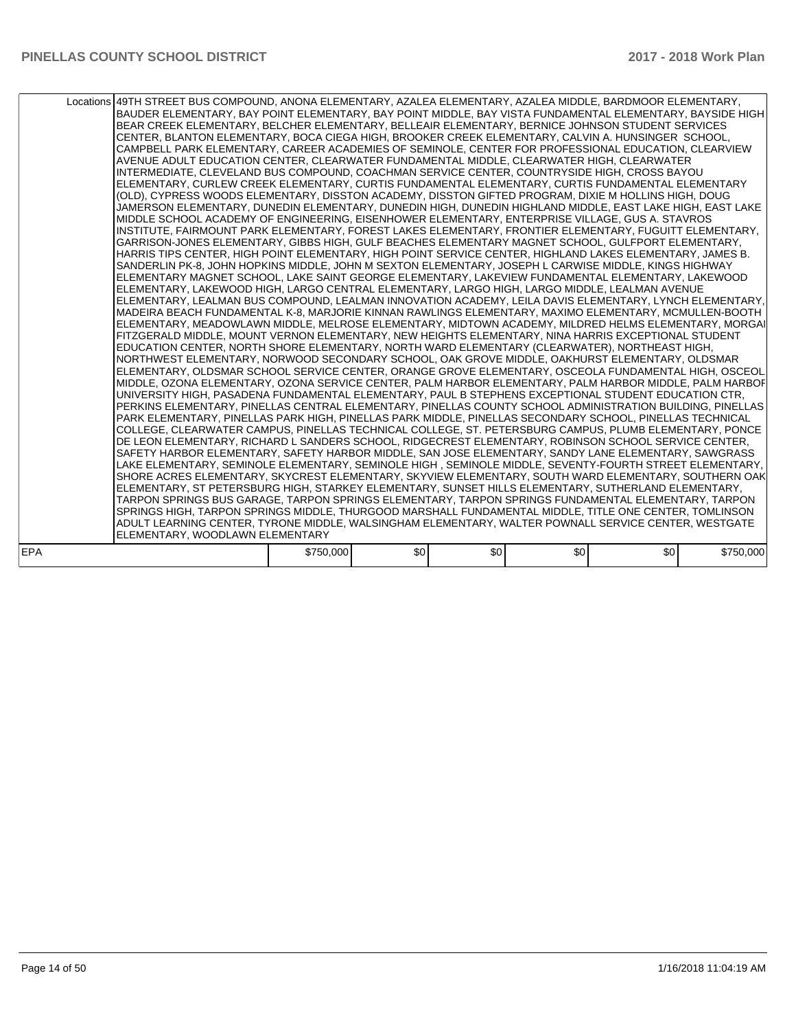| Locations | 49TH STREET BUS COMPOUND, ANONA ELEMENTARY, AZALEA ELEMENTARY, AZALEA MIDDLE, BARDMOOR ELEMENTARY, BAUDER ELEMENTARY, BAY POINT ELEMENTARY, BAY POINT MIDDLE, BAY VISTA FUNDAMENTAL ELEMENTARY, BAYSIDE HIGH BEAR CREEK ELEMENTARY, BELCHER ELEMENTARY, BELLEAIR ELEMENTARY, BERNICE JOHNSON STUDENT SERVICES CENTER, BLANTON ELEMENTARY, BOCA CIEGA HIGH, BROOKER CREEK ELEMENTARY, CALVIN A. HUNSINGER SCHOOL, CAMPBELL PARK ELEMENTARY, CAREER ACADEMIES OF SEMINOLE, CENTER FOR PROFESSIONAL EDUCATION, CLEARVIEW AVENUE ADULT EDUCATION CENTER, CLEARWATER FUNDAMENTAL MIDDLE, CLEARWATER HIGH, CLEARWATER INTERMEDIATE, CLEVELAND BUS COMPOUND, COACHMAN SERVICE CENTER, COUNTRYSIDE HIGH, CROSS BAYOU ELEMENTARY, CURLEW CREEK ELEMENTARY, CURTIS FUNDAMENTAL ELEMENTARY, CURTIS FUNDAMENTAL ELEMENTARY (OLD), CYPRESS WOODS ELEMENTARY, DISSTON ACADEMY, DISSTON GIFTED PROGRAM, DIXIE M HOLLINS HIGH, DOUG JAMERSON ELEMENTARY, DUNEDIN ELEMENTARY, DUNEDIN HIGH, DUNEDIN HIGHLAND MIDDLE, EAST LAKE HIGH, EAST LAKE MIDDLE SCHOOL ACADEMY OF ENGINEERING, EISENHOWER ELEMENTARY, ENTERPRISE VILLAGE, GUS A. STAVROS INSTITUTE, FAIRMOUNT PARK ELEMENTARY, FOREST LAKES ELEMENTARY, FRONTIER ELEMENTARY, FUGUITT ELEMENTARY, GARRISON-JONES ELEMENTARY, GIBBS HIGH, GULF BEACHES ELEMENTARY MAGNET SCHOOL, GULFPORT ELEMENTARY, HARRIS TIPS CENTER, HIGH POINT ELEMENTARY, HIGH POINT SERVICE CENTER, HIGHLAND LAKES ELEMENTARY, JAMES B. SANDERLIN PK-8, JOHN HOPKINS MIDDLE, JOHN M SEXTON ELEMENTARY, JOSEPH L CARWISE MIDDLE, KINGS HIGHWAY ELEMENTARY MAGNET SCHOOL, LAKE SAINT GEORGE ELEMENTARY, LAKEVIEW FUNDAMENTAL ELEMENTARY, LAKEWOOD ELEMENTARY, LAKEWOOD HIGH, LARGO CENTRAL ELEMENTARY, LARGO HIGH, LARGO MIDDLE, LEALMAN AVENUE ELEMENTARY, LEALMAN BUS COMPOUND, LEALMAN INNOVATION ACADEMY, LEILA DAVIS ELEMENTARY, LYNCH ELEMENTARY, MADEIRA BEACH FUNDAMENTAL K-8, MARJORIE KINNAN RAWLINGS ELEMENTARY, MAXIMO ELEMENTARY, MCMULLEN-BOOTH ELEMENTARY, MEADOWLAWN MIDDLE, MELROSE ELEMENTARY, MIDTOWN ACADEMY, MILDRED HELMS ELEMENTARY, MORGAN FITZGERALD MIDDLE, MOUNT VERNON ELEMENTARY, NEW HEIGHTS ELEMENTARY, NINA HARRIS EXCEPTIONAL STUDENT EDUCATION CENTER, NORTH SHORE ELEMENTARY, NORTH WARD ELEMENTARY (CLEARWATER), NORTHEAST HIGH, NORTHWEST ELEMENTARY, NORWOOD SECONDARY SCHOOL, OAK GROVE MIDDLE, OAKHURST ELEMENTARY, OLDSMAR ELEMENTARY, OLDSMAR SCHOOL SERVICE CENTER, ORANGE GROVE ELEMENTARY, OSCEOLA FUNDAMENTAL HIGH, OSCEOLA MIDDLE, OZONA ELEMENTARY, OZONA SERVICE CENTER, PALM HARBOR ELEMENTARY, PALM HARBOR MIDDLE, PALM HARBOR UNIVERSITY HIGH, PASADENA FUNDAMENTAL ELEMENTARY, PAUL B STEPHENS EXCEPTIONAL STUDENT EDUCATION CTR, PERKINS ELEMENTARY, PINELLAS CENTRAL ELEMENTARY, PINELLAS COUNTY SCHOOL ADMINISTRATION BUILDING, PINELLAS PARK ELEMENTARY, PINELLAS PARK HIGH, PINELLAS PARK MIDDLE, PINELLAS SECONDARY SCHOOL, PINELLAS TECHNICAL COLLEGE, CLEARWATER CAMPUS, PINELLAS TECHNICAL COLLEGE, ST. PETERSBURG CAMPUS, PLUMB ELEMENTARY, PONCE DE LEON ELEMENTARY, RICHARD L SANDERS SCHOOL, RIDGECREST ELEMENTARY, ROBINSON SCHOOL SERVICE CENTER, SAFETY HARBOR ELEMENTARY, SAFETY HARBOR MIDDLE, SAN JOSE ELEMENTARY, SANDY LANE ELEMENTARY, SAWGRASS LAKE ELEMENTARY, SEMINOLE ELEMENTARY, SEMINOLE HIGH , SEMINOLE MIDDLE, SEVENTY-FOURTH STREET ELEMENTARY, SHORE ACRES ELEMENTARY, SKYCREST ELEMENTARY, SKYVIEW ELEMENTARY, SOUTH WARD ELEMENTARY, SOUTHERN OAK ELEMENTARY, ST PETERSBURG HIGH, STARKEY ELEMENTARY, SUNSET HILLS ELEMENTARY, SUTHERLAND ELEMENTARY, TARPON SPRINGS BUS GARAGE, TARPON SPRINGS ELEMENTARY, TARPON SPRINGS FUNDAMENTAL ELEMENTARY, TARPON SPRINGS HIGH, TARPON SPRINGS MIDDLE, THURGOOD MARSHALL FUNDAMENTAL MIDDLE, TITLE ONE CENTER, TOMLINSON ADULT LEARNING CENTER, TYRONE MIDDLE, WALSINGHAM ELEMENTARY, WALTER POWNALL SERVICE CENTER, WESTGATE ELEMENTARY, WOODLAWN ELEMENTARY | | | | | |
|---|---|---|---|---|---|---|
| EPA | $750,000 | $0 | $0 | $0 | $0 | $750,000 |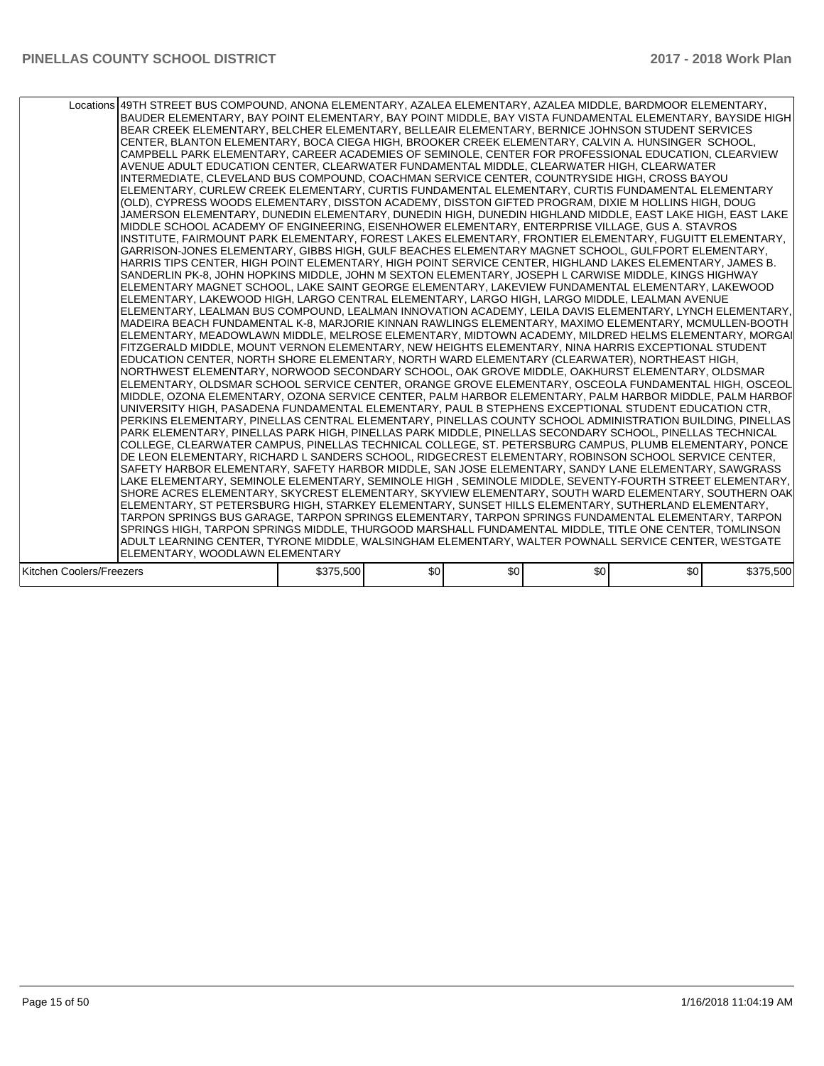| | | | | | | |
|---|---|---|---|---|---|---|
| Locations | 49TH STREET BUS COMPOUND, ANONA ELEMENTARY, AZALEA ELEMENTARY, AZALEA MIDDLE, BARDMOOR ELEMENTARY, BAUDER ELEMENTARY, BAY POINT ELEMENTARY, BAY POINT MIDDLE, BAY VISTA FUNDAMENTAL ELEMENTARY, BAYSIDE HIGH, BEAR CREEK ELEMENTARY, BELCHER ELEMENTARY, BELLEAIR ELEMENTARY, BERNICE JOHNSON STUDENT SERVICES CENTER, BLANTON ELEMENTARY, BOCA CIEGA HIGH, BROOKER CREEK ELEMENTARY, CALVIN A. HUNSINGER SCHOOL, CAMPBELL PARK ELEMENTARY, CAREER ACADEMIES OF SEMINOLE, CENTER FOR PROFESSIONAL EDUCATION, CLEARVIEW AVENUE ADULT EDUCATION CENTER, CLEARWATER FUNDAMENTAL MIDDLE, CLEARWATER HIGH, CLEARWATER INTERMEDIATE, CLEVELAND BUS COMPOUND, COACHMAN SERVICE CENTER, COUNTRYSIDE HIGH, CROSS BAYOU ELEMENTARY, CURLEW CREEK ELEMENTARY, CURTIS FUNDAMENTAL ELEMENTARY, CURTIS FUNDAMENTAL ELEMENTARY (OLD), CYPRESS WOODS ELEMENTARY, DISSTON ACADEMY, DISSTON GIFTED PROGRAM, DIXIE M HOLLINS HIGH, DOUG JAMERSON ELEMENTARY, DUNEDIN ELEMENTARY, DUNEDIN HIGH, DUNEDIN HIGHLAND MIDDLE, EAST LAKE HIGH, EAST LAKE MIDDLE SCHOOL ACADEMY OF ENGINEERING, EISENHOWER ELEMENTARY, ENTERPRISE VILLAGE, GUS A. STAVROS INSTITUTE, FAIRMOUNT PARK ELEMENTARY, FOREST LAKES ELEMENTARY, FRONTIER ELEMENTARY, FUGUITT ELEMENTARY, GARRISON-JONES ELEMENTARY, GIBBS HIGH, GULF BEACHES ELEMENTARY MAGNET SCHOOL, GULFPORT ELEMENTARY, HARRIS TIPS CENTER, HIGH POINT ELEMENTARY, HIGH POINT SERVICE CENTER, HIGHLAND LAKES ELEMENTARY, JAMES B. SANDERLIN PK-8, JOHN HOPKINS MIDDLE, JOHN M SEXTON ELEMENTARY, JOSEPH L CARWISE MIDDLE, KINGS HIGHWAY ELEMENTARY MAGNET SCHOOL, LAKE SAINT GEORGE ELEMENTARY, LAKEVIEW FUNDAMENTAL ELEMENTARY, LAKEWOOD ELEMENTARY, LAKEWOOD HIGH, LARGO CENTRAL ELEMENTARY, LARGO HIGH, LARGO MIDDLE, LEALMAN AVENUE ELEMENTARY, LEALMAN BUS COMPOUND, LEALMAN INNOVATION ACADEMY, LEILA DAVIS ELEMENTARY, LYNCH ELEMENTARY, MADEIRA BEACH FUNDAMENTAL K-8, MARJORIE KINNAN RAWLINGS ELEMENTARY, MAXIMO ELEMENTARY, MCMULLEN-BOOTH ELEMENTARY, MEADOWLAWN MIDDLE, MELROSE ELEMENTARY, MIDTOWN ACADEMY, MILDRED HELMS ELEMENTARY, MORGAN FITZGERALD MIDDLE, MOUNT VERNON ELEMENTARY, NEW HEIGHTS ELEMENTARY, NINA HARRIS EXCEPTIONAL STUDENT EDUCATION CENTER, NORTH SHORE ELEMENTARY, NORTH WARD ELEMENTARY (CLEARWATER), NORTHEAST HIGH, NORTHWEST ELEMENTARY, NORWOOD SECONDARY SCHOOL, OAK GROVE MIDDLE, OAKHURST ELEMENTARY, OLDSMAR ELEMENTARY, OLDSMAR SCHOOL SERVICE CENTER, ORANGE GROVE ELEMENTARY, OSCEOLA FUNDAMENTAL HIGH, OSCEOLA MIDDLE, OZONA ELEMENTARY, OZONA SERVICE CENTER, PALM HARBOR ELEMENTARY, PALM HARBOR MIDDLE, PALM HARBOR UNIVERSITY HIGH, PASADENA FUNDAMENTAL ELEMENTARY, PAUL B STEPHENS EXCEPTIONAL STUDENT EDUCATION CTR, PERKINS ELEMENTARY, PINELLAS CENTRAL ELEMENTARY, PINELLAS COUNTY SCHOOL ADMINISTRATION BUILDING, PINELLAS PARK ELEMENTARY, PINELLAS PARK HIGH, PINELLAS PARK MIDDLE, PINELLAS SECONDARY SCHOOL, PINELLAS TECHNICAL COLLEGE, CLEARWATER CAMPUS, PINELLAS TECHNICAL COLLEGE, ST. PETERSBURG CAMPUS, PLUMB ELEMENTARY, PONCE DE LEON ELEMENTARY, RICHARD L SANDERS SCHOOL, RIDGECREST ELEMENTARY, ROBINSON SCHOOL SERVICE CENTER, SAFETY HARBOR ELEMENTARY, SAFETY HARBOR MIDDLE, SAN JOSE ELEMENTARY, SANDY LANE ELEMENTARY, SAWGRASS LAKE ELEMENTARY, SEMINOLE ELEMENTARY, SEMINOLE HIGH , SEMINOLE MIDDLE, SEVENTY-FOURTH STREET ELEMENTARY, SHORE ACRES ELEMENTARY, SKYCREST ELEMENTARY, SKYVIEW ELEMENTARY, SOUTH WARD ELEMENTARY, SOUTHERN OAK ELEMENTARY, ST PETERSBURG HIGH, STARKEY ELEMENTARY, SUNSET HILLS ELEMENTARY, SUTHERLAND ELEMENTARY, TARPON SPRINGS BUS GARAGE, TARPON SPRINGS ELEMENTARY, TARPON SPRINGS FUNDAMENTAL ELEMENTARY, TARPON SPRINGS HIGH, TARPON SPRINGS MIDDLE, THURGOOD MARSHALL FUNDAMENTAL MIDDLE, TITLE ONE CENTER, TOMLINSON ADULT LEARNING CENTER, TYRONE MIDDLE, WALSINGHAM ELEMENTARY, WALTER POWNALL SERVICE CENTER, WESTGATE ELEMENTARY, WOODLAWN ELEMENTARY | | | | | |
| Kitchen Coolers/Freezers | $375,500 | $0 | $0 | $0 | $0 | $375,500 |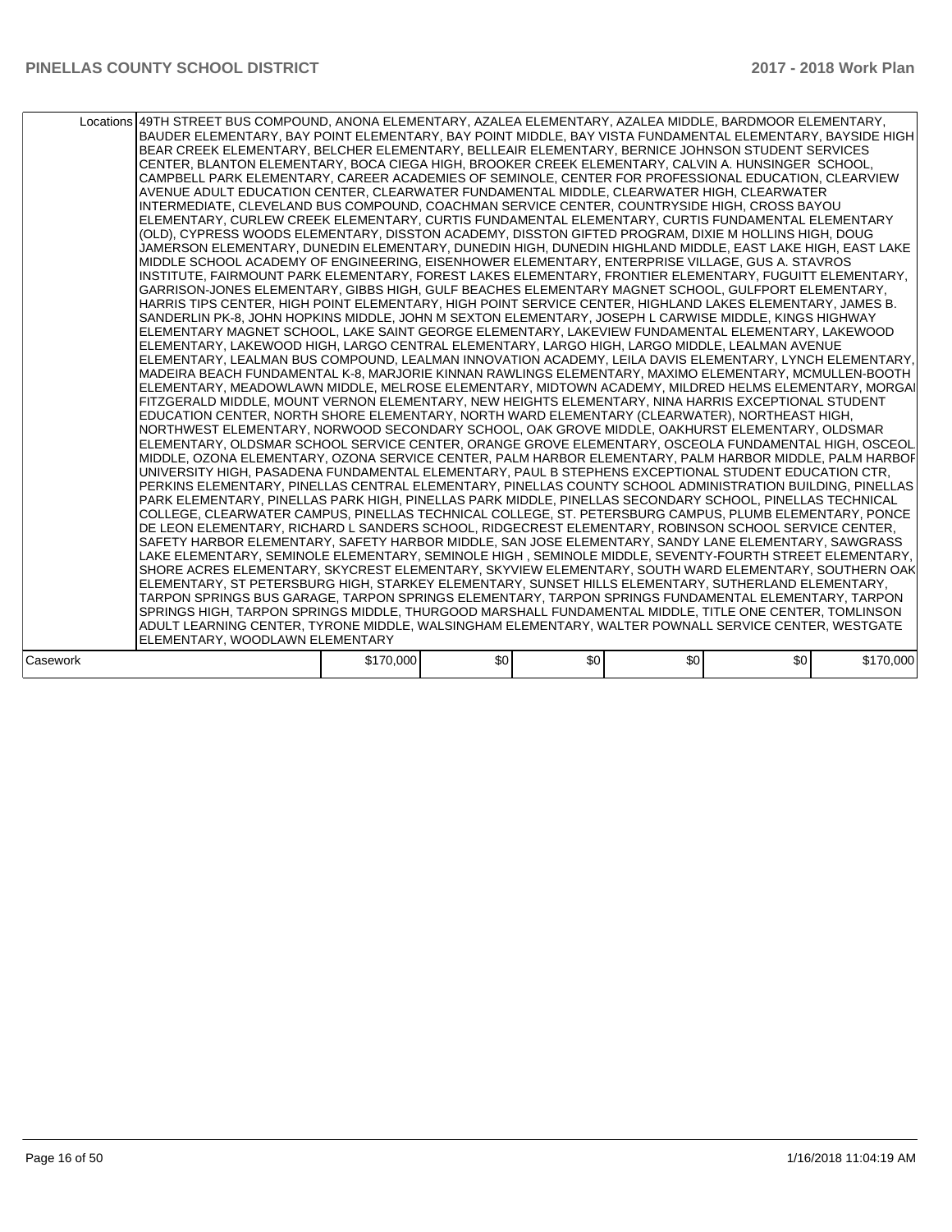| | | | | | | |
|---|---|---|---|---|---|---|
| Locations | 49TH STREET BUS COMPOUND, ANONA ELEMENTARY, AZALEA ELEMENTARY, AZALEA MIDDLE, BARDMOOR ELEMENTARY, BAUDER ELEMENTARY, BAY POINT ELEMENTARY, BAY POINT MIDDLE, BAY VISTA FUNDAMENTAL ELEMENTARY, BAYSIDE HIGH BEAR CREEK ELEMENTARY, BELCHER ELEMENTARY, BELLEAIR ELEMENTARY, BERNICE JOHNSON STUDENT SERVICES CENTER, BLANTON ELEMENTARY, BOCA CIEGA HIGH, BROOKER CREEK ELEMENTARY, CALVIN A. HUNSINGER SCHOOL, CAMPBELL PARK ELEMENTARY, CAREER ACADEMIES OF SEMINOLE, CENTER FOR PROFESSIONAL EDUCATION, CLEARVIEW AVENUE ADULT EDUCATION CENTER, CLEARWATER FUNDAMENTAL MIDDLE, CLEARWATER HIGH, CLEARWATER INTERMEDIATE, CLEVELAND BUS COMPOUND, COACHMAN SERVICE CENTER, COUNTRYSIDE HIGH, CROSS BAYOU ELEMENTARY, CURLEW CREEK ELEMENTARY, CURTIS FUNDAMENTAL ELEMENTARY, CURTIS FUNDAMENTAL ELEMENTARY (OLD), CYPRESS WOODS ELEMENTARY, DISSTON ACADEMY, DISSTON GIFTED PROGRAM, DIXIE M HOLLINS HIGH, DOUG JAMERSON ELEMENTARY, DUNEDIN ELEMENTARY, DUNEDIN HIGH, DUNEDIN HIGHLAND MIDDLE, EAST LAKE HIGH, EAST LAKE MIDDLE SCHOOL ACADEMY OF ENGINEERING, EISENHOWER ELEMENTARY, ENTERPRISE VILLAGE, GUS A. STAVROS INSTITUTE, FAIRMOUNT PARK ELEMENTARY, FOREST LAKES ELEMENTARY, FRONTIER ELEMENTARY, FUGUITT ELEMENTARY, GARRISON-JONES ELEMENTARY, GIBBS HIGH, GULF BEACHES ELEMENTARY MAGNET SCHOOL, GULFPORT ELEMENTARY, HARRIS TIPS CENTER, HIGH POINT ELEMENTARY, HIGH POINT SERVICE CENTER, HIGHLAND LAKES ELEMENTARY, JAMES B. SANDERLIN PK-8, JOHN HOPKINS MIDDLE, JOHN M SEXTON ELEMENTARY, JOSEPH L CARWISE MIDDLE, KINGS HIGHWAY ELEMENTARY MAGNET SCHOOL, LAKE SAINT GEORGE ELEMENTARY, LAKEVIEW FUNDAMENTAL ELEMENTARY, LAKEWOOD ELEMENTARY, LAKEWOOD HIGH, LARGO CENTRAL ELEMENTARY, LARGO HIGH, LARGO MIDDLE, LEALMAN AVENUE ELEMENTARY, LEALMAN BUS COMPOUND, LEALMAN INNOVATION ACADEMY, LEILA DAVIS ELEMENTARY, LYNCH ELEMENTARY, MADEIRA BEACH FUNDAMENTAL K-8, MARJORIE KINNAN RAWLINGS ELEMENTARY, MAXIMO ELEMENTARY, MCMULLEN-BOOTH ELEMENTARY, MEADOWLAWN MIDDLE, MELROSE ELEMENTARY, MIDTOWN ACADEMY, MILDRED HELMS ELEMENTARY, MORGAN FITZGERALD MIDDLE, MOUNT VERNON ELEMENTARY, NEW HEIGHTS ELEMENTARY, NINA HARRIS EXCEPTIONAL STUDENT EDUCATION CENTER, NORTH SHORE ELEMENTARY, NORTH WARD ELEMENTARY (CLEARWATER), NORTHEAST HIGH, NORTHWEST ELEMENTARY, NORWOOD SECONDARY SCHOOL, OAK GROVE MIDDLE, OAKHURST ELEMENTARY, OLDSMAR ELEMENTARY, OLDSMAR SCHOOL SERVICE CENTER, ORANGE GROVE ELEMENTARY, OSCEOLA FUNDAMENTAL HIGH, OSCEOLA MIDDLE, OZONA ELEMENTARY, OZONA SERVICE CENTER, PALM HARBOR ELEMENTARY, PALM HARBOR MIDDLE, PALM HARBOR UNIVERSITY HIGH, PASADENA FUNDAMENTAL ELEMENTARY, PAUL B STEPHENS EXCEPTIONAL STUDENT EDUCATION CTR, PERKINS ELEMENTARY, PINELLAS CENTRAL ELEMENTARY, PINELLAS COUNTY SCHOOL ADMINISTRATION BUILDING, PINELLAS PARK ELEMENTARY, PINELLAS PARK HIGH, PINELLAS PARK MIDDLE, PINELLAS SECONDARY SCHOOL, PINELLAS TECHNICAL COLLEGE, CLEARWATER CAMPUS, PINELLAS TECHNICAL COLLEGE, ST. PETERSBURG CAMPUS, PLUMB ELEMENTARY, PONCE DE LEON ELEMENTARY, RICHARD L SANDERS SCHOOL, RIDGECREST ELEMENTARY, ROBINSON SCHOOL SERVICE CENTER, SAFETY HARBOR ELEMENTARY, SAFETY HARBOR MIDDLE, SAN JOSE ELEMENTARY, SANDY LANE ELEMENTARY, SAWGRASS LAKE ELEMENTARY, SEMINOLE ELEMENTARY, SEMINOLE HIGH , SEMINOLE MIDDLE, SEVENTY-FOURTH STREET ELEMENTARY, SHORE ACRES ELEMENTARY, SKYCREST ELEMENTARY, SKYVIEW ELEMENTARY, SOUTH WARD ELEMENTARY, SOUTHERN OAK ELEMENTARY, ST PETERSBURG HIGH, STARKEY ELEMENTARY, SUNSET HILLS ELEMENTARY, SUTHERLAND ELEMENTARY, TARPON SPRINGS BUS GARAGE, TARPON SPRINGS ELEMENTARY, TARPON SPRINGS FUNDAMENTAL ELEMENTARY, TARPON SPRINGS HIGH, TARPON SPRINGS MIDDLE, THURGOOD MARSHALL FUNDAMENTAL MIDDLE, TITLE ONE CENTER, TOMLINSON ADULT LEARNING CENTER, TYRONE MIDDLE, WALSINGHAM ELEMENTARY, WALTER POWNALL SERVICE CENTER, WESTGATE ELEMENTARY, WOODLAWN ELEMENTARY | | | | | |
| Casework | | $170,000 | $0 | $0 | $0 | $0 | $170,000 |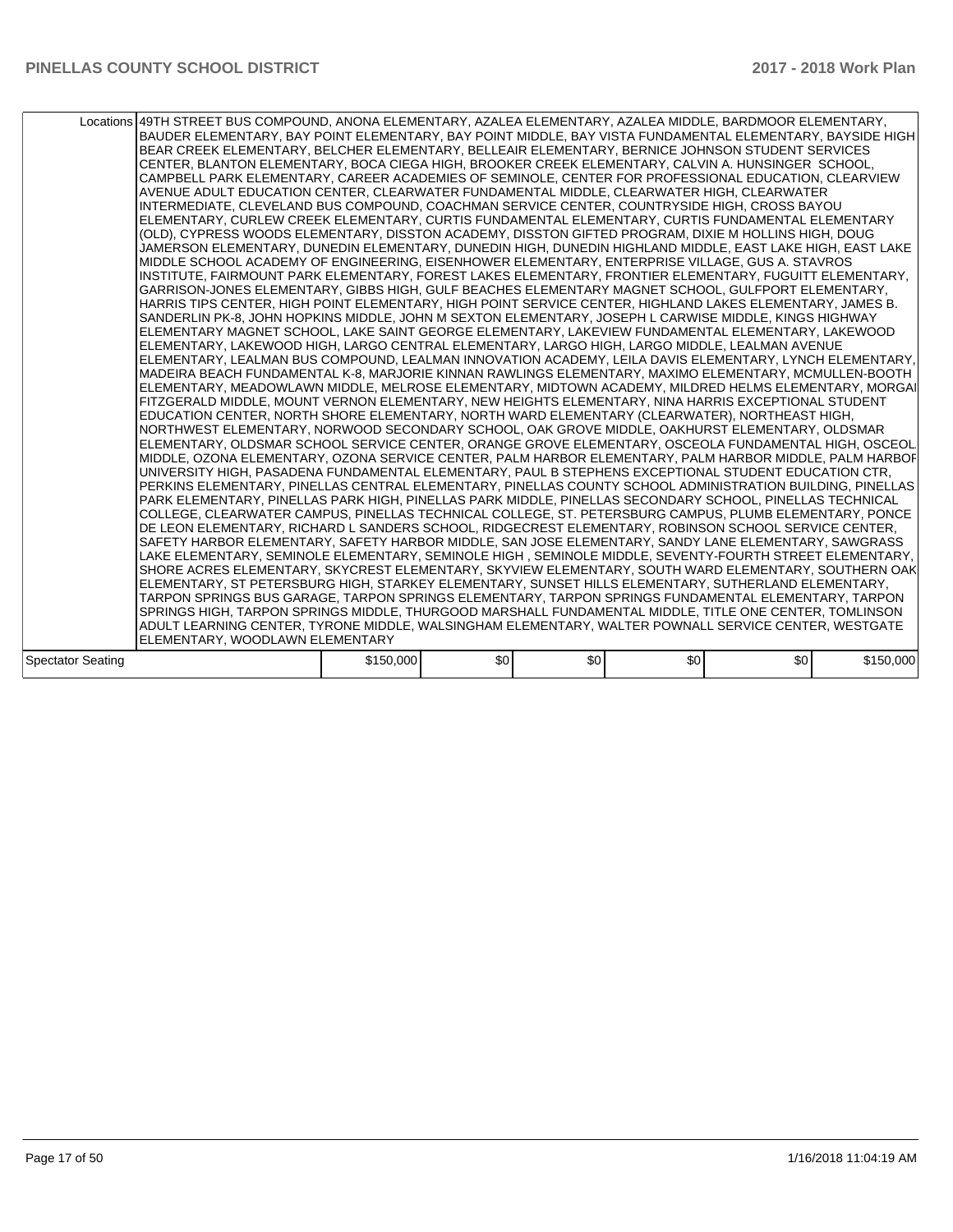| | | | | | | |
|---|---|---|---|---|---|---|
| Locations | 49TH STREET BUS COMPOUND, ANONA ELEMENTARY, AZALEA ELEMENTARY, AZALEA MIDDLE, BARDMOOR ELEMENTARY, BAUDER ELEMENTARY, BAY POINT ELEMENTARY, BAY POINT MIDDLE, BAY VISTA FUNDAMENTAL ELEMENTARY, BAYSIDE HIGH, BEAR CREEK ELEMENTARY, BELCHER ELEMENTARY, BELLEAIR ELEMENTARY, BERNICE JOHNSON STUDENT SERVICES CENTER, BLANTON ELEMENTARY, BOCA CIEGA HIGH, BROOKER CREEK ELEMENTARY, CALVIN A. HUNSINGER SCHOOL, CAMPBELL PARK ELEMENTARY, CAREER ACADEMIES OF SEMINOLE, CENTER FOR PROFESSIONAL EDUCATION, CLEARVIEW AVENUE ADULT EDUCATION CENTER, CLEARWATER FUNDAMENTAL MIDDLE, CLEARWATER HIGH, CLEARWATER INTERMEDIATE, CLEVELAND BUS COMPOUND, COACHMAN SERVICE CENTER, COUNTRYSIDE HIGH, CROSS BAYOU ELEMENTARY, CURLEW CREEK ELEMENTARY, CURTIS FUNDAMENTAL ELEMENTARY, CURTIS FUNDAMENTAL ELEMENTARY (OLD), CYPRESS WOODS ELEMENTARY, DISSTON ACADEMY, DISSTON GIFTED PROGRAM, DIXIE M HOLLINS HIGH, DOUG JAMERSON ELEMENTARY, DUNEDIN ELEMENTARY, DUNEDIN HIGH, DUNEDIN HIGHLAND MIDDLE, EAST LAKE HIGH, EAST LAKE MIDDLE SCHOOL ACADEMY OF ENGINEERING, EISENHOWER ELEMENTARY, ENTERPRISE VILLAGE, GUS A. STAVROS INSTITUTE, FAIRMOUNT PARK ELEMENTARY, FOREST LAKES ELEMENTARY, FRONTIER ELEMENTARY, FUGUITT ELEMENTARY, GARRISON-JONES ELEMENTARY, GIBBS HIGH, GULF BEACHES ELEMENTARY MAGNET SCHOOL, GULFPORT ELEMENTARY, HARRIS TIPS CENTER, HIGH POINT ELEMENTARY, HIGH POINT SERVICE CENTER, HIGHLAND LAKES ELEMENTARY, JAMES B. SANDERLIN PK-8, JOHN HOPKINS MIDDLE, JOHN M SEXTON ELEMENTARY, JOSEPH L CARWISE MIDDLE, KINGS HIGHWAY ELEMENTARY MAGNET SCHOOL, LAKE SAINT GEORGE ELEMENTARY, LAKEVIEW FUNDAMENTAL ELEMENTARY, LAKEWOOD ELEMENTARY, LAKEWOOD HIGH, LARGO CENTRAL ELEMENTARY, LARGO HIGH, LARGO MIDDLE, LEALMAN AVENUE ELEMENTARY, LEALMAN BUS COMPOUND, LEALMAN INNOVATION ACADEMY, LEILA DAVIS ELEMENTARY, LYNCH ELEMENTARY, MADEIRA BEACH FUNDAMENTAL K-8, MARJORIE KINNAN RAWLINGS ELEMENTARY, MAXIMO ELEMENTARY, MCMULLEN-BOOTH ELEMENTARY, MEADOWLAWN MIDDLE, MELROSE ELEMENTARY, MIDTOWN ACADEMY, MILDRED HELMS ELEMENTARY, MORGAN FITZGERALD MIDDLE, MOUNT VERNON ELEMENTARY, NEW HEIGHTS ELEMENTARY, NINA HARRIS EXCEPTIONAL STUDENT EDUCATION CENTER, NORTH SHORE ELEMENTARY, NORTH WARD ELEMENTARY (CLEARWATER), NORTHEAST HIGH, NORTHWEST ELEMENTARY, NORWOOD SECONDARY SCHOOL, OAK GROVE MIDDLE, OAKHURST ELEMENTARY, OLDSMAR ELEMENTARY, OLDSMAR SCHOOL SERVICE CENTER, ORANGE GROVE ELEMENTARY, OSCEOLA FUNDAMENTAL HIGH, OSCEOLA MIDDLE, OZONA ELEMENTARY, OZONA SERVICE CENTER, PALM HARBOR ELEMENTARY, PALM HARBOR MIDDLE, PALM HARBOR UNIVERSITY HIGH, PASADENA FUNDAMENTAL ELEMENTARY, PAUL B STEPHENS EXCEPTIONAL STUDENT EDUCATION CTR, PERKINS ELEMENTARY, PINELLAS CENTRAL ELEMENTARY, PINELLAS COUNTY SCHOOL ADMINISTRATION BUILDING, PINELLAS PARK ELEMENTARY, PINELLAS PARK HIGH, PINELLAS PARK MIDDLE, PINELLAS SECONDARY SCHOOL, PINELLAS TECHNICAL COLLEGE, CLEARWATER CAMPUS, PINELLAS TECHNICAL COLLEGE, ST. PETERSBURG CAMPUS, PLUMB ELEMENTARY, PONCE DE LEON ELEMENTARY, RICHARD L SANDERS SCHOOL, RIDGECREST ELEMENTARY, ROBINSON SCHOOL SERVICE CENTER, SAFETY HARBOR ELEMENTARY, SAFETY HARBOR MIDDLE, SAN JOSE ELEMENTARY, SANDY LANE ELEMENTARY, SAWGRASS LAKE ELEMENTARY, SEMINOLE ELEMENTARY, SEMINOLE HIGH , SEMINOLE MIDDLE, SEVENTY-FOURTH STREET ELEMENTARY, SHORE ACRES ELEMENTARY, SKYCREST ELEMENTARY, SKYVIEW ELEMENTARY, SOUTH WARD ELEMENTARY, SOUTHERN OAK ELEMENTARY, ST PETERSBURG HIGH, STARKEY ELEMENTARY, SUNSET HILLS ELEMENTARY, SUTHERLAND ELEMENTARY, TARPON SPRINGS BUS GARAGE, TARPON SPRINGS ELEMENTARY, TARPON SPRINGS FUNDAMENTAL ELEMENTARY, TARPON SPRINGS HIGH, TARPON SPRINGS MIDDLE, THURGOOD MARSHALL FUNDAMENTAL MIDDLE, TITLE ONE CENTER, TOMLINSON ADULT LEARNING CENTER, TYRONE MIDDLE, WALSINGHAM ELEMENTARY, WALTER POWNALL SERVICE CENTER, WESTGATE ELEMENTARY, WOODLAWN ELEMENTARY | | | | | |
| Spectator Seating | | $150,000 | $0 | $0 | $0 | $0 | $150,000 |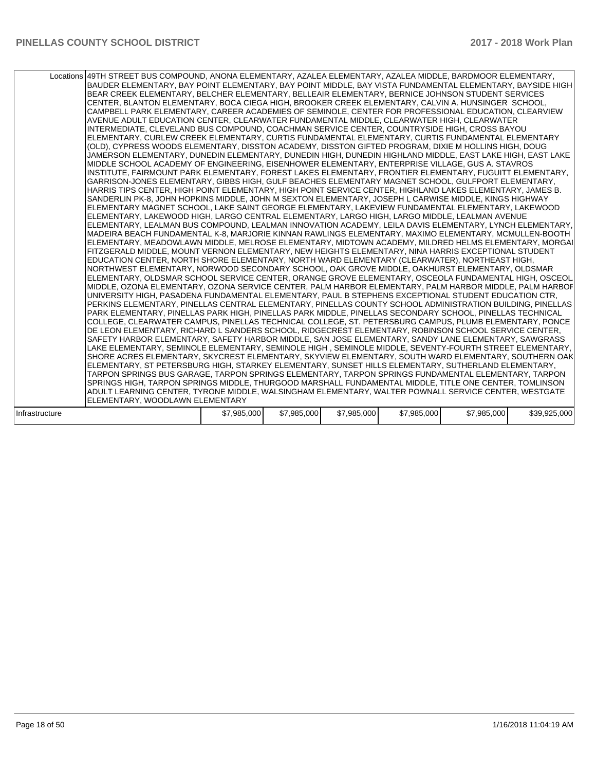| | | | | | | | |
|---|---|---|---|---|---|---|---|
| Locations | 49TH STREET BUS COMPOUND, ANONA ELEMENTARY, AZALEA ELEMENTARY, AZALEA MIDDLE, BARDMOOR ELEMENTARY, BAUDER ELEMENTARY, BAY POINT ELEMENTARY, BAY POINT MIDDLE, BAY VISTA FUNDAMENTAL ELEMENTARY, BAYSIDE HIGH, BEAR CREEK ELEMENTARY, BELCHER ELEMENTARY, BELLEAIR ELEMENTARY, BERNICE JOHNSON STUDENT SERVICES CENTER, BLANTON ELEMENTARY, BOCA CIEGA HIGH, BROOKER CREEK ELEMENTARY, CALVIN A. HUNSINGER SCHOOL, CAMPBELL PARK ELEMENTARY, CAREER ACADEMIES OF SEMINOLE, CENTER FOR PROFESSIONAL EDUCATION, CLEARVIEW AVENUE ADULT EDUCATION CENTER, CLEARWATER FUNDAMENTAL MIDDLE, CLEARWATER HIGH, CLEARWATER INTERMEDIATE, CLEVELAND BUS COMPOUND, COACHMAN SERVICE CENTER, COUNTRYSIDE HIGH, CROSS BAYOU ELEMENTARY, CURLEW CREEK ELEMENTARY, CURTIS FUNDAMENTAL ELEMENTARY, CURTIS FUNDAMENTAL ELEMENTARY (OLD), CYPRESS WOODS ELEMENTARY, DISSTON ACADEMY, DISSTON GIFTED PROGRAM, DIXIE M HOLLINS HIGH, DOUG JAMERSON ELEMENTARY, DUNEDIN ELEMENTARY, DUNEDIN HIGH, DUNEDIN HIGHLAND MIDDLE, EAST LAKE HIGH, EAST LAKE MIDDLE SCHOOL ACADEMY OF ENGINEERING, EISENHOWER ELEMENTARY, ENTERPRISE VILLAGE, GUS A. STAVROS INSTITUTE, FAIRMOUNT PARK ELEMENTARY, FOREST LAKES ELEMENTARY, FRONTIER ELEMENTARY, FUGUITT ELEMENTARY, GARRISON-JONES ELEMENTARY, GIBBS HIGH, GULF BEACHES ELEMENTARY MAGNET SCHOOL, GULFPORT ELEMENTARY, HARRIS TIPS CENTER, HIGH POINT ELEMENTARY, HIGH POINT SERVICE CENTER, HIGHLAND LAKES ELEMENTARY, JAMES B. SANDERLIN PK-8, JOHN HOPKINS MIDDLE, JOHN M SEXTON ELEMENTARY, JOSEPH L CARWISE MIDDLE, KINGS HIGHWAY ELEMENTARY MAGNET SCHOOL, LAKE SAINT GEORGE ELEMENTARY, LAKEVIEW FUNDAMENTAL ELEMENTARY, LAKEWOOD ELEMENTARY, LAKEWOOD HIGH, LARGO CENTRAL ELEMENTARY, LARGO HIGH, LARGO MIDDLE, LEALMAN AVENUE ELEMENTARY, LEALMAN BUS COMPOUND, LEALMAN INNOVATION ACADEMY, LEILA DAVIS ELEMENTARY, LYNCH ELEMENTARY, MADEIRA BEACH FUNDAMENTAL K-8, MARJORIE KINNAN RAWLINGS ELEMENTARY, MAXIMO ELEMENTARY, MCMULLEN-BOOTH ELEMENTARY, MEADOWLAWN MIDDLE, MELROSE ELEMENTARY, MIDTOWN ACADEMY, MILDRED HELMS ELEMENTARY, MORGAN FITZGERALD MIDDLE, MOUNT VERNON ELEMENTARY, NEW HEIGHTS ELEMENTARY, NINA HARRIS EXCEPTIONAL STUDENT EDUCATION CENTER, NORTH SHORE ELEMENTARY, NORTH WARD ELEMENTARY (CLEARWATER), NORTHEAST HIGH, NORTHWEST ELEMENTARY, NORWOOD SECONDARY SCHOOL, OAK GROVE MIDDLE, OAKHURST ELEMENTARY, OLDSMAR ELEMENTARY, OLDSMAR SCHOOL SERVICE CENTER, ORANGE GROVE ELEMENTARY, OSCEOLA FUNDAMENTAL HIGH, OSCEOLA MIDDLE, OZONA ELEMENTARY, OZONA SERVICE CENTER, PALM HARBOR ELEMENTARY, PALM HARBOR MIDDLE, PALM HARBOR UNIVERSITY HIGH, PASADENA FUNDAMENTAL ELEMENTARY, PAUL B STEPHENS EXCEPTIONAL STUDENT EDUCATION CTR, PERKINS ELEMENTARY, PINELLAS CENTRAL ELEMENTARY, PINELLAS COUNTY SCHOOL ADMINISTRATION BUILDING, PINELLAS PARK ELEMENTARY, PINELLAS PARK HIGH, PINELLAS PARK MIDDLE, PINELLAS SECONDARY SCHOOL, PINELLAS TECHNICAL COLLEGE, CLEARWATER CAMPUS, PINELLAS TECHNICAL COLLEGE, ST. PETERSBURG CAMPUS, PLUMB ELEMENTARY, PONCE DE LEON ELEMENTARY, RICHARD L SANDERS SCHOOL, RIDGECREST ELEMENTARY, ROBINSON SCHOOL SERVICE CENTER, SAFETY HARBOR ELEMENTARY, SAFETY HARBOR MIDDLE, SAN JOSE ELEMENTARY, SANDY LANE ELEMENTARY, SAWGRASS LAKE ELEMENTARY, SEMINOLE ELEMENTARY, SEMINOLE HIGH , SEMINOLE MIDDLE, SEVENTY-FOURTH STREET ELEMENTARY, SHORE ACRES ELEMENTARY, SKYCREST ELEMENTARY, SKYVIEW ELEMENTARY, SOUTH WARD ELEMENTARY, SOUTHERN OAK ELEMENTARY, ST PETERSBURG HIGH, STARKEY ELEMENTARY, SUNSET HILLS ELEMENTARY, SUTHERLAND ELEMENTARY, TARPON SPRINGS BUS GARAGE, TARPON SPRINGS ELEMENTARY, TARPON SPRINGS FUNDAMENTAL ELEMENTARY, TARPON SPRINGS HIGH, TARPON SPRINGS MIDDLE, THURGOOD MARSHALL FUNDAMENTAL MIDDLE, TITLE ONE CENTER, TOMLINSON ADULT LEARNING CENTER, TYRONE MIDDLE, WALSINGHAM ELEMENTARY, WALTER POWNALL SERVICE CENTER, WESTGATE ELEMENTARY, WOODLAWN ELEMENTARY | | | | | | |
| Infrastructure | | $7,985,000 | $7,985,000 | $7,985,000 | $7,985,000 | $7,985,000 | $39,925,000 |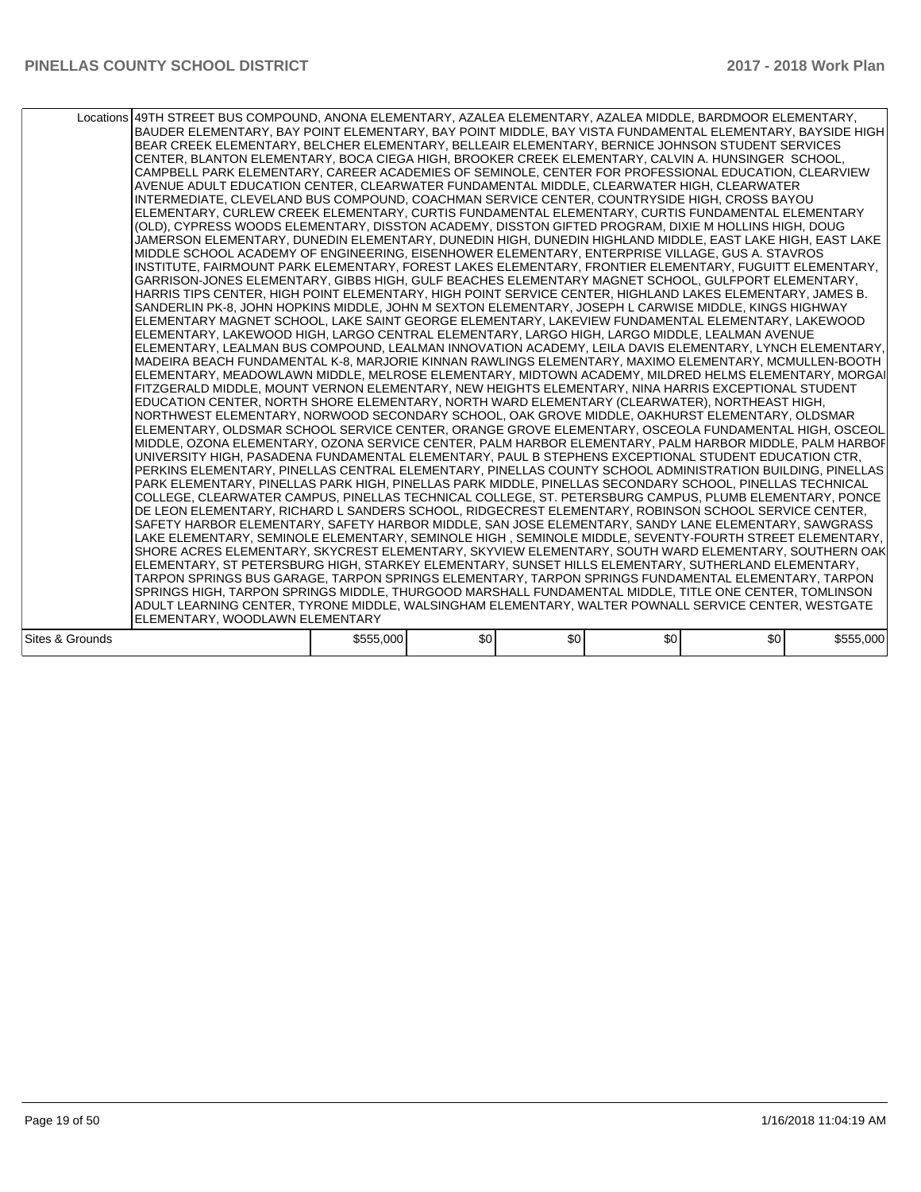| Locations | 49TH STREET BUS COMPOUND, ANONA ELEMENTARY, AZALEA ELEMENTARY, AZALEA MIDDLE, BARDMOOR ELEMENTARY, BAUDER ELEMENTARY, BAY POINT ELEMENTARY, BAY POINT MIDDLE, BAY VISTA FUNDAMENTAL ELEMENTARY, BAYSIDE HIGH, BEAR CREEK ELEMENTARY, BELCHER ELEMENTARY, BELLEAIR ELEMENTARY, BERNICE JOHNSON STUDENT SERVICES CENTER, BLANTON ELEMENTARY, BOCA CIEGA HIGH, BROOKER CREEK ELEMENTARY, CALVIN A. HUNSINGER SCHOOL, CAMPBELL PARK ELEMENTARY, CAREER ACADEMIES OF SEMINOLE, CENTER FOR PROFESSIONAL EDUCATION, CLEARVIEW AVENUE ADULT EDUCATION CENTER, CLEARWATER FUNDAMENTAL MIDDLE, CLEARWATER HIGH, CLEARWATER INTERMEDIATE, CLEVELAND BUS COMPOUND, COACHMAN SERVICE CENTER, COUNTRYSIDE HIGH, CROSS BAYOU ELEMENTARY, CURLEW CREEK ELEMENTARY, CURTIS FUNDAMENTAL ELEMENTARY, CURTIS FUNDAMENTAL ELEMENTARY (OLD), CYPRESS WOODS ELEMENTARY, DISSTON ACADEMY, DISSTON GIFTED PROGRAM, DIXIE M HOLLINS HIGH, DOUG JAMERSON ELEMENTARY, DUNEDIN ELEMENTARY, DUNEDIN HIGH, DUNEDIN HIGHLAND MIDDLE, EAST LAKE HIGH, EAST LAKE MIDDLE SCHOOL ACADEMY OF ENGINEERING, EISENHOWER ELEMENTARY, ENTERPRISE VILLAGE, GUS A. STAVROS INSTITUTE, FAIRMOUNT PARK ELEMENTARY, FOREST LAKES ELEMENTARY, FRONTIER ELEMENTARY, FUGUITT ELEMENTARY, GARRISON-JONES ELEMENTARY, GIBBS HIGH, GULF BEACHES ELEMENTARY MAGNET SCHOOL, GULFPORT ELEMENTARY, HARRIS TIPS CENTER, HIGH POINT ELEMENTARY, HIGH POINT SERVICE CENTER, HIGHLAND LAKES ELEMENTARY, JAMES B. SANDERLIN PK-8, JOHN HOPKINS MIDDLE, JOHN M SEXTON ELEMENTARY, JOSEPH L CARWISE MIDDLE, KINGS HIGHWAY ELEMENTARY MAGNET SCHOOL, LAKE SAINT GEORGE ELEMENTARY, LAKEVIEW FUNDAMENTAL ELEMENTARY, LAKEWOOD ELEMENTARY, LAKEWOOD HIGH, LARGO CENTRAL ELEMENTARY, LARGO HIGH, LARGO MIDDLE, LEALMAN AVENUE ELEMENTARY, LEALMAN BUS COMPOUND, LEALMAN INNOVATION ACADEMY, LEILA DAVIS ELEMENTARY, LYNCH ELEMENTARY, MADEIRA BEACH FUNDAMENTAL K-8, MARJORIE KINNAN RAWLINGS ELEMENTARY, MAXIMO ELEMENTARY, MCMULLEN-BOOTH ELEMENTARY, MEADOWLAWN MIDDLE, MELROSE ELEMENTARY, MIDTOWN ACADEMY, MILDRED HELMS ELEMENTARY, MORGAN FITZGERALD MIDDLE, MOUNT VERNON ELEMENTARY, NEW HEIGHTS ELEMENTARY, NINA HARRIS EXCEPTIONAL STUDENT EDUCATION CENTER, NORTH SHORE ELEMENTARY, NORTH WARD ELEMENTARY (CLEARWATER), NORTHEAST HIGH, NORTHWEST ELEMENTARY, NORWOOD SECONDARY SCHOOL, OAK GROVE MIDDLE, OAKHURST ELEMENTARY, OLDSMAR ELEMENTARY, OLDSMAR SCHOOL SERVICE CENTER, ORANGE GROVE ELEMENTARY, OSCEOLA FUNDAMENTAL HIGH, OSCEOLA MIDDLE, OZONA ELEMENTARY, OZONA SERVICE CENTER, PALM HARBOR ELEMENTARY, PALM HARBOR MIDDLE, PALM HARBOR UNIVERSITY HIGH, PASADENA FUNDAMENTAL ELEMENTARY, PAUL B STEPHENS EXCEPTIONAL STUDENT EDUCATION CTR, PERKINS ELEMENTARY, PINELLAS CENTRAL ELEMENTARY, PINELLAS COUNTY SCHOOL ADMINISTRATION BUILDING, PINELLAS PARK ELEMENTARY, PINELLAS PARK HIGH, PINELLAS PARK MIDDLE, PINELLAS SECONDARY SCHOOL, PINELLAS TECHNICAL COLLEGE, CLEARWATER CAMPUS, PINELLAS TECHNICAL COLLEGE, ST. PETERSBURG CAMPUS, PLUMB ELEMENTARY, PONCE DE LEON ELEMENTARY, RICHARD L SANDERS SCHOOL, RIDGECREST ELEMENTARY, ROBINSON SCHOOL SERVICE CENTER, SAFETY HARBOR ELEMENTARY, SAFETY HARBOR MIDDLE, SAN JOSE ELEMENTARY, SANDY LANE ELEMENTARY, SAWGRASS LAKE ELEMENTARY, SEMINOLE ELEMENTARY, SEMINOLE HIGH , SEMINOLE MIDDLE, SEVENTY-FOURTH STREET ELEMENTARY, SHORE ACRES ELEMENTARY, SKYCREST ELEMENTARY, SKYVIEW ELEMENTARY, SOUTH WARD ELEMENTARY, SOUTHERN OAK ELEMENTARY, ST PETERSBURG HIGH, STARKEY ELEMENTARY, SUNSET HILLS ELEMENTARY, SUTHERLAND ELEMENTARY, TARPON SPRINGS BUS GARAGE, TARPON SPRINGS ELEMENTARY, TARPON SPRINGS FUNDAMENTAL ELEMENTARY, TARPON SPRINGS HIGH, TARPON SPRINGS MIDDLE, THURGOOD MARSHALL FUNDAMENTAL MIDDLE, TITLE ONE CENTER, TOMLINSON ADULT LEARNING CENTER, TYRONE MIDDLE, WALSINGHAM ELEMENTARY, WALTER POWNALL SERVICE CENTER, WESTGATE ELEMENTARY, WOODLAWN ELEMENTARY | | | | | |
|---|---|---|---|---|---|---|
| Sites & Grounds | $555,000 | $0 | $0 | $0 | $0 | $555,000 |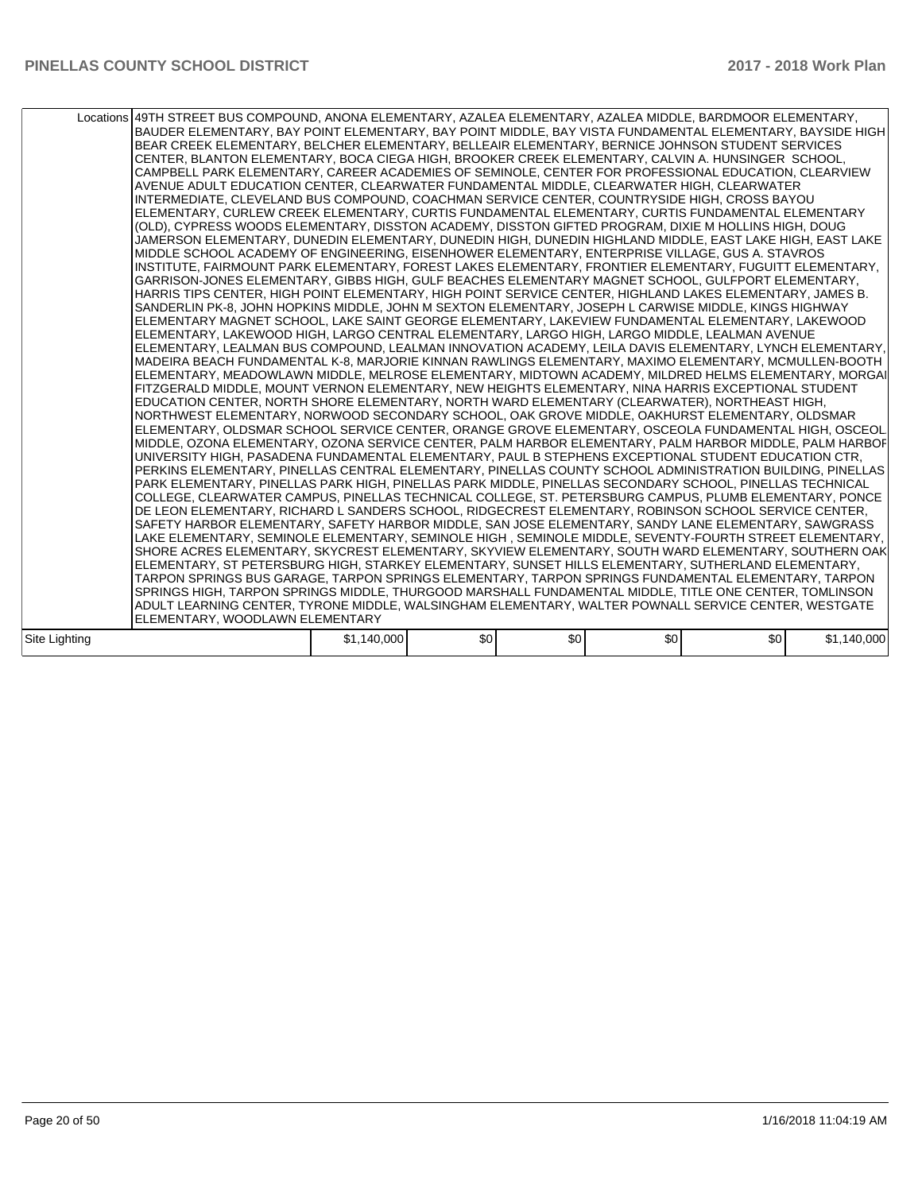| | | | | | | |
|---|---|---|---|---|---|---|
| Locations | 49TH STREET BUS COMPOUND, ANONA ELEMENTARY, AZALEA ELEMENTARY, AZALEA MIDDLE, BARDMOOR ELEMENTARY, BAUDER ELEMENTARY, BAY POINT ELEMENTARY, BAY POINT MIDDLE, BAY VISTA FUNDAMENTAL ELEMENTARY, BAYSIDE HIGH, BEAR CREEK ELEMENTARY, BELCHER ELEMENTARY, BELLEAIR ELEMENTARY, BERNICE JOHNSON STUDENT SERVICES CENTER, BLANTON ELEMENTARY, BOCA CIEGA HIGH, BROOKER CREEK ELEMENTARY, CALVIN A. HUNSINGER SCHOOL, CAMPBELL PARK ELEMENTARY, CAREER ACADEMIES OF SEMINOLE, CENTER FOR PROFESSIONAL EDUCATION, CLEARVIEW AVENUE ADULT EDUCATION CENTER, CLEARWATER FUNDAMENTAL MIDDLE, CLEARWATER HIGH, CLEARWATER INTERMEDIATE, CLEVELAND BUS COMPOUND, COACHMAN SERVICE CENTER, COUNTRYSIDE HIGH, CROSS BAYOU ELEMENTARY, CURLEW CREEK ELEMENTARY, CURTIS FUNDAMENTAL ELEMENTARY, CURTIS FUNDAMENTAL ELEMENTARY (OLD), CYPRESS WOODS ELEMENTARY, DISSTON ACADEMY, DISSTON GIFTED PROGRAM, DIXIE M HOLLINS HIGH, DOUG JAMERSON ELEMENTARY, DUNEDIN ELEMENTARY, DUNEDIN HIGH, DUNEDIN HIGHLAND MIDDLE, EAST LAKE HIGH, EAST LAKE MIDDLE SCHOOL ACADEMY OF ENGINEERING, EISENHOWER ELEMENTARY, ENTERPRISE VILLAGE, GUS A. STAVROS INSTITUTE, FAIRMOUNT PARK ELEMENTARY, FOREST LAKES ELEMENTARY, FRONTIER ELEMENTARY, FUGUITT ELEMENTARY, GARRISON-JONES ELEMENTARY, GIBBS HIGH, GULF BEACHES ELEMENTARY MAGNET SCHOOL, GULFPORT ELEMENTARY, HARRIS TIPS CENTER, HIGH POINT ELEMENTARY, HIGH POINT SERVICE CENTER, HIGHLAND LAKES ELEMENTARY, JAMES B. SANDERLIN PK-8, JOHN HOPKINS MIDDLE, JOHN M SEXTON ELEMENTARY, JOSEPH L CARWISE MIDDLE, KINGS HIGHWAY ELEMENTARY MAGNET SCHOOL, LAKE SAINT GEORGE ELEMENTARY, LAKEVIEW FUNDAMENTAL ELEMENTARY, LAKEWOOD ELEMENTARY, LAKEWOOD HIGH, LARGO CENTRAL ELEMENTARY, LARGO HIGH, LARGO MIDDLE, LEALMAN AVENUE ELEMENTARY, LEALMAN BUS COMPOUND, LEALMAN INNOVATION ACADEMY, LEILA DAVIS ELEMENTARY, LYNCH ELEMENTARY, MADEIRA BEACH FUNDAMENTAL K-8, MARJORIE KINNAN RAWLINGS ELEMENTARY, MAXIMO ELEMENTARY, MCMULLEN-BOOTH ELEMENTARY, MEADOWLAWN MIDDLE, MELROSE ELEMENTARY, MIDTOWN ACADEMY, MILDRED HELMS ELEMENTARY, MORGAN FITZGERALD MIDDLE, MOUNT VERNON ELEMENTARY, NEW HEIGHTS ELEMENTARY, NINA HARRIS EXCEPTIONAL STUDENT EDUCATION CENTER, NORTH SHORE ELEMENTARY, NORTH WARD ELEMENTARY (CLEARWATER), NORTHEAST HIGH, NORTHWEST ELEMENTARY, NORWOOD SECONDARY SCHOOL, OAK GROVE MIDDLE, OAKHURST ELEMENTARY, OLDSMAR ELEMENTARY, OLDSMAR SCHOOL SERVICE CENTER, ORANGE GROVE ELEMENTARY, OSCEOLA FUNDAMENTAL HIGH, OSCEOLA MIDDLE, OZONA ELEMENTARY, OZONA SERVICE CENTER, PALM HARBOR ELEMENTARY, PALM HARBOR MIDDLE, PALM HARBOR UNIVERSITY HIGH, PASADENA FUNDAMENTAL ELEMENTARY, PAUL B STEPHENS EXCEPTIONAL STUDENT EDUCATION CTR, PERKINS ELEMENTARY, PINELLAS CENTRAL ELEMENTARY, PINELLAS COUNTY SCHOOL ADMINISTRATION BUILDING, PINELLAS PARK ELEMENTARY, PINELLAS PARK HIGH, PINELLAS PARK MIDDLE, PINELLAS SECONDARY SCHOOL, PINELLAS TECHNICAL COLLEGE, CLEARWATER CAMPUS, PINELLAS TECHNICAL COLLEGE, ST. PETERSBURG CAMPUS, PLUMB ELEMENTARY, PONCE DE LEON ELEMENTARY, RICHARD L SANDERS SCHOOL, RIDGECREST ELEMENTARY, ROBINSON SCHOOL SERVICE CENTER, SAFETY HARBOR ELEMENTARY, SAFETY HARBOR MIDDLE, SAN JOSE ELEMENTARY, SANDY LANE ELEMENTARY, SAWGRASS LAKE ELEMENTARY, SEMINOLE ELEMENTARY, SEMINOLE HIGH , SEMINOLE MIDDLE, SEVENTY-FOURTH STREET ELEMENTARY, SHORE ACRES ELEMENTARY, SKYCREST ELEMENTARY, SKYVIEW ELEMENTARY, SOUTH WARD ELEMENTARY, SOUTHERN OAK ELEMENTARY, ST PETERSBURG HIGH, STARKEY ELEMENTARY, SUNSET HILLS ELEMENTARY, SUTHERLAND ELEMENTARY, TARPON SPRINGS BUS GARAGE, TARPON SPRINGS ELEMENTARY, TARPON SPRINGS FUNDAMENTAL ELEMENTARY, TARPON SPRINGS HIGH, TARPON SPRINGS MIDDLE, THURGOOD MARSHALL FUNDAMENTAL MIDDLE, TITLE ONE CENTER, TOMLINSON ADULT LEARNING CENTER, TYRONE MIDDLE, WALSINGHAM ELEMENTARY, WALTER POWNALL SERVICE CENTER, WESTGATE ELEMENTARY, WOODLAWN ELEMENTARY | | | | | |
| Site Lighting | | $1,140,000 | $0 | $0 | $0 | $0 | $1,140,000 |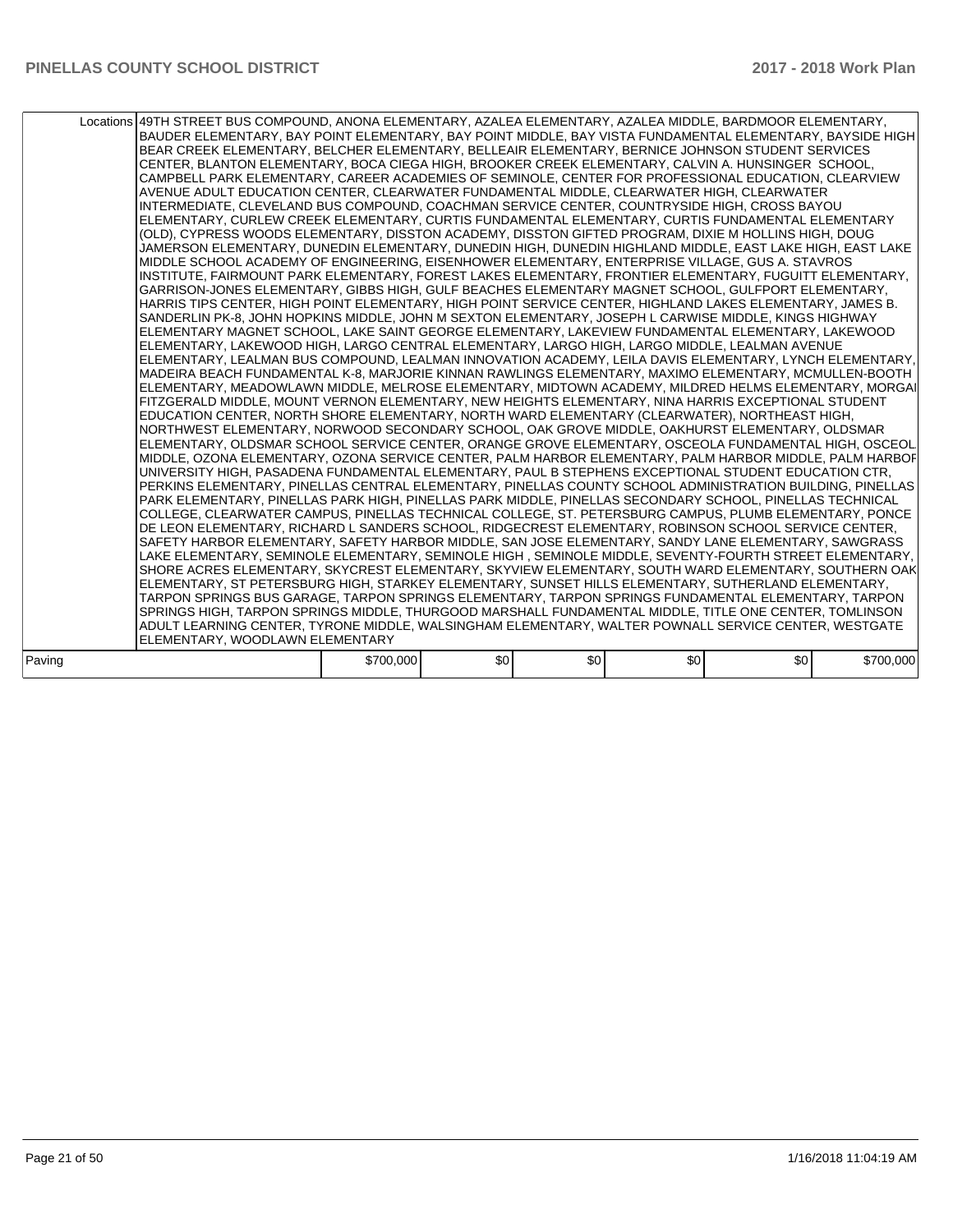| | Locations | | | | | | |
|---|---|---|---|---|---|---|---|
| | Locations | 49TH STREET BUS COMPOUND, ANONA ELEMENTARY, AZALEA ELEMENTARY, AZALEA MIDDLE, BARDMOOR ELEMENTARY, BAUDER ELEMENTARY, BAY POINT ELEMENTARY, BAY POINT MIDDLE, BAY VISTA FUNDAMENTAL ELEMENTARY, BAYSIDE HIGH, BEAR CREEK ELEMENTARY, BELCHER ELEMENTARY, BELLEAIR ELEMENTARY, BERNICE JOHNSON STUDENT SERVICES CENTER, BLANTON ELEMENTARY, BOCA CIEGA HIGH, BROOKER CREEK ELEMENTARY, CALVIN A. HUNSINGER SCHOOL, CAMPBELL PARK ELEMENTARY, CAREER ACADEMIES OF SEMINOLE, CENTER FOR PROFESSIONAL EDUCATION, CLEARVIEW AVENUE ADULT EDUCATION CENTER, CLEARWATER FUNDAMENTAL MIDDLE, CLEARWATER HIGH, CLEARWATER INTERMEDIATE, CLEVELAND BUS COMPOUND, COACHMAN SERVICE CENTER, COUNTRYSIDE HIGH, CROSS BAYOU ELEMENTARY, CURLEW CREEK ELEMENTARY, CURTIS FUNDAMENTAL ELEMENTARY, CURTIS FUNDAMENTAL ELEMENTARY (OLD), CYPRESS WOODS ELEMENTARY, DISSTON ACADEMY, DISSTON GIFTED PROGRAM, DIXIE M HOLLINS HIGH, DOUG JAMERSON ELEMENTARY, DUNEDIN ELEMENTARY, DUNEDIN HIGH, DUNEDIN HIGHLAND MIDDLE, EAST LAKE HIGH, EAST LAKE MIDDLE SCHOOL ACADEMY OF ENGINEERING, EISENHOWER ELEMENTARY, ENTERPRISE VILLAGE, GUS A. STAVROS INSTITUTE, FAIRMOUNT PARK ELEMENTARY, FOREST LAKES ELEMENTARY, FRONTIER ELEMENTARY, FUGUITT ELEMENTARY, GARRISON-JONES ELEMENTARY, GIBBS HIGH, GULF BEACHES ELEMENTARY MAGNET SCHOOL, GULFPORT ELEMENTARY, HARRIS TIPS CENTER, HIGH POINT ELEMENTARY, HIGH POINT SERVICE CENTER, HIGHLAND LAKES ELEMENTARY, JAMES B. SANDERLIN PK-8, JOHN HOPKINS MIDDLE, JOHN M SEXTON ELEMENTARY, JOSEPH L CARWISE MIDDLE, KINGS HIGHWAY ELEMENTARY MAGNET SCHOOL, LAKE SAINT GEORGE ELEMENTARY, LAKEVIEW FUNDAMENTAL ELEMENTARY, LAKEWOOD ELEMENTARY, LAKEWOOD HIGH, LARGO CENTRAL ELEMENTARY, LARGO HIGH, LARGO MIDDLE, LEALMAN AVENUE ELEMENTARY, LEALMAN BUS COMPOUND, LEALMAN INNOVATION ACADEMY, LEILA DAVIS ELEMENTARY, LYNCH ELEMENTARY, MADEIRA BEACH FUNDAMENTAL K-8, MARJORIE KINNAN RAWLINGS ELEMENTARY, MAXIMO ELEMENTARY, MCMULLEN-BOOTH ELEMENTARY, MEADOWLAWN MIDDLE, MELROSE ELEMENTARY, MIDTOWN ACADEMY, MILDRED HELMS ELEMENTARY, MORGAN FITZGERALD MIDDLE, MOUNT VERNON ELEMENTARY, NEW HEIGHTS ELEMENTARY, NINA HARRIS EXCEPTIONAL STUDENT EDUCATION CENTER, NORTH SHORE ELEMENTARY, NORTH WARD ELEMENTARY (CLEARWATER), NORTHEAST HIGH, NORTHWEST ELEMENTARY, NORWOOD SECONDARY SCHOOL, OAK GROVE MIDDLE, OAKHURST ELEMENTARY, OLDSMAR ELEMENTARY, OLDSMAR SCHOOL SERVICE CENTER, ORANGE GROVE ELEMENTARY, OSCEOLA FUNDAMENTAL HIGH, OSCEOLA MIDDLE, OZONA ELEMENTARY, OZONA SERVICE CENTER, PALM HARBOR ELEMENTARY, PALM HARBOR MIDDLE, PALM HARBOR UNIVERSITY HIGH, PASADENA FUNDAMENTAL ELEMENTARY, PAUL B STEPHENS EXCEPTIONAL STUDENT EDUCATION CTR, PERKINS ELEMENTARY, PINELLAS CENTRAL ELEMENTARY, PINELLAS COUNTY SCHOOL ADMINISTRATION BUILDING, PINELLAS PARK ELEMENTARY, PINELLAS PARK HIGH, PINELLAS PARK MIDDLE, PINELLAS SECONDARY SCHOOL, PINELLAS TECHNICAL COLLEGE, CLEARWATER CAMPUS, PINELLAS TECHNICAL COLLEGE, ST. PETERSBURG CAMPUS, PLUMB ELEMENTARY, PONCE DE LEON ELEMENTARY, RICHARD L SANDERS SCHOOL, RIDGECREST ELEMENTARY, ROBINSON SCHOOL SERVICE CENTER, SAFETY HARBOR ELEMENTARY, SAFETY HARBOR MIDDLE, SAN JOSE ELEMENTARY, SANDY LANE ELEMENTARY, SAWGRASS LAKE ELEMENTARY, SEMINOLE ELEMENTARY, SEMINOLE HIGH , SEMINOLE MIDDLE, SEVENTY-FOURTH STREET ELEMENTARY, SHORE ACRES ELEMENTARY, SKYCREST ELEMENTARY, SKYVIEW ELEMENTARY, SOUTH WARD ELEMENTARY, SOUTHERN OAK ELEMENTARY, ST PETERSBURG HIGH, STARKEY ELEMENTARY, SUNSET HILLS ELEMENTARY, SUTHERLAND ELEMENTARY, TARPON SPRINGS BUS GARAGE, TARPON SPRINGS ELEMENTARY, TARPON SPRINGS FUNDAMENTAL ELEMENTARY, TARPON SPRINGS HIGH, TARPON SPRINGS MIDDLE, THURGOOD MARSHALL FUNDAMENTAL MIDDLE, TITLE ONE CENTER, TOMLINSON ADULT LEARNING CENTER, TYRONE MIDDLE, WALSINGHAM ELEMENTARY, WALTER POWNALL SERVICE CENTER, WESTGATE ELEMENTARY, WOODLAWN ELEMENTARY | | | | | |
| Paving | | $700,000 | $0 | $0 | $0 | $0 | $700,000 |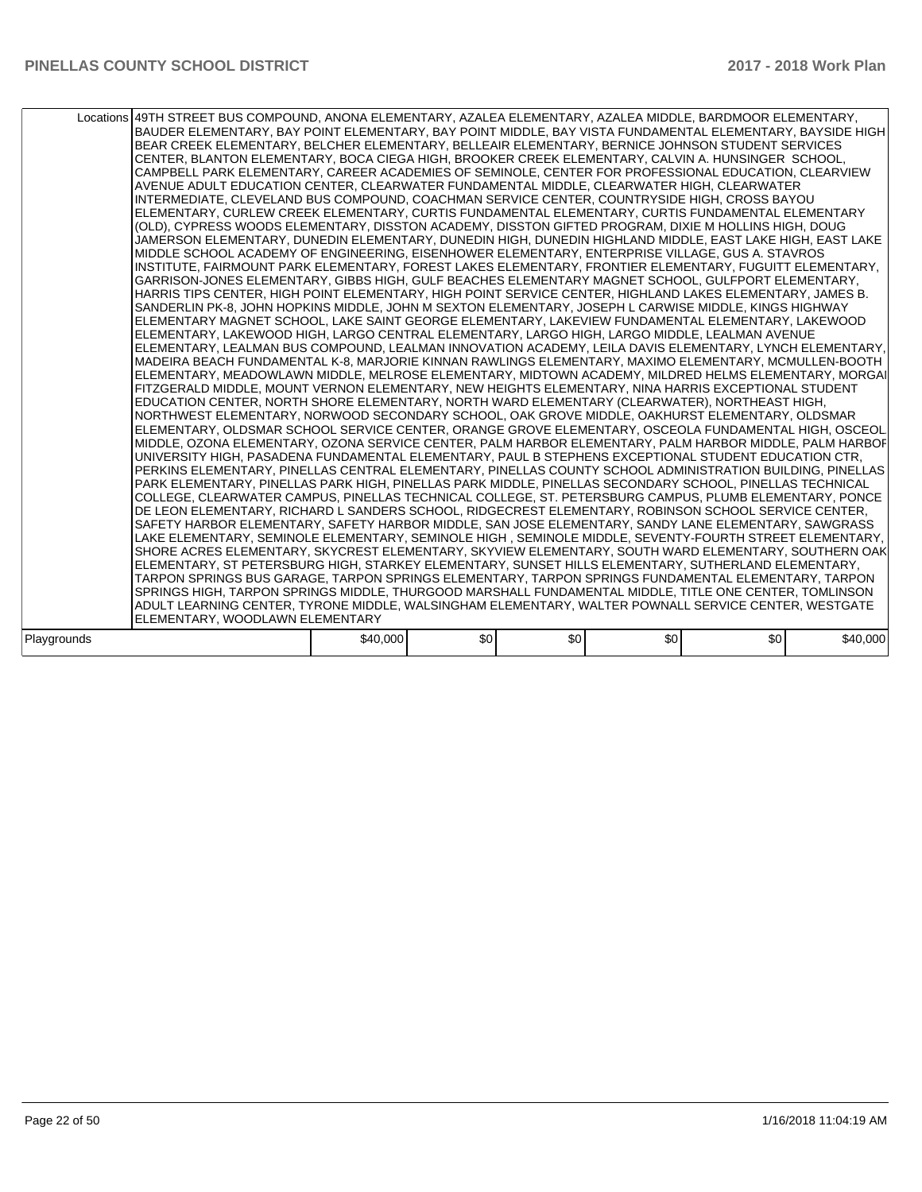| | | | | | | |
|---|---|---|---|---|---|---|
| Locations | 49TH STREET BUS COMPOUND, ANONA ELEMENTARY, AZALEA ELEMENTARY, AZALEA MIDDLE, BARDMOOR ELEMENTARY, BAUDER ELEMENTARY, BAY POINT ELEMENTARY, BAY POINT MIDDLE, BAY VISTA FUNDAMENTAL ELEMENTARY, BAYSIDE HIGH, BEAR CREEK ELEMENTARY, BELCHER ELEMENTARY, BELLEAIR ELEMENTARY, BERNICE JOHNSON STUDENT SERVICES CENTER, BLANTON ELEMENTARY, BOCA CIEGA HIGH, BROOKER CREEK ELEMENTARY, CALVIN A. HUNSINGER SCHOOL, CAMPBELL PARK ELEMENTARY, CAREER ACADEMIES OF SEMINOLE, CENTER FOR PROFESSIONAL EDUCATION, CLEARVIEW AVENUE ADULT EDUCATION CENTER, CLEARWATER FUNDAMENTAL MIDDLE, CLEARWATER HIGH, CLEARWATER INTERMEDIATE, CLEVELAND BUS COMPOUND, COACHMAN SERVICE CENTER, COUNTRYSIDE HIGH, CROSS BAYOU ELEMENTARY, CURLEW CREEK ELEMENTARY, CURTIS FUNDAMENTAL ELEMENTARY, CURTIS FUNDAMENTAL ELEMENTARY (OLD), CYPRESS WOODS ELEMENTARY, DISSTON ACADEMY, DISSTON GIFTED PROGRAM, DIXIE M HOLLINS HIGH, DOUG JAMERSON ELEMENTARY, DUNEDIN ELEMENTARY, DUNEDIN HIGH, DUNEDIN HIGHLAND MIDDLE, EAST LAKE HIGH, EAST LAKE MIDDLE SCHOOL ACADEMY OF ENGINEERING, EISENHOWER ELEMENTARY, ENTERPRISE VILLAGE, GUS A. STAVROS INSTITUTE, FAIRMOUNT PARK ELEMENTARY, FOREST LAKES ELEMENTARY, FRONTIER ELEMENTARY, FUGUITT ELEMENTARY, GARRISON-JONES ELEMENTARY, GIBBS HIGH, GULF BEACHES ELEMENTARY MAGNET SCHOOL, GULFPORT ELEMENTARY, HARRIS TIPS CENTER, HIGH POINT ELEMENTARY, HIGH POINT SERVICE CENTER, HIGHLAND LAKES ELEMENTARY, JAMES B. SANDERLIN PK-8, JOHN HOPKINS MIDDLE, JOHN M SEXTON ELEMENTARY, JOSEPH L CARWISE MIDDLE, KINGS HIGHWAY ELEMENTARY MAGNET SCHOOL, LAKE SAINT GEORGE ELEMENTARY, LAKEVIEW FUNDAMENTAL ELEMENTARY, LAKEWOOD ELEMENTARY, LAKEWOOD HIGH, LARGO CENTRAL ELEMENTARY, LARGO HIGH, LARGO MIDDLE, LEALMAN AVENUE ELEMENTARY, LEALMAN BUS COMPOUND, LEALMAN INNOVATION ACADEMY, LEILA DAVIS ELEMENTARY, LYNCH ELEMENTARY, MADEIRA BEACH FUNDAMENTAL K-8, MARJORIE KINNAN RAWLINGS ELEMENTARY, MAXIMO ELEMENTARY, MCMULLEN-BOOTH ELEMENTARY, MEADOWLAWN MIDDLE, MELROSE ELEMENTARY, MIDTOWN ACADEMY, MILDRED HELMS ELEMENTARY, MORGAN FITZGERALD MIDDLE, MOUNT VERNON ELEMENTARY, NEW HEIGHTS ELEMENTARY, NINA HARRIS EXCEPTIONAL STUDENT EDUCATION CENTER, NORTH SHORE ELEMENTARY, NORTH WARD ELEMENTARY (CLEARWATER), NORTHEAST HIGH, NORTHWEST ELEMENTARY, NORWOOD SECONDARY SCHOOL, OAK GROVE MIDDLE, OAKHURST ELEMENTARY, OLDSMAR ELEMENTARY, OLDSMAR SCHOOL SERVICE CENTER, ORANGE GROVE ELEMENTARY, OSCEOLA FUNDAMENTAL HIGH, OSCEOLA MIDDLE, OZONA ELEMENTARY, OZONA SERVICE CENTER, PALM HARBOR ELEMENTARY, PALM HARBOR MIDDLE, PALM HARBOR UNIVERSITY HIGH, PASADENA FUNDAMENTAL ELEMENTARY, PAUL B STEPHENS EXCEPTIONAL STUDENT EDUCATION CTR, PERKINS ELEMENTARY, PINELLAS CENTRAL ELEMENTARY, PINELLAS COUNTY SCHOOL ADMINISTRATION BUILDING, PINELLAS PARK ELEMENTARY, PINELLAS PARK HIGH, PINELLAS PARK MIDDLE, PINELLAS SECONDARY SCHOOL, PINELLAS TECHNICAL COLLEGE, CLEARWATER CAMPUS, PINELLAS TECHNICAL COLLEGE, ST. PETERSBURG CAMPUS, PLUMB ELEMENTARY, PONCE DE LEON ELEMENTARY, RICHARD L SANDERS SCHOOL, RIDGECREST ELEMENTARY, ROBINSON SCHOOL SERVICE CENTER, SAFETY HARBOR ELEMENTARY, SAFETY HARBOR MIDDLE, SAN JOSE ELEMENTARY, SANDY LANE ELEMENTARY, SAWGRASS LAKE ELEMENTARY, SEMINOLE ELEMENTARY, SEMINOLE HIGH , SEMINOLE MIDDLE, SEVENTY-FOURTH STREET ELEMENTARY, SHORE ACRES ELEMENTARY, SKYCREST ELEMENTARY, SKYVIEW ELEMENTARY, SOUTH WARD ELEMENTARY, SOUTHERN OAK ELEMENTARY, ST PETERSBURG HIGH, STARKEY ELEMENTARY, SUNSET HILLS ELEMENTARY, SUTHERLAND ELEMENTARY, TARPON SPRINGS BUS GARAGE, TARPON SPRINGS ELEMENTARY, TARPON SPRINGS FUNDAMENTAL ELEMENTARY, TARPON SPRINGS HIGH, TARPON SPRINGS MIDDLE, THURGOOD MARSHALL FUNDAMENTAL MIDDLE, TITLE ONE CENTER, TOMLINSON ADULT LEARNING CENTER, TYRONE MIDDLE, WALSINGHAM ELEMENTARY, WALTER POWNALL SERVICE CENTER, WESTGATE ELEMENTARY, WOODLAWN ELEMENTARY | | | | | |
| Playgrounds | | $40,000 | $0 | $0 | $0 | $0 | $40,000 |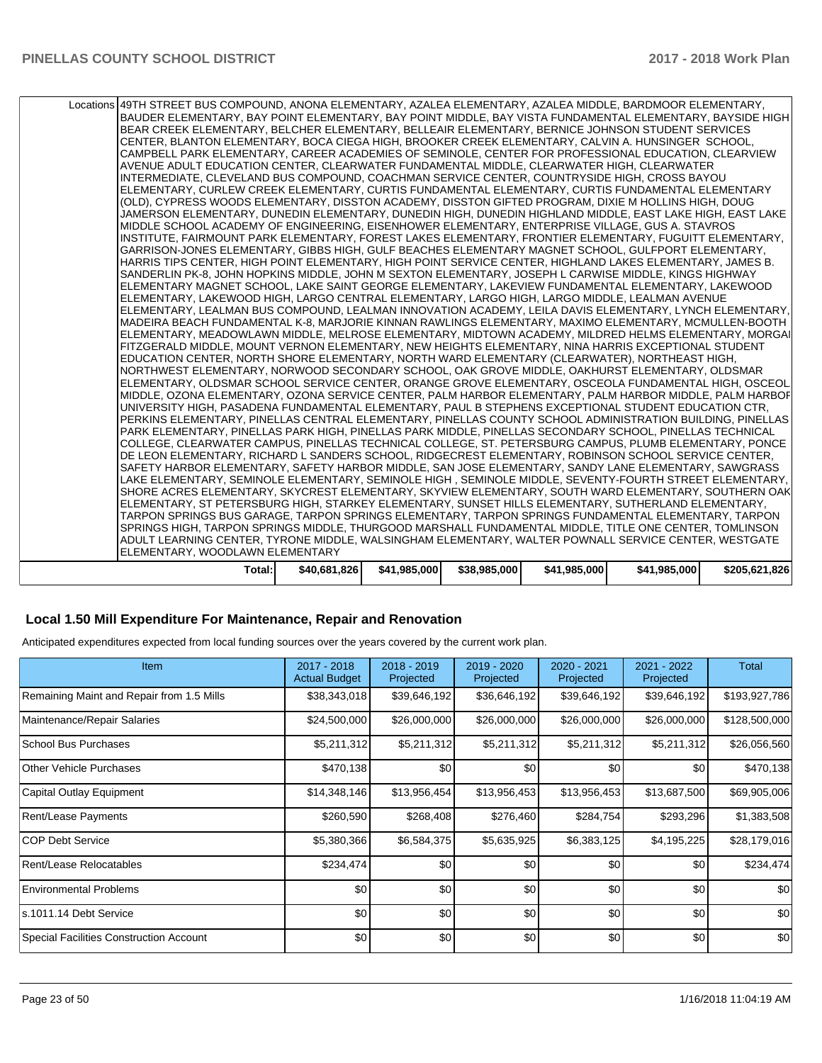| | | | | | | |
|---|---|---|---|---|---|---|
| Locations | 49TH STREET BUS COMPOUND, ANONA ELEMENTARY, AZALEA ELEMENTARY, AZALEA MIDDLE, BARDMOOR ELEMENTARY, BAUDER ELEMENTARY, BAY POINT ELEMENTARY, BAY POINT MIDDLE, BAY VISTA FUNDAMENTAL ELEMENTARY, BAYSIDE HIGH BEAR CREEK ELEMENTARY, BELCHER ELEMENTARY, BELLEAIR ELEMENTARY, BERNICE JOHNSON STUDENT SERVICES CENTER, BLANTON ELEMENTARY, BOCA CIEGA HIGH, BROOKER CREEK ELEMENTARY, CALVIN A. HUNSINGER SCHOOL, CAMPBELL PARK ELEMENTARY, CAREER ACADEMIES OF SEMINOLE, CENTER FOR PROFESSIONAL EDUCATION, CLEARVIEW AVENUE ADULT EDUCATION CENTER, CLEARWATER FUNDAMENTAL MIDDLE, CLEARWATER HIGH, CLEARWATER INTERMEDIATE, CLEVELAND BUS COMPOUND, COACHMAN SERVICE CENTER, COUNTRYSIDE HIGH, CROSS BAYOU ELEMENTARY, CURLEW CREEK ELEMENTARY, CURTIS FUNDAMENTAL ELEMENTARY, CURTIS FUNDAMENTAL ELEMENTARY (OLD), CYPRESS WOODS ELEMENTARY, DISSTON ACADEMY, DISSTON GIFTED PROGRAM, DIXIE M HOLLINS HIGH, DOUG JAMERSON ELEMENTARY, DUNEDIN ELEMENTARY, DUNEDIN HIGH, DUNEDIN HIGHLAND MIDDLE, EAST LAKE HIGH, EAST LAKE MIDDLE SCHOOL ACADEMY OF ENGINEERING, EISENHOWER ELEMENTARY, ENTERPRISE VILLAGE, GUS A. STAVROS INSTITUTE, FAIRMOUNT PARK ELEMENTARY, FOREST LAKES ELEMENTARY, FRONTIER ELEMENTARY, FUGUITT ELEMENTARY, GARRISON-JONES ELEMENTARY, GIBBS HIGH, GULF BEACHES ELEMENTARY MAGNET SCHOOL, GULFPORT ELEMENTARY, HARRIS TIPS CENTER, HIGH POINT ELEMENTARY, HIGH POINT SERVICE CENTER, HIGHLAND LAKES ELEMENTARY, JAMES B. SANDERLIN PK-8, JOHN HOPKINS MIDDLE, JOHN M SEXTON ELEMENTARY, JOSEPH L CARWISE MIDDLE, KINGS HIGHWAY ELEMENTARY MAGNET SCHOOL, LAKE SAINT GEORGE ELEMENTARY, LAKEVIEW FUNDAMENTAL ELEMENTARY, LAKEWOOD ELEMENTARY, LAKEWOOD HIGH, LARGO CENTRAL ELEMENTARY, LARGO HIGH, LARGO MIDDLE, LEALMAN AVENUE ELEMENTARY, LEALMAN BUS COMPOUND, LEALMAN INNOVATION ACADEMY, LEILA DAVIS ELEMENTARY, LYNCH ELEMENTARY, MADEIRA BEACH FUNDAMENTAL K-8, MARJORIE KINNAN RAWLINGS ELEMENTARY, MAXIMO ELEMENTARY, MCMULLEN-BOOTH ELEMENTARY, MEADOWLAWN MIDDLE, MELROSE ELEMENTARY, MIDTOWN ACADEMY, MILDRED HELMS ELEMENTARY, MORGAN FITZGERALD MIDDLE, MOUNT VERNON ELEMENTARY, NEW HEIGHTS ELEMENTARY, NINA HARRIS EXCEPTIONAL STUDENT EDUCATION CENTER, NORTH SHORE ELEMENTARY, NORTH WARD ELEMENTARY (CLEARWATER), NORTHEAST HIGH, NORTHWEST ELEMENTARY, NORWOOD SECONDARY SCHOOL, OAK GROVE MIDDLE, OAKHURST ELEMENTARY, OLDSMAR ELEMENTARY, OLDSMAR SCHOOL SERVICE CENTER, ORANGE GROVE ELEMENTARY, OSCEOLA FUNDAMENTAL HIGH, OSCEOLA MIDDLE, OZONA ELEMENTARY, OZONA SERVICE CENTER, PALM HARBOR ELEMENTARY, PALM HARBOR MIDDLE, PALM HARBOR UNIVERSITY HIGH, PASADENA FUNDAMENTAL ELEMENTARY, PAUL B STEPHENS EXCEPTIONAL STUDENT EDUCATION CTR, PERKINS ELEMENTARY, PINELLAS CENTRAL ELEMENTARY, PINELLAS COUNTY SCHOOL ADMINISTRATION BUILDING, PINELLAS PARK ELEMENTARY, PINELLAS PARK HIGH, PINELLAS PARK MIDDLE, PINELLAS SECONDARY SCHOOL, PINELLAS TECHNICAL COLLEGE, CLEARWATER CAMPUS, PINELLAS TECHNICAL COLLEGE, ST. PETERSBURG CAMPUS, PLUMB ELEMENTARY, PONCE DE LEON ELEMENTARY, RICHARD L SANDERS SCHOOL, RIDGECREST ELEMENTARY, ROBINSON SCHOOL SERVICE CENTER, SAFETY HARBOR ELEMENTARY, SAFETY HARBOR MIDDLE, SAN JOSE ELEMENTARY, SANDY LANE ELEMENTARY, SAWGRASS LAKE ELEMENTARY, SEMINOLE ELEMENTARY, SEMINOLE HIGH , SEMINOLE MIDDLE, SEVENTY-FOURTH STREET ELEMENTARY, SHORE ACRES ELEMENTARY, SKYCREST ELEMENTARY, SKYVIEW ELEMENTARY, SOUTH WARD ELEMENTARY, SOUTHERN OAK ELEMENTARY, ST PETERSBURG HIGH, STARKEY ELEMENTARY, SUNSET HILLS ELEMENTARY, SUTHERLAND ELEMENTARY, TARPON SPRINGS BUS GARAGE, TARPON SPRINGS ELEMENTARY, TARPON SPRINGS FUNDAMENTAL ELEMENTARY, TARPON SPRINGS HIGH, TARPON SPRINGS MIDDLE, THURGOOD MARSHALL FUNDAMENTAL MIDDLE, TITLE ONE CENTER, TOMLINSON ADULT LEARNING CENTER, TYRONE MIDDLE, WALSINGHAM ELEMENTARY, WALTER POWNALL SERVICE CENTER, WESTGATE ELEMENTARY, WOODLAWN ELEMENTARY | | | | | | |
| | **Total:** | $40,681,826 | $41,985,000 | $38,985,000 | $41,985,000 | $41,985,000 | $205,621,826 |

## Local 1.50 Mill Expenditure For Maintenance, Repair and Renovation

Anticipated expenditures expected from local funding sources over the years covered by the current work plan.

| Item | 2017 - 2018 Actual Budget | 2018 - 2019 Projected | 2019 - 2020 Projected | 2020 - 2021 Projected | 2021 - 2022 Projected | Total |
|---|---|---|---|---|---|---|
| Remaining Maint and Repair from 1.5 Mills | $38,343,018 | $39,646,192 | $36,646,192 | $39,646,192 | $39,646,192 | $193,927,786 |
| Maintenance/Repair Salaries | $24,500,000 | $26,000,000 | $26,000,000 | $26,000,000 | $26,000,000 | $128,500,000 |
| School Bus Purchases | $5,211,312 | $5,211,312 | $5,211,312 | $5,211,312 | $5,211,312 | $26,056,560 |
| Other Vehicle Purchases | $470,138 | $0 | $0 | $0 | $0 | $470,138 |
| Capital Outlay Equipment | $14,348,146 | $13,956,454 | $13,956,453 | $13,956,453 | $13,687,500 | $69,905,006 |
| Rent/Lease Payments | $260,590 | $268,408 | $276,460 | $284,754 | $293,296 | $1,383,508 |
| COP Debt Service | $5,380,366 | $6,584,375 | $5,635,925 | $6,383,125 | $4,195,225 | $28,179,016 |
| Rent/Lease Relocatables | $234,474 | $0 | $0 | $0 | $0 | $234,474 |
| Environmental Problems | $0 | $0 | $0 | $0 | $0 | $0 |
| s.1011.14 Debt Service | $0 | $0 | $0 | $0 | $0 | $0 |
| Special Facilities Construction Account | $0 | $0 | $0 | $0 | $0 | $0 |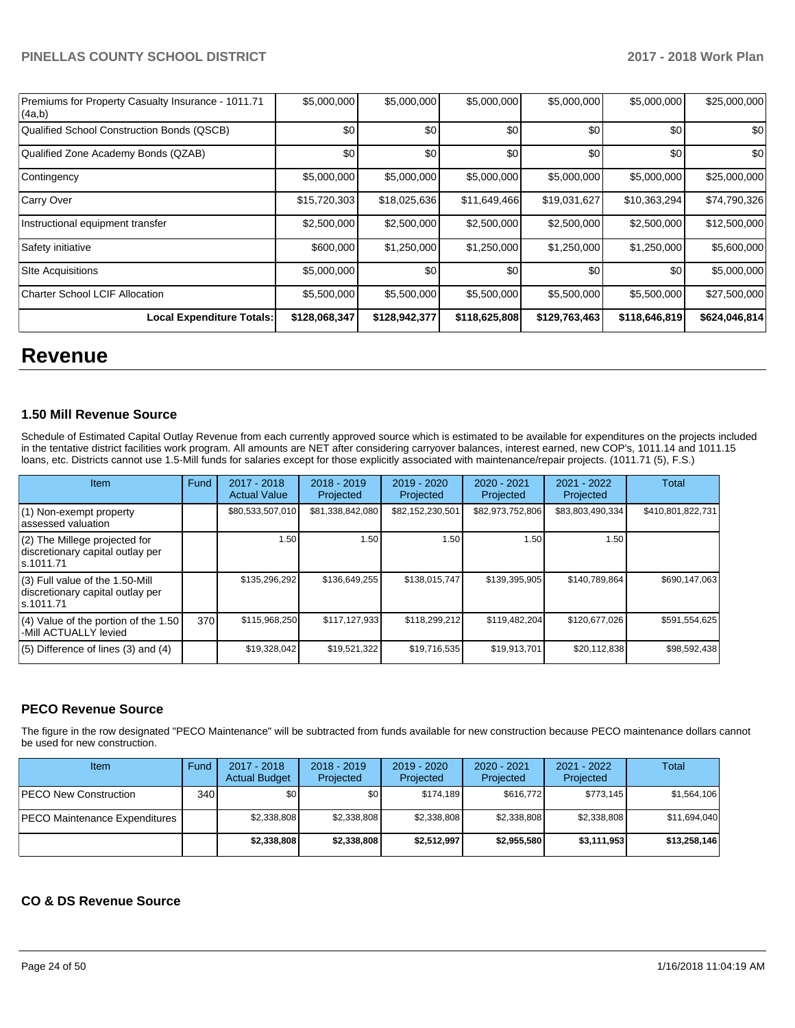| | | | | | | |
|---|---|---|---|---|---|---|
| Premiums for Property Casualty Insurance - 1011.71 (4a,b) | $5,000,000 | $5,000,000 | $5,000,000 | $5,000,000 | $5,000,000 | $25,000,000 |
| Qualified School Construction Bonds (QSCB) | $0 | $0 | $0 | $0 | $0 | $0 |
| Qualified Zone Academy Bonds (QZAB) | $0 | $0 | $0 | $0 | $0 | $0 |
| Contingency | $5,000,000 | $5,000,000 | $5,000,000 | $5,000,000 | $5,000,000 | $25,000,000 |
| Carry Over | $15,720,303 | $18,025,636 | $11,649,466 | $19,031,627 | $10,363,294 | $74,790,326 |
| Instructional equipment transfer | $2,500,000 | $2,500,000 | $2,500,000 | $2,500,000 | $2,500,000 | $12,500,000 |
| Safety initiative | $600,000 | $1,250,000 | $1,250,000 | $1,250,000 | $1,250,000 | $5,600,000 |
| SIte Acquisitions | $5,000,000 | $0 | $0 | $0 | $0 | $5,000,000 |
| Charter School LCIF Allocation | $5,500,000 | $5,500,000 | $5,500,000 | $5,500,000 | $5,500,000 | $27,500,000 |
| **Local Expenditure Totals:** | **$128,068,347** | **$128,942,377** | **$118,625,808** | **$129,763,463** | **$118,646,819** | **$624,046,814** |

# Revenue

### 1.50 Mill Revenue Source

Schedule of Estimated Capital Outlay Revenue from each currently approved source which is estimated to be available for expenditures on the projects included in the tentative district facilities work program. All amounts are NET after considering carryover balances, interest earned, new COP's, 1011.14 and 1011.15 loans, etc. Districts cannot use 1.5-Mill funds for salaries except for those explicitly associated with maintenance/repair projects. (1011.71 (5), F.S.)

| Item | Fund | 2017 - 2018 Actual Value | 2018 - 2019 Projected | 2019 - 2020 Projected | 2020 - 2021 Projected | 2021 - 2022 Projected | Total |
|---|---|---|---|---|---|---|---|
| (1) Non-exempt property assessed valuation | | $80,533,507,010 | $81,338,842,080 | $82,152,230,501 | $82,973,752,806 | $83,803,490,334 | $410,801,822,731 |
| (2) The Millege projected for discretionary capital outlay per s.1011.71 | | 1.50 | 1.50 | 1.50 | 1.50 | 1.50 | |
| (3) Full value of the 1.50-Mill discretionary capital outlay per s.1011.71 | | $135,296,292 | $136,649,255 | $138,015,747 | $139,395,905 | $140,789,864 | $690,147,063 |
| (4) Value of the portion of the 1.50 -Mill ACTUALLY levied | 370 | $115,968,250 | $117,127,933 | $118,299,212 | $119,482,204 | $120,677,026 | $591,554,625 |
| (5) Difference of lines (3) and (4) | | $19,328,042 | $19,521,322 | $19,716,535 | $19,913,701 | $20,112,838 | $98,592,438 |

### PECO Revenue Source

The figure in the row designated "PECO Maintenance" will be subtracted from funds available for new construction because PECO maintenance dollars cannot be used for new construction.

| Item | Fund | 2017 - 2018 Actual Budget | 2018 - 2019 Projected | 2019 - 2020 Projected | 2020 - 2021 Projected | 2021 - 2022 Projected | Total |
|---|---|---|---|---|---|---|---|
| PECO New Construction | 340 | $0 | $0 | $174,189 | $616,772 | $773,145 | $1,564,106 |
| PECO Maintenance Expenditures | | $2,338,808 | $2,338,808 | $2,338,808 | $2,338,808 | $2,338,808 | $11,694,040 |
| | | **$2,338,808** | **$2,338,808** | **$2,512,997** | **$2,955,580** | **$3,111,953** | **$13,258,146** |

### CO & DS Revenue Source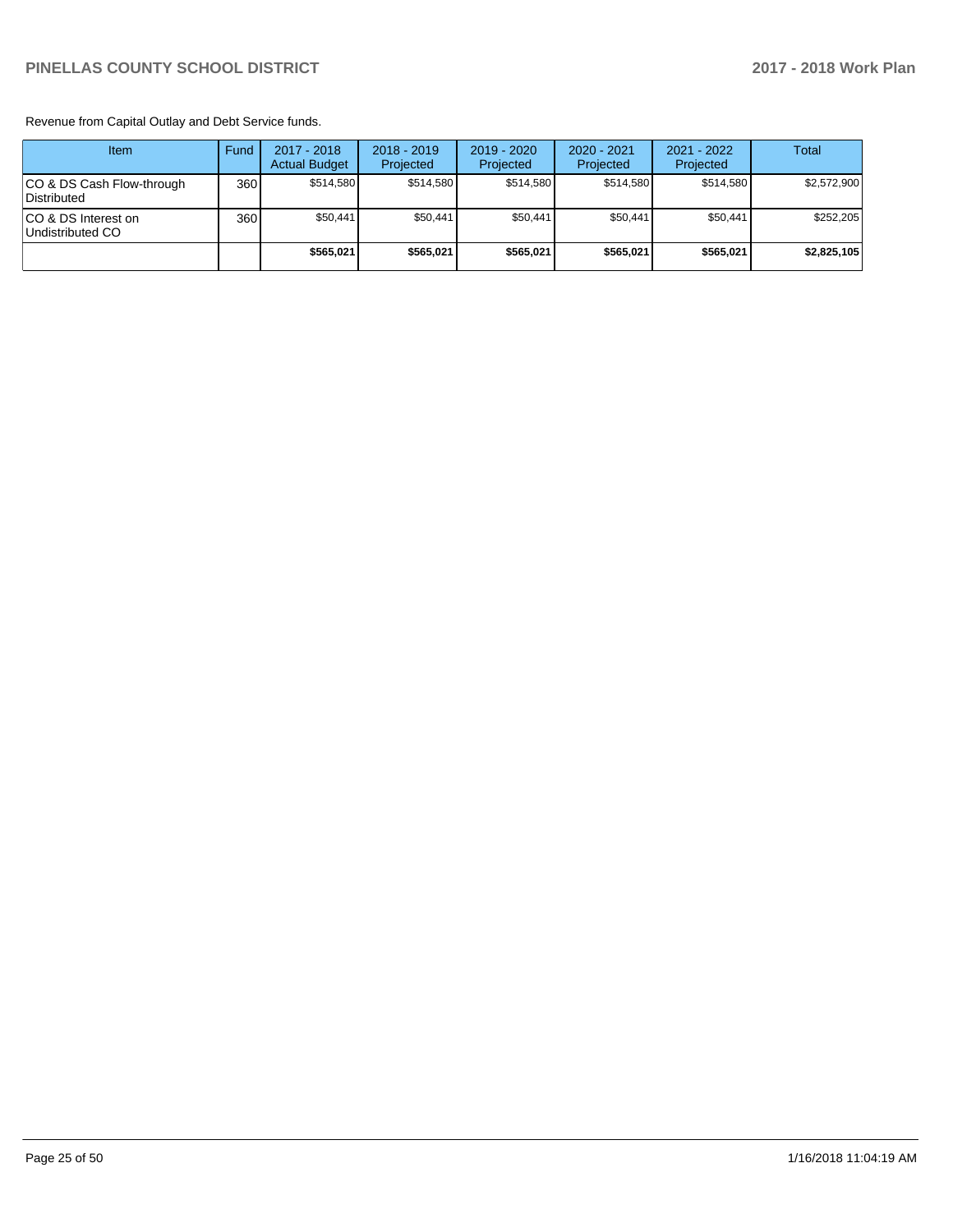Revenue from Capital Outlay and Debt Service funds.

| Item | Fund | 2017 - 2018 Actual Budget | 2018 - 2019 Projected | 2019 - 2020 Projected | 2020 - 2021 Projected | 2021 - 2022 Projected | Total |
|---|---|---|---|---|---|---|---|
| CO & DS Cash Flow-through Distributed | 360 | $514,580 | $514,580 | $514,580 | $514,580 | $514,580 | $2,572,900 |
| CO & DS Interest on Undistributed CO | 360 | $50,441 | $50,441 | $50,441 | $50,441 | $50,441 | $252,205 |
| | | **$565,021** | **$565,021** | **$565,021** | **$565,021** | **$565,021** | **$2,825,105** |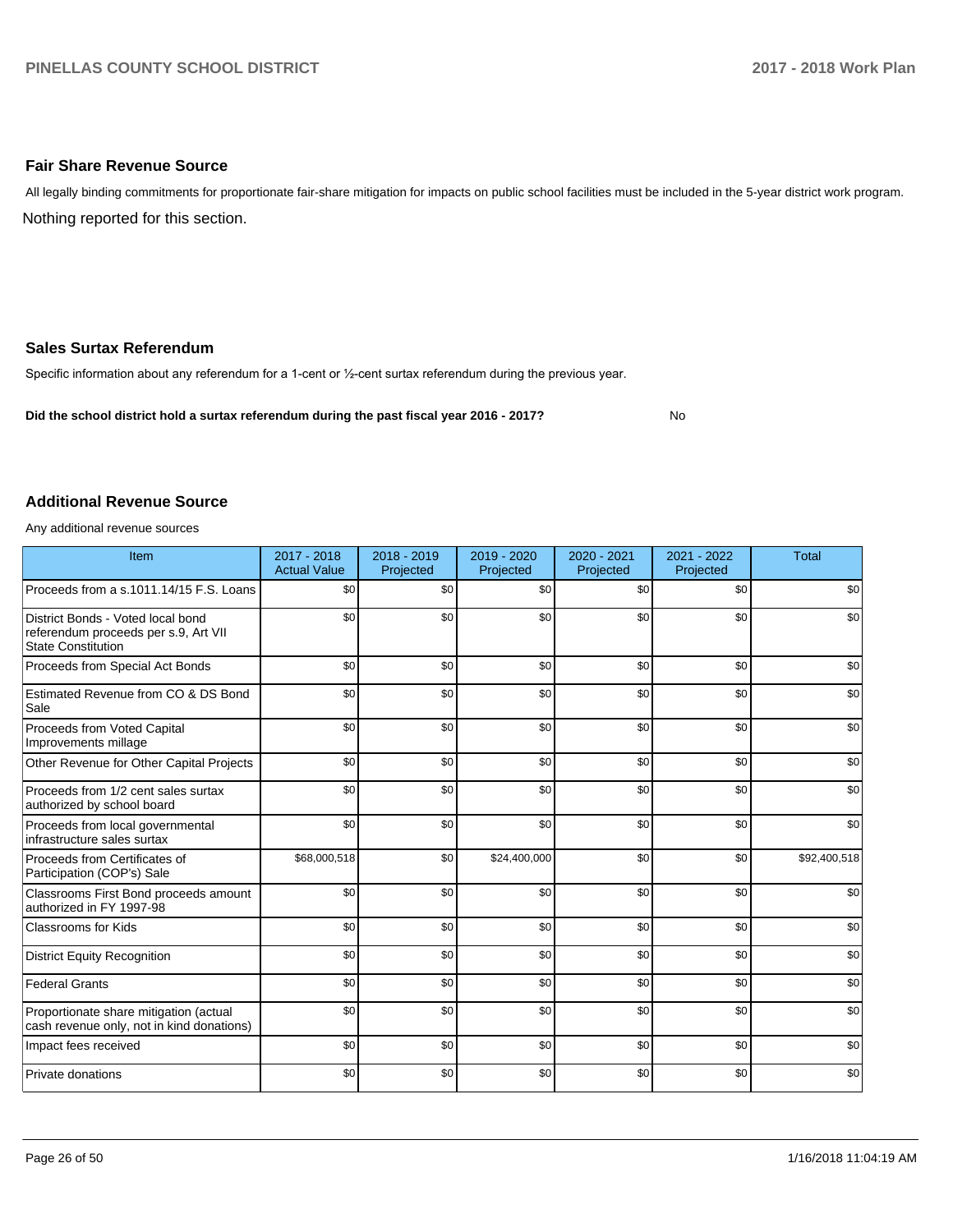## Fair Share Revenue Source

All legally binding commitments for proportionate fair-share mitigation for impacts on public school facilities must be included in the 5-year district work program.

Nothing reported for this section.

## Sales Surtax Referendum

Specific information about any referendum for a 1-cent or ½-cent surtax referendum during the previous year.

**Did the school district hold a surtax referendum during the past fiscal year 2016 - 2017?** No

## Additional Revenue Source

Any additional revenue sources

| Item | 2017 - 2018 Actual Value | 2018 - 2019 Projected | 2019 - 2020 Projected | 2020 - 2021 Projected | 2021 - 2022 Projected | Total |
|---|---|---|---|---|---|---|
| Proceeds from a s.1011.14/15 F.S. Loans | $0 | $0 | $0 | $0 | $0 | $0 |
| District Bonds - Voted local bond referendum proceeds per s.9, Art VII State Constitution | $0 | $0 | $0 | $0 | $0 | $0 |
| Proceeds from Special Act Bonds | $0 | $0 | $0 | $0 | $0 | $0 |
| Estimated Revenue from CO & DS Bond Sale | $0 | $0 | $0 | $0 | $0 | $0 |
| Proceeds from Voted Capital Improvements millage | $0 | $0 | $0 | $0 | $0 | $0 |
| Other Revenue for Other Capital Projects | $0 | $0 | $0 | $0 | $0 | $0 |
| Proceeds from 1/2 cent sales surtax authorized by school board | $0 | $0 | $0 | $0 | $0 | $0 |
| Proceeds from local governmental infrastructure sales surtax | $0 | $0 | $0 | $0 | $0 | $0 |
| Proceeds from Certificates of Participation (COP's) Sale | $68,000,518 | $0 | $24,400,000 | $0 | $0 | $92,400,518 |
| Classrooms First Bond proceeds amount authorized in FY 1997-98 | $0 | $0 | $0 | $0 | $0 | $0 |
| Classrooms for Kids | $0 | $0 | $0 | $0 | $0 | $0 |
| District Equity Recognition | $0 | $0 | $0 | $0 | $0 | $0 |
| Federal Grants | $0 | $0 | $0 | $0 | $0 | $0 |
| Proportionate share mitigation (actual cash revenue only, not in kind donations) | $0 | $0 | $0 | $0 | $0 | $0 |
| Impact fees received | $0 | $0 | $0 | $0 | $0 | $0 |
| Private donations | $0 | $0 | $0 | $0 | $0 | $0 |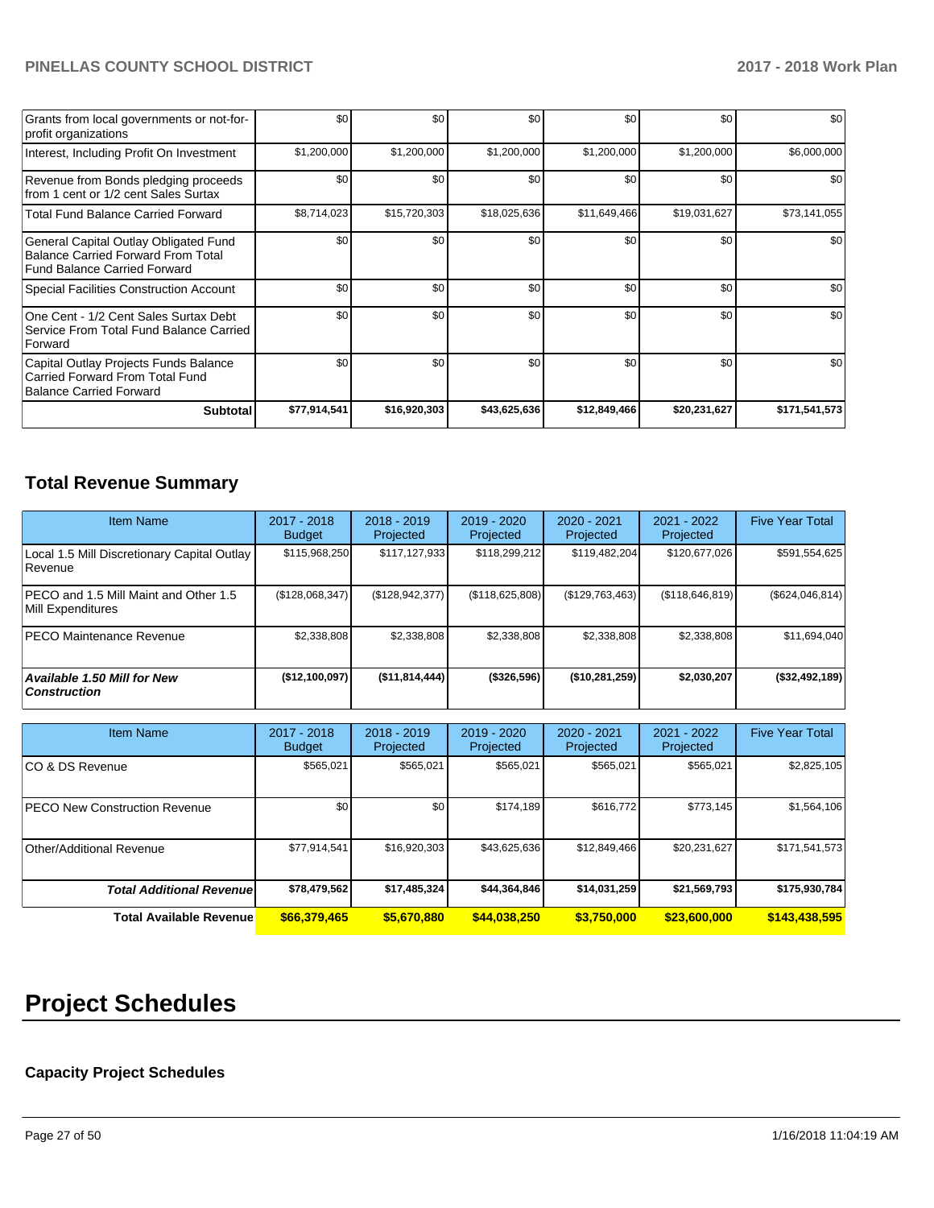| | | | | | | |
|---|---|---|---|---|---|---|
| Grants from local governments or not-for-profit organizations | $0 | $0 | $0 | $0 | $0 | $0 |
| Interest, Including Profit On Investment | $1,200,000 | $1,200,000 | $1,200,000 | $1,200,000 | $1,200,000 | $6,000,000 |
| Revenue from Bonds pledging proceeds from 1 cent or 1/2 cent Sales Surtax | $0 | $0 | $0 | $0 | $0 | $0 |
| Total Fund Balance Carried Forward | $8,714,023 | $15,720,303 | $18,025,636 | $11,649,466 | $19,031,627 | $73,141,055 |
| General Capital Outlay Obligated Fund Balance Carried Forward From Total Fund Balance Carried Forward | $0 | $0 | $0 | $0 | $0 | $0 |
| Special Facilities Construction Account | $0 | $0 | $0 | $0 | $0 | $0 |
| One Cent - 1/2 Cent Sales Surtax Debt Service From Total Fund Balance Carried Forward | $0 | $0 | $0 | $0 | $0 | $0 |
| Capital Outlay Projects Funds Balance Carried Forward From Total Fund Balance Carried Forward | $0 | $0 | $0 | $0 | $0 | $0 |
| **Subtotal** | **$77,914,541** | **$16,920,303** | **$43,625,636** | **$12,849,466** | **$20,231,627** | **$171,541,573** |

## Total Revenue Summary

| Item Name | 2017 - 2018 Budget | 2018 - 2019 Projected | 2019 - 2020 Projected | 2020 - 2021 Projected | 2021 - 2022 Projected | Five Year Total |
|---|---|---|---|---|---|---|
| Local 1.5 Mill Discretionary Capital Outlay Revenue | $115,968,250 | $117,127,933 | $118,299,212 | $119,482,204 | $120,677,026 | $591,554,625 |
| PECO and 1.5 Mill Maint and Other 1.5 Mill Expenditures | ($128,068,347) | ($128,942,377) | ($118,625,808) | ($129,763,463) | ($118,646,819) | ($624,046,814) |
| PECO Maintenance Revenue | $2,338,808 | $2,338,808 | $2,338,808 | $2,338,808 | $2,338,808 | $11,694,040 |
| ***Available 1.50 Mill for New Construction*** | **($12,100,097)** | **($11,814,444)** | **($326,596)** | **($10,281,259)** | **$2,030,207** | **($32,492,189)** |

| Item Name | 2017 - 2018 Budget | 2018 - 2019 Projected | 2019 - 2020 Projected | 2020 - 2021 Projected | 2021 - 2022 Projected | Five Year Total |
|---|---|---|---|---|---|---|
| CO & DS Revenue | $565,021 | $565,021 | $565,021 | $565,021 | $565,021 | $2,825,105 |
| PECO New Construction Revenue | $0 | $0 | $174,189 | $616,772 | $773,145 | $1,564,106 |
| Other/Additional Revenue | $77,914,541 | $16,920,303 | $43,625,636 | $12,849,466 | $20,231,627 | $171,541,573 |
| ***Total Additional Revenue*** | **$78,479,562** | **$17,485,324** | **$44,364,846** | **$14,031,259** | **$21,569,793** | **$175,930,784** |
| **Total Available Revenue** | **$66,379,465** | **$5,670,880** | **$44,038,250** | **$3,750,000** | **$23,600,000** | **$143,438,595** |

# Project Schedules

### Capacity Project Schedules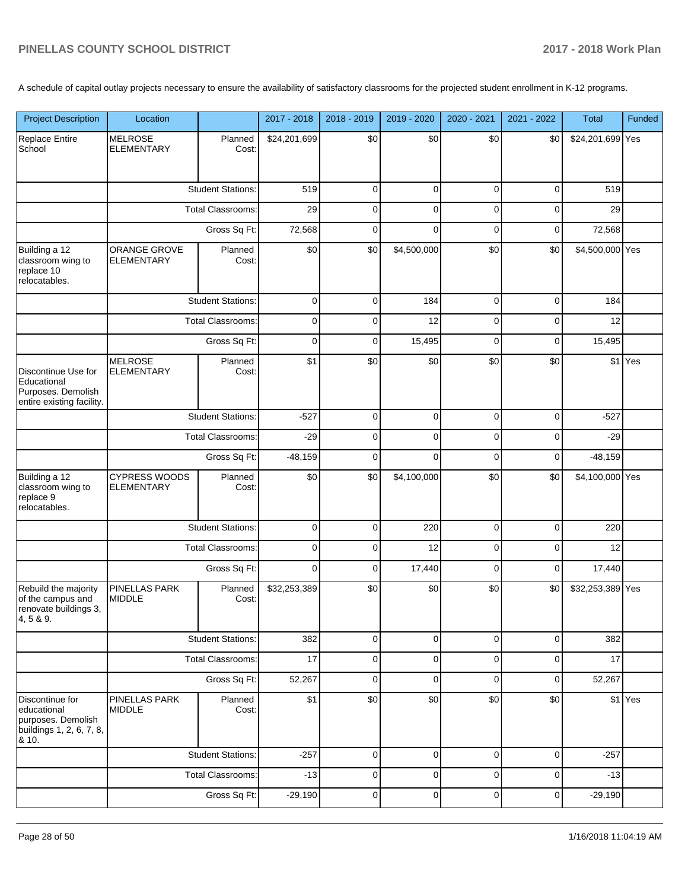A schedule of capital outlay projects necessary to ensure the availability of satisfactory classrooms for the projected student enrollment in K-12 programs.

| Project Description | Location | | 2017 - 2018 | 2018 - 2019 | 2019 - 2020 | 2020 - 2021 | 2021 - 2022 | Total | Funded |
|---|---|---|---|---|---|---|---|---|---|
| Replace Entire School | MELROSE ELEMENTARY | Planned Cost: | $24,201,699 | $0 | $0 | $0 | $0 | $24,201,699 | Yes |
| | | Student Stations: | 519 | 0 | 0 | 0 | 0 | 519 | |
| | | Total Classrooms: | 29 | 0 | 0 | 0 | 0 | 29 | |
| | | Gross Sq Ft: | 72,568 | 0 | 0 | 0 | 0 | 72,568 | |
| Building a 12 classroom wing to replace 10 relocatables. | ORANGE GROVE ELEMENTARY | Planned Cost: | $0 | $0 | $4,500,000 | $0 | $0 | $4,500,000 | Yes |
| | | Student Stations: | 0 | 0 | 184 | 0 | 0 | 184 | |
| | | Total Classrooms: | 0 | 0 | 12 | 0 | 0 | 12 | |
| | | Gross Sq Ft: | 0 | 0 | 15,495 | 0 | 0 | 15,495 | |
| Discontinue Use for Educational Purposes. Demolish entire existing facility. | MELROSE ELEMENTARY | Planned Cost: | $1 | $0 | $0 | $0 | $0 | $1 | Yes |
| | | Student Stations: | -527 | 0 | 0 | 0 | 0 | -527 | |
| | | Total Classrooms: | -29 | 0 | 0 | 0 | 0 | -29 | |
| | | Gross Sq Ft: | -48,159 | 0 | 0 | 0 | 0 | -48,159 | |
| Building a 12 classroom wing to replace 9 relocatables. | CYPRESS WOODS ELEMENTARY | Planned Cost: | $0 | $0 | $4,100,000 | $0 | $0 | $4,100,000 | Yes |
| | | Student Stations: | 0 | 0 | 220 | 0 | 0 | 220 | |
| | | Total Classrooms: | 0 | 0 | 12 | 0 | 0 | 12 | |
| | | Gross Sq Ft: | 0 | 0 | 17,440 | 0 | 0 | 17,440 | |
| Rebuild the majority of the campus and renovate buildings 3, 4, 5 & 9. | PINELLAS PARK MIDDLE | Planned Cost: | $32,253,389 | $0 | $0 | $0 | $0 | $32,253,389 | Yes |
| | | Student Stations: | 382 | 0 | 0 | 0 | 0 | 382 | |
| | | Total Classrooms: | 17 | 0 | 0 | 0 | 0 | 17 | |
| | | Gross Sq Ft: | 52,267 | 0 | 0 | 0 | 0 | 52,267 | |
| Discontinue for educational purposes. Demolish buildings 1, 2, 6, 7, 8, & 10. | PINELLAS PARK MIDDLE | Planned Cost: | $1 | $0 | $0 | $0 | $0 | $1 | Yes |
| | | Student Stations: | -257 | 0 | 0 | 0 | 0 | -257 | |
| | | Total Classrooms: | -13 | 0 | 0 | 0 | 0 | -13 | |
| | | Gross Sq Ft: | -29,190 | 0 | 0 | 0 | 0 | -29,190 | |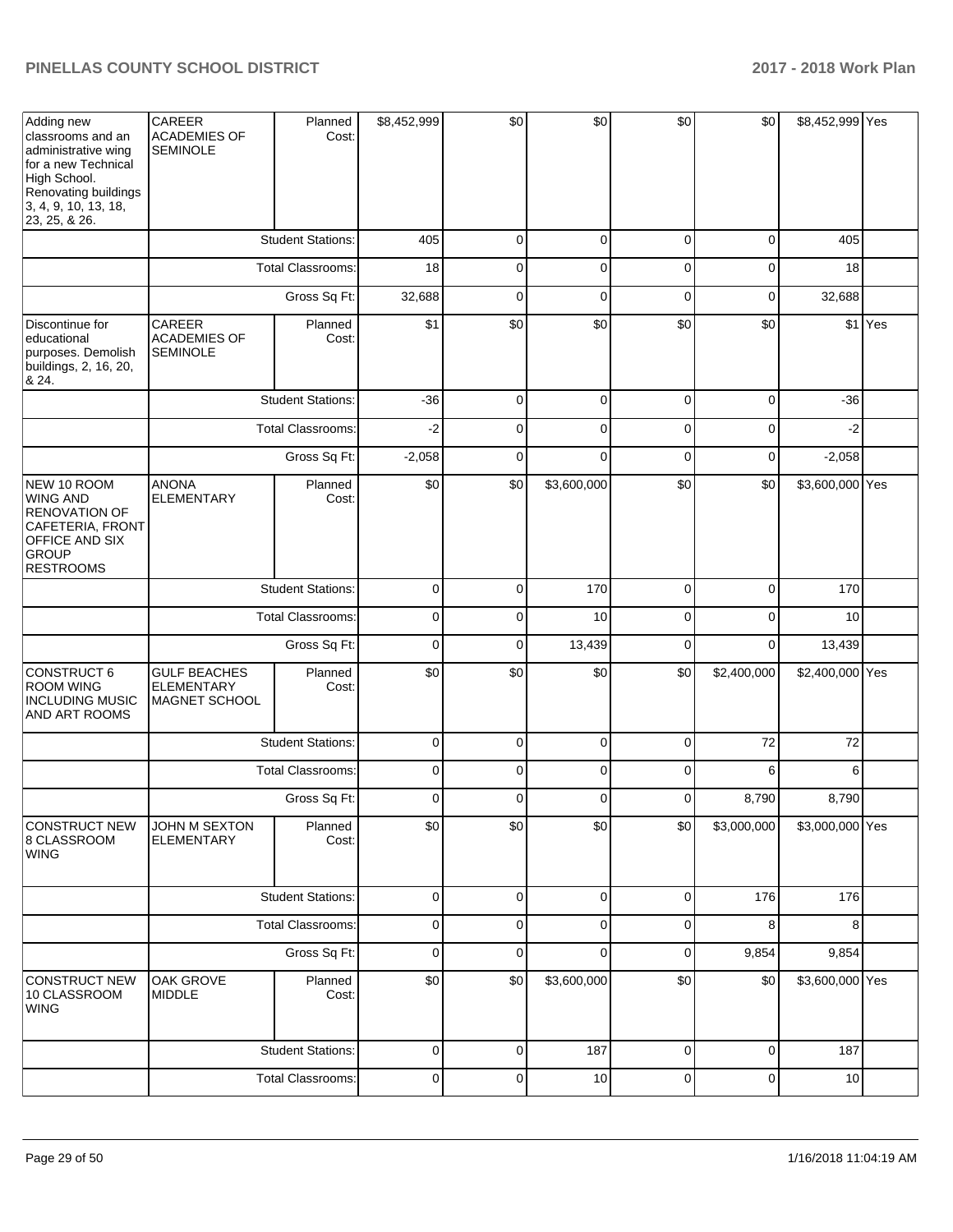| Adding new classrooms and an administrative wing for a new Technical High School. Renovating buildings 3, 4, 9, 10, 13, 18, 23, 25, & 26. | CAREER ACADEMIES OF SEMINOLE | Planned Cost: | $8,452,999 | $0 | $0 | $0 | $0 | $8,452,999 | Yes |
|---|---|---|---|---|---|---|---|---|---|
| | | Student Stations: | 405 | 0 | 0 | 0 | 0 | 405 | |
| | | Total Classrooms: | 18 | 0 | 0 | 0 | 0 | 18 | |
| | | Gross Sq Ft: | 32,688 | 0 | 0 | 0 | 0 | 32,688 | |
| Discontinue for educational purposes. Demolish buildings, 2, 16, 20, & 24. | CAREER ACADEMIES OF SEMINOLE | Planned Cost: | $1 | $0 | $0 | $0 | $0 | $1 | Yes |
| | | Student Stations: | -36 | 0 | 0 | 0 | 0 | -36 | |
| | | Total Classrooms: | -2 | 0 | 0 | 0 | 0 | -2 | |
| | | Gross Sq Ft: | -2,058 | 0 | 0 | 0 | 0 | -2,058 | |
| NEW 10 ROOM WING AND RENOVATION OF CAFETERIA, FRONT OFFICE AND SIX GROUP RESTROOMS | ANONA ELEMENTARY | Planned Cost: | $0 | $0 | $3,600,000 | $0 | $0 | $3,600,000 | Yes |
| | | Student Stations: | 0 | 0 | 170 | 0 | 0 | 170 | |
| | | Total Classrooms: | 0 | 0 | 10 | 0 | 0 | 10 | |
| | | Gross Sq Ft: | 0 | 0 | 13,439 | 0 | 0 | 13,439 | |
| CONSTRUCT 6 ROOM WING INCLUDING MUSIC AND ART ROOMS | GULF BEACHES ELEMENTARY MAGNET SCHOOL | Planned Cost: | $0 | $0 | $0 | $0 | $2,400,000 | $2,400,000 | Yes |
| | | Student Stations: | 0 | 0 | 0 | 0 | 72 | 72 | |
| | | Total Classrooms: | 0 | 0 | 0 | 0 | 6 | 6 | |
| | | Gross Sq Ft: | 0 | 0 | 0 | 0 | 8,790 | 8,790 | |
| CONSTRUCT NEW 8 CLASSROOM WING | JOHN M SEXTON ELEMENTARY | Planned Cost: | $0 | $0 | $0 | $0 | $3,000,000 | $3,000,000 | Yes |
| | | Student Stations: | 0 | 0 | 0 | 0 | 176 | 176 | |
| | | Total Classrooms: | 0 | 0 | 0 | 0 | 8 | 8 | |
| | | Gross Sq Ft: | 0 | 0 | 0 | 0 | 9,854 | 9,854 | |
| CONSTRUCT NEW 10 CLASSROOM WING | OAK GROVE MIDDLE | Planned Cost: | $0 | $0 | $3,600,000 | $0 | $0 | $3,600,000 | Yes |
| | | Student Stations: | 0 | 0 | 187 | 0 | 0 | 187 | |
| | | Total Classrooms: | 0 | 0 | 10 | 0 | 0 | 10 | |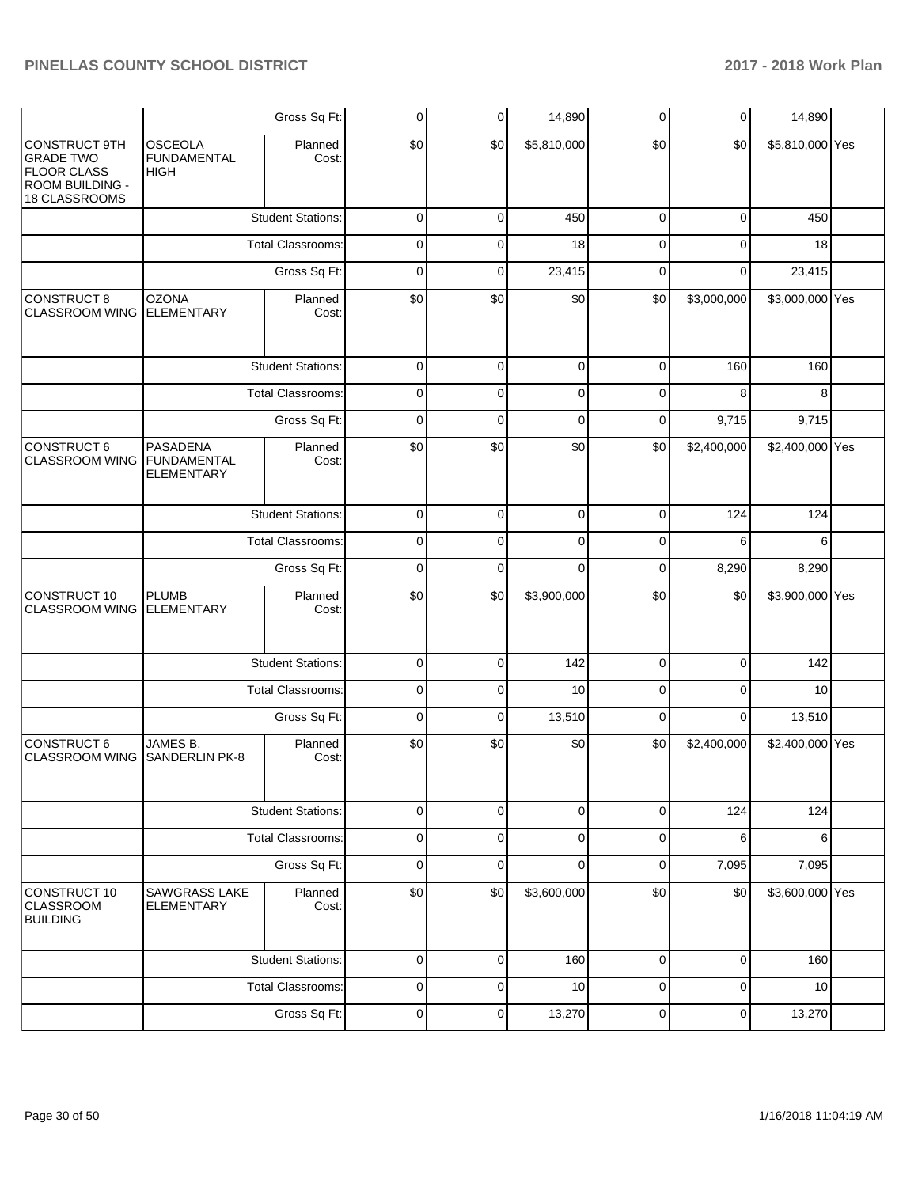| | | | | | | | | | |
|---|---|---|---|---|---|---|---|---|---|
| | | Gross Sq Ft: | 0 | 0 | 14,890 | 0 | 0 | 14,890 | |
| CONSTRUCT 9TH GRADE TWO FLOOR CLASS ROOM BUILDING - 18 CLASSROOMS | OSCEOLA FUNDAMENTAL HIGH | Planned Cost: | $0 | $0 | $5,810,000 | $0 | $0 | $5,810,000 | Yes |
| | | Student Stations: | 0 | 0 | 450 | 0 | 0 | 450 | |
| | | Total Classrooms: | 0 | 0 | 18 | 0 | 0 | 18 | |
| | | Gross Sq Ft: | 0 | 0 | 23,415 | 0 | 0 | 23,415 | |
| CONSTRUCT 8 CLASSROOM WING | OZONA ELEMENTARY | Planned Cost: | $0 | $0 | $0 | $0 | $3,000,000 | $3,000,000 | Yes |
| | | Student Stations: | 0 | 0 | 0 | 0 | 160 | 160 | |
| | | Total Classrooms: | 0 | 0 | 0 | 0 | 8 | 8 | |
| | | Gross Sq Ft: | 0 | 0 | 0 | 0 | 9,715 | 9,715 | |
| CONSTRUCT 6 CLASSROOM WING | PASADENA FUNDAMENTAL ELEMENTARY | Planned Cost: | $0 | $0 | $0 | $0 | $2,400,000 | $2,400,000 | Yes |
| | | Student Stations: | 0 | 0 | 0 | 0 | 124 | 124 | |
| | | Total Classrooms: | 0 | 0 | 0 | 0 | 6 | 6 | |
| | | Gross Sq Ft: | 0 | 0 | 0 | 0 | 8,290 | 8,290 | |
| CONSTRUCT 10 CLASSROOM WING | PLUMB ELEMENTARY | Planned Cost: | $0 | $0 | $3,900,000 | $0 | $0 | $3,900,000 | Yes |
| | | Student Stations: | 0 | 0 | 142 | 0 | 0 | 142 | |
| | | Total Classrooms: | 0 | 0 | 10 | 0 | 0 | 10 | |
| | | Gross Sq Ft: | 0 | 0 | 13,510 | 0 | 0 | 13,510 | |
| CONSTRUCT 6 CLASSROOM WING | JAMES B. SANDERLIN PK-8 | Planned Cost: | $0 | $0 | $0 | $0 | $2,400,000 | $2,400,000 | Yes |
| | | Student Stations: | 0 | 0 | 0 | 0 | 124 | 124 | |
| | | Total Classrooms: | 0 | 0 | 0 | 0 | 6 | 6 | |
| | | Gross Sq Ft: | 0 | 0 | 0 | 0 | 7,095 | 7,095 | |
| CONSTRUCT 10 CLASSROOM BUILDING | SAWGRASS LAKE ELEMENTARY | Planned Cost: | $0 | $0 | $3,600,000 | $0 | $0 | $3,600,000 | Yes |
| | | Student Stations: | 0 | 0 | 160 | 0 | 0 | 160 | |
| | | Total Classrooms: | 0 | 0 | 10 | 0 | 0 | 10 | |
| | | Gross Sq Ft: | 0 | 0 | 13,270 | 0 | 0 | 13,270 | |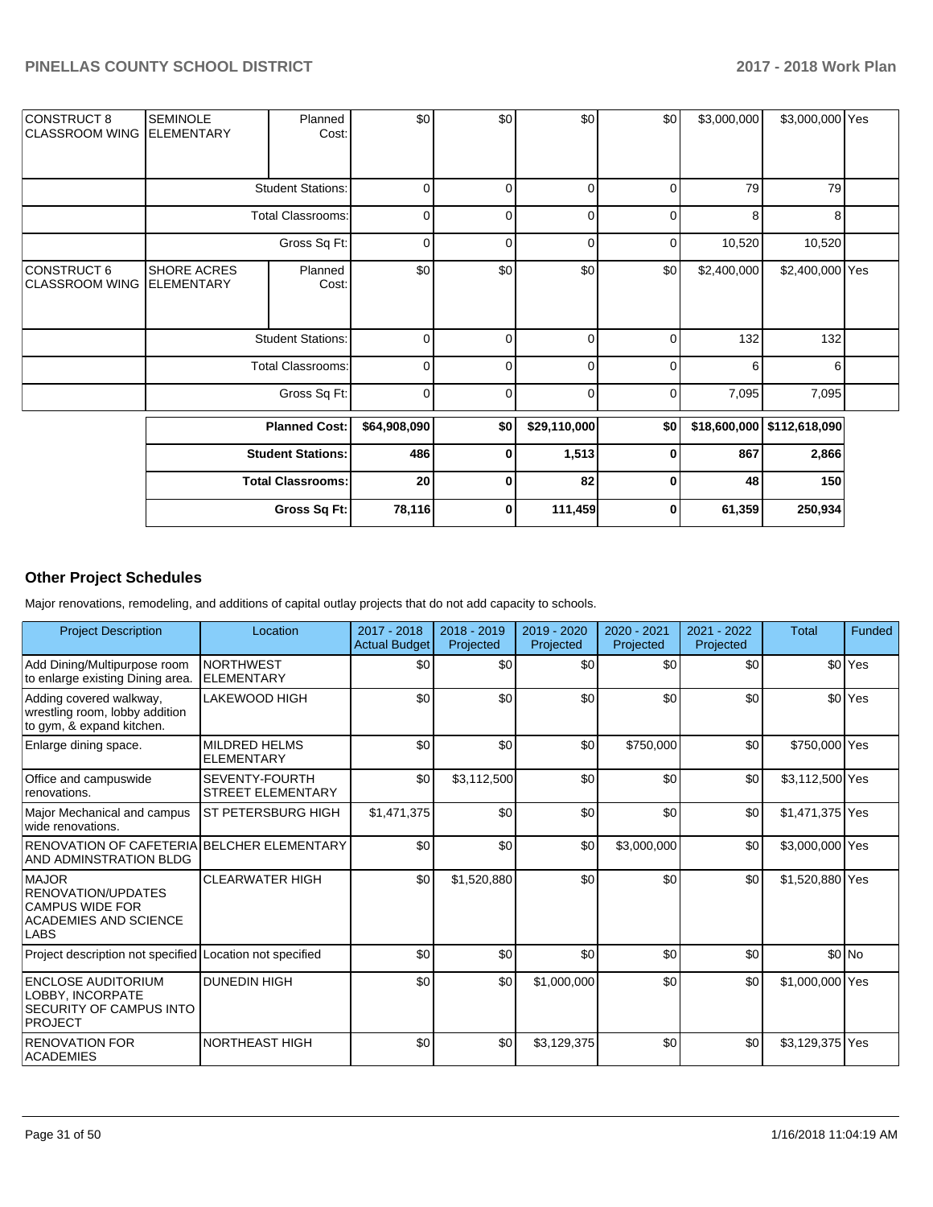| | | | | | | | | | |
|---|---|---|---|---|---|---|---|---|---|
| CONSTRUCT 8 CLASSROOM WING | SEMINOLE ELEMENTARY | Planned Cost: | $0 | $0 | $0 | $0 | $3,000,000 | $3,000,000 | Yes |
| | Student Stations: | | 0 | 0 | 0 | 0 | 79 | 79 | |
| | Total Classrooms: | | 0 | 0 | 0 | 0 | 8 | 8 | |
| | Gross Sq Ft: | | 0 | 0 | 0 | 0 | 10,520 | 10,520 | |
| CONSTRUCT 6 CLASSROOM WING | SHORE ACRES ELEMENTARY | Planned Cost: | $0 | $0 | $0 | $0 | $2,400,000 | $2,400,000 | Yes |
| | Student Stations: | | 0 | 0 | 0 | 0 | 132 | 132 | |
| | Total Classrooms: | | 0 | 0 | 0 | 0 | 6 | 6 | |
| | Gross Sq Ft: | | 0 | 0 | 0 | 0 | 7,095 | 7,095 | |

| | | | | | | |
|---|---|---|---|---|---|---|
| **Planned Cost:** | **$64,908,090** | **$0** | **$29,110,000** | **$0** | **$18,600,000** | **$112,618,090** |
| **Student Stations:** | **486** | **0** | **1,513** | **0** | **867** | **2,866** |
| **Total Classrooms:** | **20** | **0** | **82** | **0** | **48** | **150** |
| **Gross Sq Ft:** | **78,116** | **0** | **111,459** | **0** | **61,359** | **250,934** |

## Other Project Schedules

Major renovations, remodeling, and additions of capital outlay projects that do not add capacity to schools.

| Project Description | Location | 2017 - 2018 Actual Budget | 2018 - 2019 Projected | 2019 - 2020 Projected | 2020 - 2021 Projected | 2021 - 2022 Projected | Total | Funded |
|---|---|---|---|---|---|---|---|---|
| Add Dining/Multipurpose room to enlarge existing Dining area. | NORTHWEST ELEMENTARY | $0 | $0 | $0 | $0 | $0 | $0 | Yes |
| Adding covered walkway, wrestling room, lobby addition to gym, & expand kitchen. | LAKEWOOD HIGH | $0 | $0 | $0 | $0 | $0 | $0 | Yes |
| Enlarge dining space. | MILDRED HELMS ELEMENTARY | $0 | $0 | $0 | $750,000 | $0 | $750,000 | Yes |
| Office and campuswide renovations. | SEVENTY-FOURTH STREET ELEMENTARY | $0 | $3,112,500 | $0 | $0 | $0 | $3,112,500 | Yes |
| Major Mechanical and campus wide renovations. | ST PETERSBURG HIGH | $1,471,375 | $0 | $0 | $0 | $0 | $1,471,375 | Yes |
| RENOVATION OF CAFETERIA AND ADMINSTRATION BLDG | BELCHER ELEMENTARY | $0 | $0 | $0 | $3,000,000 | $0 | $3,000,000 | Yes |
| MAJOR RENOVATION/UPDATES CAMPUS WIDE FOR ACADEMIES AND SCIENCE LABS | CLEARWATER HIGH | $0 | $1,520,880 | $0 | $0 | $0 | $1,520,880 | Yes |
| Project description not specified | Location not specified | $0 | $0 | $0 | $0 | $0 | $0 | No |
| ENCLOSE AUDITORIUM LOBBY, INCORPATE SECURITY OF CAMPUS INTO PROJECT | DUNEDIN HIGH | $0 | $0 | $1,000,000 | $0 | $0 | $1,000,000 | Yes |
| RENOVATION FOR ACADEMIES | NORTHEAST HIGH | $0 | $0 | $3,129,375 | $0 | $0 | $3,129,375 | Yes |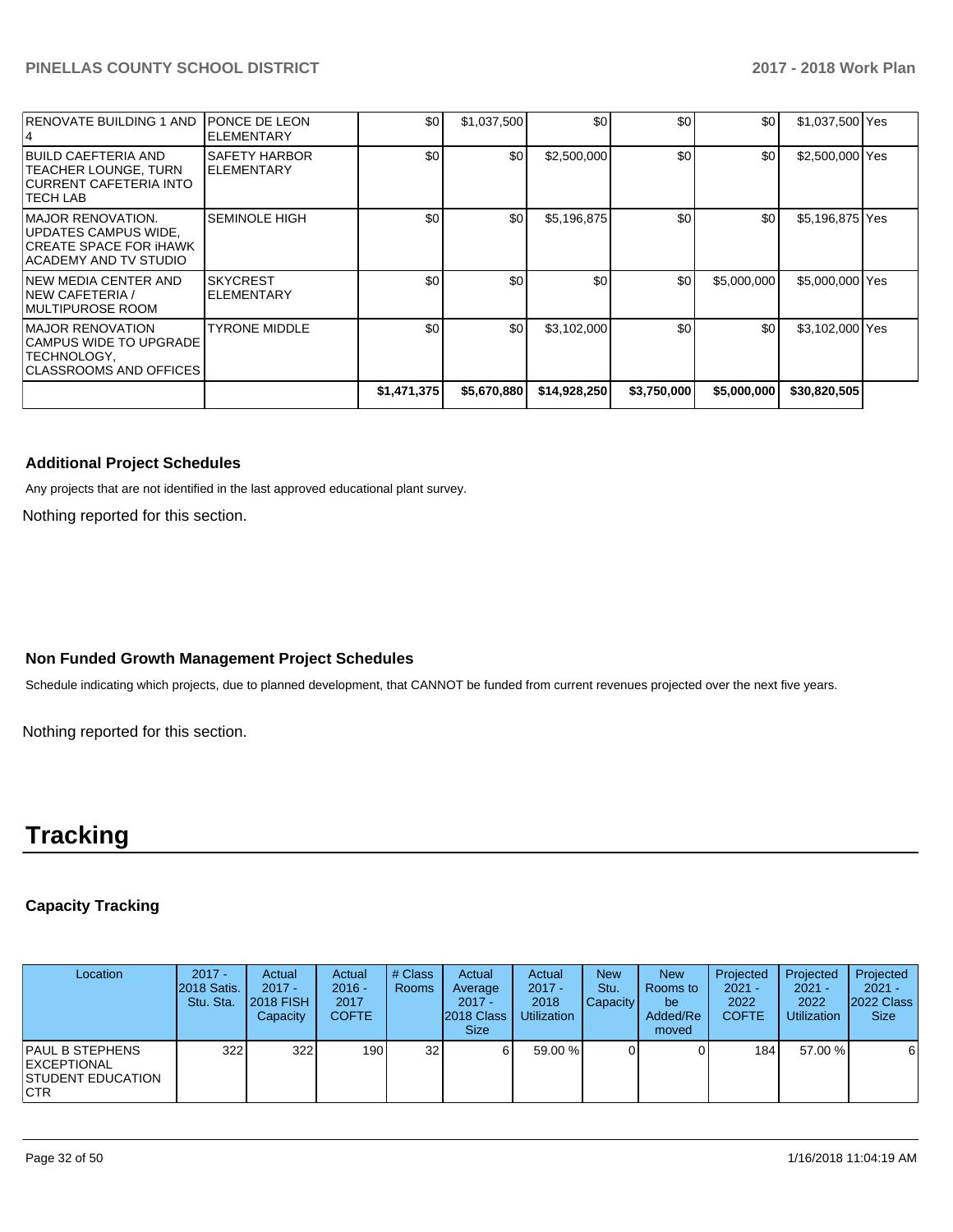| | | | | | | | | |
|---|---|---|---|---|---|---|---|---|
| RENOVATE BUILDING 1 AND 4 | PONCE DE LEON ELEMENTARY | $0 | $1,037,500 | $0 | $0 | $0 | $1,037,500 | Yes |
| BUILD CAEFTERIA AND TEACHER LOUNGE, TURN CURRENT CAFETERIA INTO TECH LAB | SAFETY HARBOR ELEMENTARY | $0 | $0 | $2,500,000 | $0 | $0 | $2,500,000 | Yes |
| MAJOR RENOVATION. UPDATES CAMPUS WIDE, CREATE SPACE FOR iHAWK ACADEMY AND TV STUDIO | SEMINOLE HIGH | $0 | $0 | $5,196,875 | $0 | $0 | $5,196,875 | Yes |
| NEW MEDIA CENTER AND NEW CAFETERIA / MULTIPUROSE ROOM | SKYCREST ELEMENTARY | $0 | $0 | $0 | $0 | $5,000,000 | $5,000,000 | Yes |
| MAJOR RENOVATION CAMPUS WIDE TO UPGRADE TECHNOLOGY, CLASSROOMS AND OFFICES | TYRONE MIDDLE | $0 | $0 | $3,102,000 | $0 | $0 | $3,102,000 | Yes |
| | | $1,471,375 | $5,670,880 | $14,928,250 | $3,750,000 | $5,000,000 | $30,820,505 | |

### Additional Project Schedules

Any projects that are not identified in the last approved educational plant survey.

Nothing reported for this section.

### Non Funded Growth Management Project Schedules

Schedule indicating which projects, due to planned development, that CANNOT be funded from current revenues projected over the next five years.

Nothing reported for this section.

# Tracking

### Capacity Tracking

| Location | 2017 - 2018 Satis. Stu. Sta. | Actual 2017 - 2018 FISH Capacity | Actual 2016 - 2017 COFTE | # Class Rooms | Actual Average 2017 - 2018 Class Size | Actual 2017 - 2018 Utilization | New Stu. Capacity | New Rooms to be Added/Removed | Projected 2021 - 2022 COFTE | Projected 2021 - 2022 Utilization | Projected 2021 - 2022 Class Size |
|---|---|---|---|---|---|---|---|---|---|---|---|
| PAUL B STEPHENS EXCEPTIONAL STUDENT EDUCATION CTR | 322 | 322 | 190 | 32 | 6 | 59.00 % | 0 | 0 | 184 | 57.00 % | 6 |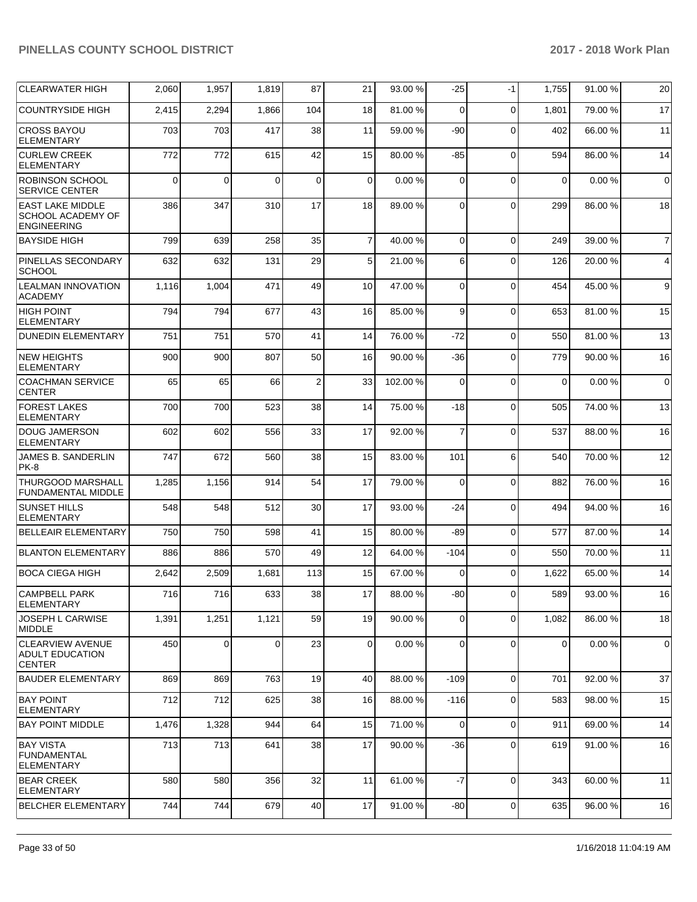| CLEARWATER HIGH | 2,060 | 1,957 | 1,819 | 87 | 21 | 93.00 % | -25 | -1 | 1,755 | 91.00 % | 20 |
|---|---|---|---|---|---|---|---|---|---|---|---|
| COUNTRYSIDE HIGH | 2,415 | 2,294 | 1,866 | 104 | 18 | 81.00 % | 0 | 0 | 1,801 | 79.00 % | 17 |
| CROSS BAYOU ELEMENTARY | 703 | 703 | 417 | 38 | 11 | 59.00 % | -90 | 0 | 402 | 66.00 % | 11 |
| CURLEW CREEK ELEMENTARY | 772 | 772 | 615 | 42 | 15 | 80.00 % | -85 | 0 | 594 | 86.00 % | 14 |
| ROBINSON SCHOOL SERVICE CENTER | 0 | 0 | 0 | 0 | 0 | 0.00 % | 0 | 0 | 0 | 0.00 % | 0 |
| EAST LAKE MIDDLE SCHOOL ACADEMY OF ENGINEERING | 386 | 347 | 310 | 17 | 18 | 89.00 % | 0 | 0 | 299 | 86.00 % | 18 |
| BAYSIDE HIGH | 799 | 639 | 258 | 35 | 7 | 40.00 % | 0 | 0 | 249 | 39.00 % | 7 |
| PINELLAS SECONDARY SCHOOL | 632 | 632 | 131 | 29 | 5 | 21.00 % | 6 | 0 | 126 | 20.00 % | 4 |
| LEALMAN INNOVATION ACADEMY | 1,116 | 1,004 | 471 | 49 | 10 | 47.00 % | 0 | 0 | 454 | 45.00 % | 9 |
| HIGH POINT ELEMENTARY | 794 | 794 | 677 | 43 | 16 | 85.00 % | 9 | 0 | 653 | 81.00 % | 15 |
| DUNEDIN ELEMENTARY | 751 | 751 | 570 | 41 | 14 | 76.00 % | -72 | 0 | 550 | 81.00 % | 13 |
| NEW HEIGHTS ELEMENTARY | 900 | 900 | 807 | 50 | 16 | 90.00 % | -36 | 0 | 779 | 90.00 % | 16 |
| COACHMAN SERVICE CENTER | 65 | 65 | 66 | 2 | 33 | 102.00 % | 0 | 0 | 0 | 0.00 % | 0 |
| FOREST LAKES ELEMENTARY | 700 | 700 | 523 | 38 | 14 | 75.00 % | -18 | 0 | 505 | 74.00 % | 13 |
| DOUG JAMERSON ELEMENTARY | 602 | 602 | 556 | 33 | 17 | 92.00 % | 7 | 0 | 537 | 88.00 % | 16 |
| JAMES B. SANDERLIN PK-8 | 747 | 672 | 560 | 38 | 15 | 83.00 % | 101 | 6 | 540 | 70.00 % | 12 |
| THURGOOD MARSHALL FUNDAMENTAL MIDDLE | 1,285 | 1,156 | 914 | 54 | 17 | 79.00 % | 0 | 0 | 882 | 76.00 % | 16 |
| SUNSET HILLS ELEMENTARY | 548 | 548 | 512 | 30 | 17 | 93.00 % | -24 | 0 | 494 | 94.00 % | 16 |
| BELLEAIR ELEMENTARY | 750 | 750 | 598 | 41 | 15 | 80.00 % | -89 | 0 | 577 | 87.00 % | 14 |
| BLANTON ELEMENTARY | 886 | 886 | 570 | 49 | 12 | 64.00 % | -104 | 0 | 550 | 70.00 % | 11 |
| BOCA CIEGA HIGH | 2,642 | 2,509 | 1,681 | 113 | 15 | 67.00 % | 0 | 0 | 1,622 | 65.00 % | 14 |
| CAMPBELL PARK ELEMENTARY | 716 | 716 | 633 | 38 | 17 | 88.00 % | -80 | 0 | 589 | 93.00 % | 16 |
| JOSEPH L CARWISE MIDDLE | 1,391 | 1,251 | 1,121 | 59 | 19 | 90.00 % | 0 | 0 | 1,082 | 86.00 % | 18 |
| CLEARVIEW AVENUE ADULT EDUCATION CENTER | 450 | 0 | 0 | 23 | 0 | 0.00 % | 0 | 0 | 0 | 0.00 % | 0 |
| BAUDER ELEMENTARY | 869 | 869 | 763 | 19 | 40 | 88.00 % | -109 | 0 | 701 | 92.00 % | 37 |
| BAY POINT ELEMENTARY | 712 | 712 | 625 | 38 | 16 | 88.00 % | -116 | 0 | 583 | 98.00 % | 15 |
| BAY POINT MIDDLE | 1,476 | 1,328 | 944 | 64 | 15 | 71.00 % | 0 | 0 | 911 | 69.00 % | 14 |
| BAY VISTA FUNDAMENTAL ELEMENTARY | 713 | 713 | 641 | 38 | 17 | 90.00 % | -36 | 0 | 619 | 91.00 % | 16 |
| BEAR CREEK ELEMENTARY | 580 | 580 | 356 | 32 | 11 | 61.00 % | -7 | 0 | 343 | 60.00 % | 11 |
| BELCHER ELEMENTARY | 744 | 744 | 679 | 40 | 17 | 91.00 % | -80 | 0 | 635 | 96.00 % | 16 |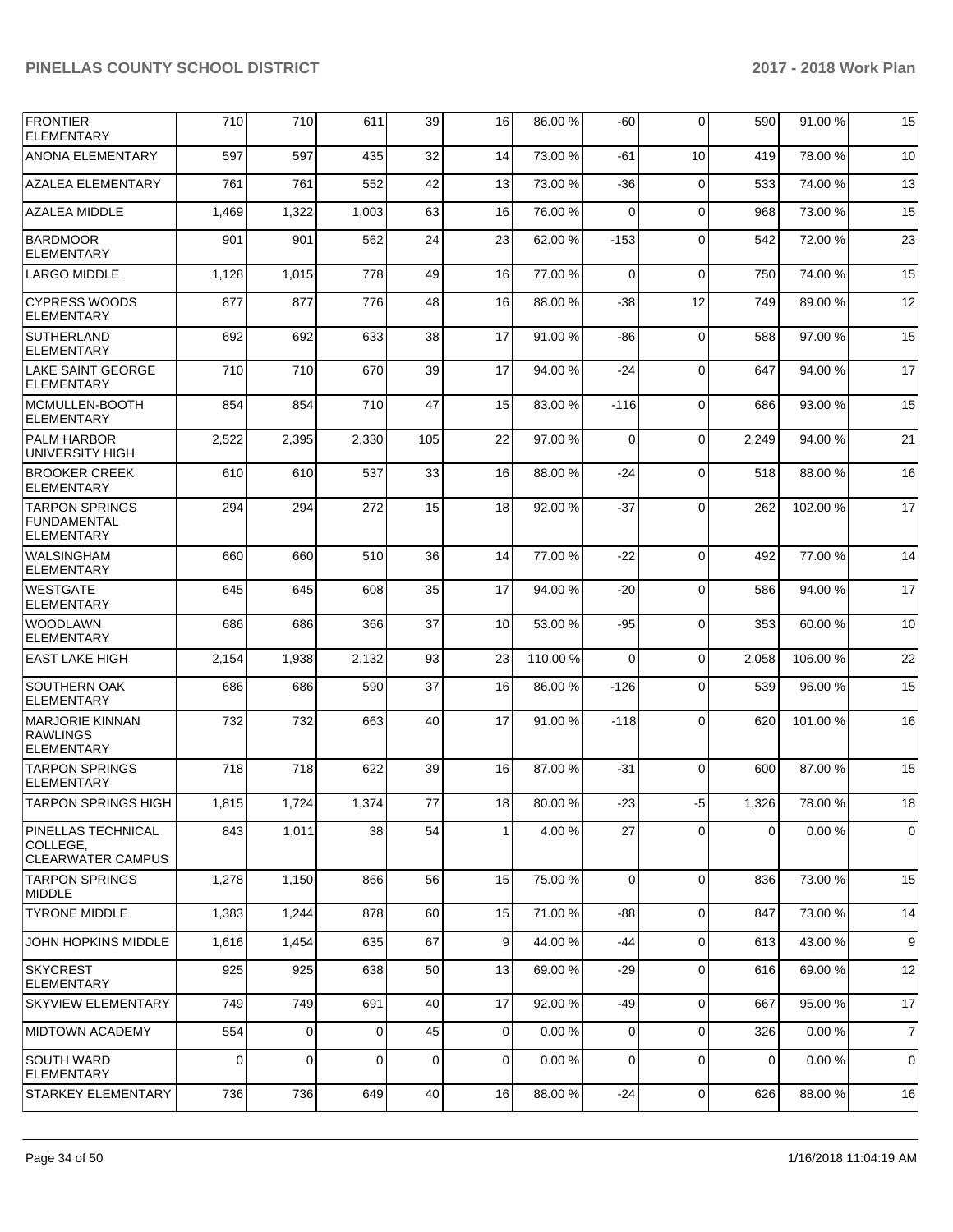| | | | | | | | | | | |
|---|---|---|---|---|---|---|---|---|---|---|
| FRONTIER ELEMENTARY | 710 | 710 | 611 | 39 | 16 | 86.00 % | -60 | 0 | 590 | 91.00 % | 15 |
| ANONA ELEMENTARY | 597 | 597 | 435 | 32 | 14 | 73.00 % | -61 | 10 | 419 | 78.00 % | 10 |
| AZALEA ELEMENTARY | 761 | 761 | 552 | 42 | 13 | 73.00 % | -36 | 0 | 533 | 74.00 % | 13 |
| AZALEA MIDDLE | 1,469 | 1,322 | 1,003 | 63 | 16 | 76.00 % | 0 | 0 | 968 | 73.00 % | 15 |
| BARDMOOR ELEMENTARY | 901 | 901 | 562 | 24 | 23 | 62.00 % | -153 | 0 | 542 | 72.00 % | 23 |
| LARGO MIDDLE | 1,128 | 1,015 | 778 | 49 | 16 | 77.00 % | 0 | 0 | 750 | 74.00 % | 15 |
| CYPRESS WOODS ELEMENTARY | 877 | 877 | 776 | 48 | 16 | 88.00 % | -38 | 12 | 749 | 89.00 % | 12 |
| SUTHERLAND ELEMENTARY | 692 | 692 | 633 | 38 | 17 | 91.00 % | -86 | 0 | 588 | 97.00 % | 15 |
| LAKE SAINT GEORGE ELEMENTARY | 710 | 710 | 670 | 39 | 17 | 94.00 % | -24 | 0 | 647 | 94.00 % | 17 |
| MCMULLEN-BOOTH ELEMENTARY | 854 | 854 | 710 | 47 | 15 | 83.00 % | -116 | 0 | 686 | 93.00 % | 15 |
| PALM HARBOR UNIVERSITY HIGH | 2,522 | 2,395 | 2,330 | 105 | 22 | 97.00 % | 0 | 0 | 2,249 | 94.00 % | 21 |
| BROOKER CREEK ELEMENTARY | 610 | 610 | 537 | 33 | 16 | 88.00 % | -24 | 0 | 518 | 88.00 % | 16 |
| TARPON SPRINGS FUNDAMENTAL ELEMENTARY | 294 | 294 | 272 | 15 | 18 | 92.00 % | -37 | 0 | 262 | 102.00 % | 17 |
| WALSINGHAM ELEMENTARY | 660 | 660 | 510 | 36 | 14 | 77.00 % | -22 | 0 | 492 | 77.00 % | 14 |
| WESTGATE ELEMENTARY | 645 | 645 | 608 | 35 | 17 | 94.00 % | -20 | 0 | 586 | 94.00 % | 17 |
| WOODLAWN ELEMENTARY | 686 | 686 | 366 | 37 | 10 | 53.00 % | -95 | 0 | 353 | 60.00 % | 10 |
| EAST LAKE HIGH | 2,154 | 1,938 | 2,132 | 93 | 23 | 110.00 % | 0 | 0 | 2,058 | 106.00 % | 22 |
| SOUTHERN OAK ELEMENTARY | 686 | 686 | 590 | 37 | 16 | 86.00 % | -126 | 0 | 539 | 96.00 % | 15 |
| MARJORIE KINNAN RAWLINGS ELEMENTARY | 732 | 732 | 663 | 40 | 17 | 91.00 % | -118 | 0 | 620 | 101.00 % | 16 |
| TARPON SPRINGS ELEMENTARY | 718 | 718 | 622 | 39 | 16 | 87.00 % | -31 | 0 | 600 | 87.00 % | 15 |
| TARPON SPRINGS HIGH | 1,815 | 1,724 | 1,374 | 77 | 18 | 80.00 % | -23 | -5 | 1,326 | 78.00 % | 18 |
| PINELLAS TECHNICAL COLLEGE, CLEARWATER CAMPUS | 843 | 1,011 | 38 | 54 | 1 | 4.00 % | 27 | 0 | 0 | 0.00 % | 0 |
| TARPON SPRINGS MIDDLE | 1,278 | 1,150 | 866 | 56 | 15 | 75.00 % | 0 | 0 | 836 | 73.00 % | 15 |
| TYRONE MIDDLE | 1,383 | 1,244 | 878 | 60 | 15 | 71.00 % | -88 | 0 | 847 | 73.00 % | 14 |
| JOHN HOPKINS MIDDLE | 1,616 | 1,454 | 635 | 67 | 9 | 44.00 % | -44 | 0 | 613 | 43.00 % | 9 |
| SKYCREST ELEMENTARY | 925 | 925 | 638 | 50 | 13 | 69.00 % | -29 | 0 | 616 | 69.00 % | 12 |
| SKYVIEW ELEMENTARY | 749 | 749 | 691 | 40 | 17 | 92.00 % | -49 | 0 | 667 | 95.00 % | 17 |
| MIDTOWN ACADEMY | 554 | 0 | 0 | 45 | 0 | 0.00 % | 0 | 0 | 326 | 0.00 % | 7 |
| SOUTH WARD ELEMENTARY | 0 | 0 | 0 | 0 | 0 | 0.00 % | 0 | 0 | 0 | 0.00 % | 0 |
| STARKEY ELEMENTARY | 736 | 736 | 649 | 40 | 16 | 88.00 % | -24 | 0 | 626 | 88.00 % | 16 |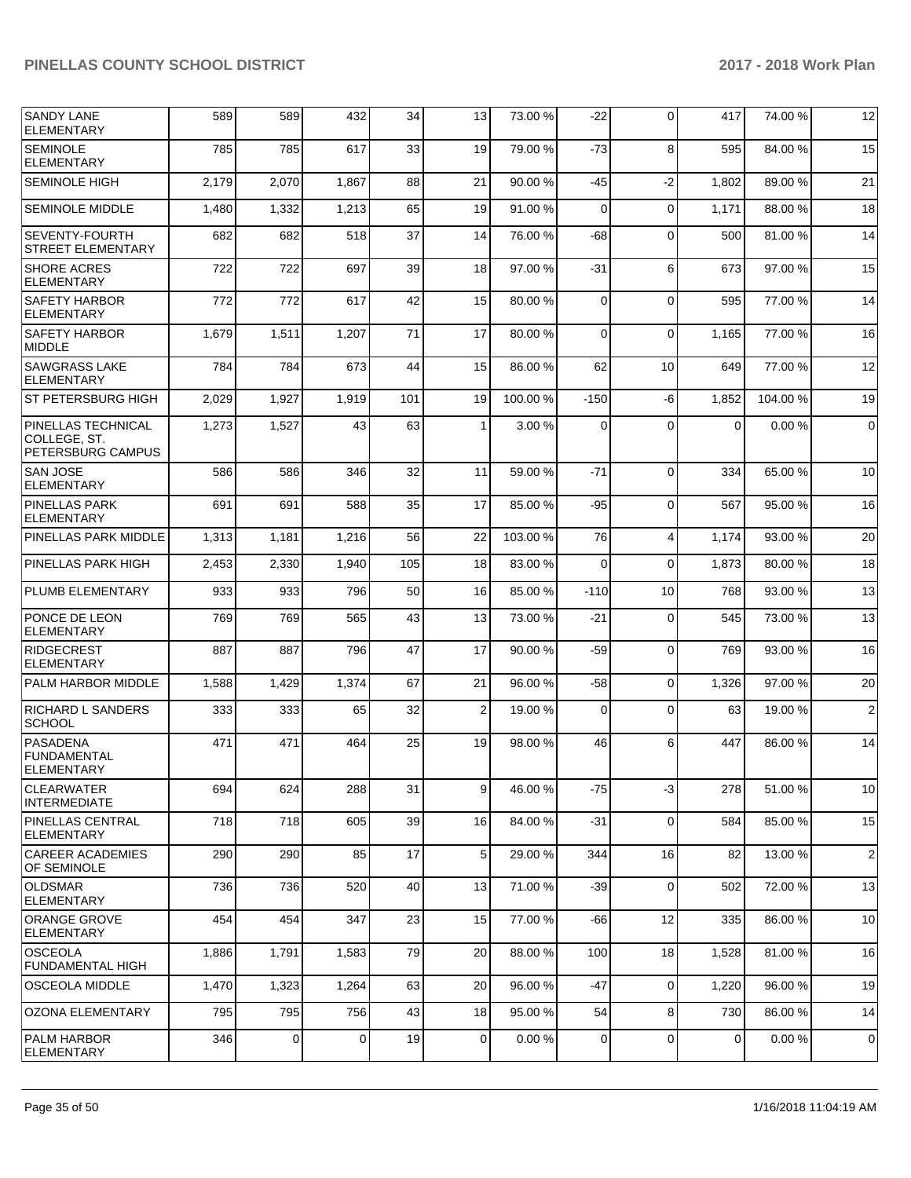| SANDY LANE ELEMENTARY | 589 | 589 | 432 | 34 | 13 | 73.00 % | -22 | 0 | 417 | 74.00 % | 12 |
|---|---|---|---|---|---|---|---|---|---|---|---|
| SEMINOLE ELEMENTARY | 785 | 785 | 617 | 33 | 19 | 79.00 % | -73 | 8 | 595 | 84.00 % | 15 |
| SEMINOLE HIGH | 2,179 | 2,070 | 1,867 | 88 | 21 | 90.00 % | -45 | -2 | 1,802 | 89.00 % | 21 |
| SEMINOLE MIDDLE | 1,480 | 1,332 | 1,213 | 65 | 19 | 91.00 % | 0 | 0 | 1,171 | 88.00 % | 18 |
| SEVENTY-FOURTH STREET ELEMENTARY | 682 | 682 | 518 | 37 | 14 | 76.00 % | -68 | 0 | 500 | 81.00 % | 14 |
| SHORE ACRES ELEMENTARY | 722 | 722 | 697 | 39 | 18 | 97.00 % | -31 | 6 | 673 | 97.00 % | 15 |
| SAFETY HARBOR ELEMENTARY | 772 | 772 | 617 | 42 | 15 | 80.00 % | 0 | 0 | 595 | 77.00 % | 14 |
| SAFETY HARBOR MIDDLE | 1,679 | 1,511 | 1,207 | 71 | 17 | 80.00 % | 0 | 0 | 1,165 | 77.00 % | 16 |
| SAWGRASS LAKE ELEMENTARY | 784 | 784 | 673 | 44 | 15 | 86.00 % | 62 | 10 | 649 | 77.00 % | 12 |
| ST PETERSBURG HIGH | 2,029 | 1,927 | 1,919 | 101 | 19 | 100.00 % | -150 | -6 | 1,852 | 104.00 % | 19 |
| PINELLAS TECHNICAL COLLEGE, ST. PETERSBURG CAMPUS | 1,273 | 1,527 | 43 | 63 | 1 | 3.00 % | 0 | 0 | 0 | 0.00 % | 0 |
| SAN JOSE ELEMENTARY | 586 | 586 | 346 | 32 | 11 | 59.00 % | -71 | 0 | 334 | 65.00 % | 10 |
| PINELLAS PARK ELEMENTARY | 691 | 691 | 588 | 35 | 17 | 85.00 % | -95 | 0 | 567 | 95.00 % | 16 |
| PINELLAS PARK MIDDLE | 1,313 | 1,181 | 1,216 | 56 | 22 | 103.00 % | 76 | 4 | 1,174 | 93.00 % | 20 |
| PINELLAS PARK HIGH | 2,453 | 2,330 | 1,940 | 105 | 18 | 83.00 % | 0 | 0 | 1,873 | 80.00 % | 18 |
| PLUMB ELEMENTARY | 933 | 933 | 796 | 50 | 16 | 85.00 % | -110 | 10 | 768 | 93.00 % | 13 |
| PONCE DE LEON ELEMENTARY | 769 | 769 | 565 | 43 | 13 | 73.00 % | -21 | 0 | 545 | 73.00 % | 13 |
| RIDGECREST ELEMENTARY | 887 | 887 | 796 | 47 | 17 | 90.00 % | -59 | 0 | 769 | 93.00 % | 16 |
| PALM HARBOR MIDDLE | 1,588 | 1,429 | 1,374 | 67 | 21 | 96.00 % | -58 | 0 | 1,326 | 97.00 % | 20 |
| RICHARD L SANDERS SCHOOL | 333 | 333 | 65 | 32 | 2 | 19.00 % | 0 | 0 | 63 | 19.00 % | 2 |
| PASADENA FUNDAMENTAL ELEMENTARY | 471 | 471 | 464 | 25 | 19 | 98.00 % | 46 | 6 | 447 | 86.00 % | 14 |
| CLEARWATER INTERMEDIATE | 694 | 624 | 288 | 31 | 9 | 46.00 % | -75 | -3 | 278 | 51.00 % | 10 |
| PINELLAS CENTRAL ELEMENTARY | 718 | 718 | 605 | 39 | 16 | 84.00 % | -31 | 0 | 584 | 85.00 % | 15 |
| CAREER ACADEMIES OF SEMINOLE | 290 | 290 | 85 | 17 | 5 | 29.00 % | 344 | 16 | 82 | 13.00 % | 2 |
| OLDSMAR ELEMENTARY | 736 | 736 | 520 | 40 | 13 | 71.00 % | -39 | 0 | 502 | 72.00 % | 13 |
| ORANGE GROVE ELEMENTARY | 454 | 454 | 347 | 23 | 15 | 77.00 % | -66 | 12 | 335 | 86.00 % | 10 |
| OSCEOLA FUNDAMENTAL HIGH | 1,886 | 1,791 | 1,583 | 79 | 20 | 88.00 % | 100 | 18 | 1,528 | 81.00 % | 16 |
| OSCEOLA MIDDLE | 1,470 | 1,323 | 1,264 | 63 | 20 | 96.00 % | -47 | 0 | 1,220 | 96.00 % | 19 |
| OZONA ELEMENTARY | 795 | 795 | 756 | 43 | 18 | 95.00 % | 54 | 8 | 730 | 86.00 % | 14 |
| PALM HARBOR ELEMENTARY | 346 | 0 | 0 | 19 | 0 | 0.00 % | 0 | 0 | 0 | 0.00 % | 0 |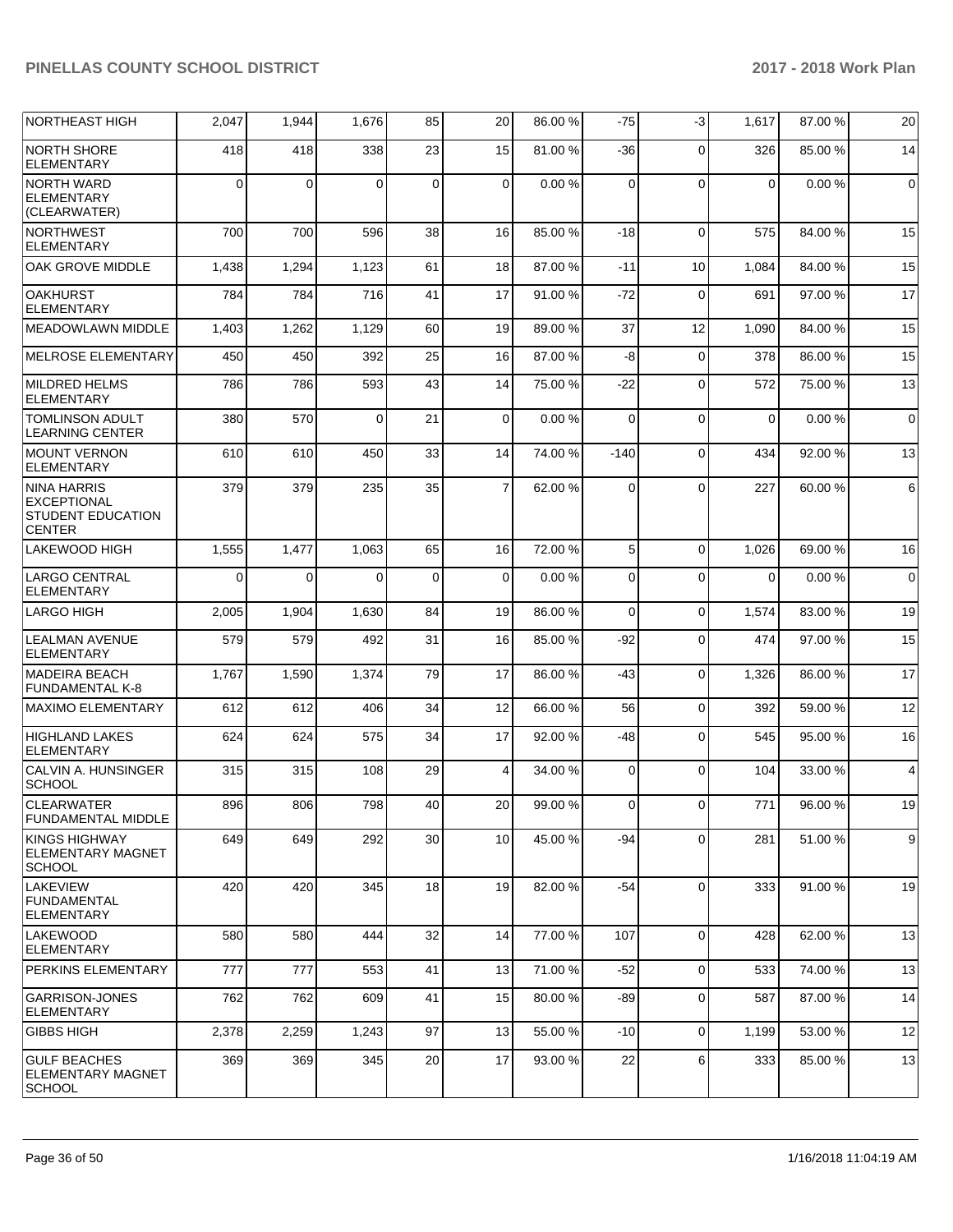| NORTHEAST HIGH | 2,047 | 1,944 | 1,676 | 85 | 20 | 86.00 % | -75 | -3 | 1,617 | 87.00 % | 20 |
|---|---|---|---|---|---|---|---|---|---|---|---|
| NORTH SHORE ELEMENTARY | 418 | 418 | 338 | 23 | 15 | 81.00 % | -36 | 0 | 326 | 85.00 % | 14 |
| NORTH WARD ELEMENTARY (CLEARWATER) | 0 | 0 | 0 | 0 | 0 | 0.00 % | 0 | 0 | 0 | 0.00 % | 0 |
| NORTHWEST ELEMENTARY | 700 | 700 | 596 | 38 | 16 | 85.00 % | -18 | 0 | 575 | 84.00 % | 15 |
| OAK GROVE MIDDLE | 1,438 | 1,294 | 1,123 | 61 | 18 | 87.00 % | -11 | 10 | 1,084 | 84.00 % | 15 |
| OAKHURST ELEMENTARY | 784 | 784 | 716 | 41 | 17 | 91.00 % | -72 | 0 | 691 | 97.00 % | 17 |
| MEADOWLAWN MIDDLE | 1,403 | 1,262 | 1,129 | 60 | 19 | 89.00 % | 37 | 12 | 1,090 | 84.00 % | 15 |
| MELROSE ELEMENTARY | 450 | 450 | 392 | 25 | 16 | 87.00 % | -8 | 0 | 378 | 86.00 % | 15 |
| MILDRED HELMS ELEMENTARY | 786 | 786 | 593 | 43 | 14 | 75.00 % | -22 | 0 | 572 | 75.00 % | 13 |
| TOMLINSON ADULT LEARNING CENTER | 380 | 570 | 0 | 21 | 0 | 0.00 % | 0 | 0 | 0 | 0.00 % | 0 |
| MOUNT VERNON ELEMENTARY | 610 | 610 | 450 | 33 | 14 | 74.00 % | -140 | 0 | 434 | 92.00 % | 13 |
| NINA HARRIS EXCEPTIONAL STUDENT EDUCATION CENTER | 379 | 379 | 235 | 35 | 7 | 62.00 % | 0 | 0 | 227 | 60.00 % | 6 |
| LAKEWOOD HIGH | 1,555 | 1,477 | 1,063 | 65 | 16 | 72.00 % | 5 | 0 | 1,026 | 69.00 % | 16 |
| LARGO CENTRAL ELEMENTARY | 0 | 0 | 0 | 0 | 0 | 0.00 % | 0 | 0 | 0 | 0.00 % | 0 |
| LARGO HIGH | 2,005 | 1,904 | 1,630 | 84 | 19 | 86.00 % | 0 | 0 | 1,574 | 83.00 % | 19 |
| LEALMAN AVENUE ELEMENTARY | 579 | 579 | 492 | 31 | 16 | 85.00 % | -92 | 0 | 474 | 97.00 % | 15 |
| MADEIRA BEACH FUNDAMENTAL K-8 | 1,767 | 1,590 | 1,374 | 79 | 17 | 86.00 % | -43 | 0 | 1,326 | 86.00 % | 17 |
| MAXIMO ELEMENTARY | 612 | 612 | 406 | 34 | 12 | 66.00 % | 56 | 0 | 392 | 59.00 % | 12 |
| HIGHLAND LAKES ELEMENTARY | 624 | 624 | 575 | 34 | 17 | 92.00 % | -48 | 0 | 545 | 95.00 % | 16 |
| CALVIN A. HUNSINGER SCHOOL | 315 | 315 | 108 | 29 | 4 | 34.00 % | 0 | 0 | 104 | 33.00 % | 4 |
| CLEARWATER FUNDAMENTAL MIDDLE | 896 | 806 | 798 | 40 | 20 | 99.00 % | 0 | 0 | 771 | 96.00 % | 19 |
| KINGS HIGHWAY ELEMENTARY MAGNET SCHOOL | 649 | 649 | 292 | 30 | 10 | 45.00 % | -94 | 0 | 281 | 51.00 % | 9 |
| LAKEVIEW FUNDAMENTAL ELEMENTARY | 420 | 420 | 345 | 18 | 19 | 82.00 % | -54 | 0 | 333 | 91.00 % | 19 |
| LAKEWOOD ELEMENTARY | 580 | 580 | 444 | 32 | 14 | 77.00 % | 107 | 0 | 428 | 62.00 % | 13 |
| PERKINS ELEMENTARY | 777 | 777 | 553 | 41 | 13 | 71.00 % | -52 | 0 | 533 | 74.00 % | 13 |
| GARRISON-JONES ELEMENTARY | 762 | 762 | 609 | 41 | 15 | 80.00 % | -89 | 0 | 587 | 87.00 % | 14 |
| GIBBS HIGH | 2,378 | 2,259 | 1,243 | 97 | 13 | 55.00 % | -10 | 0 | 1,199 | 53.00 % | 12 |
| GULF BEACHES ELEMENTARY MAGNET SCHOOL | 369 | 369 | 345 | 20 | 17 | 93.00 % | 22 | 6 | 333 | 85.00 % | 13 |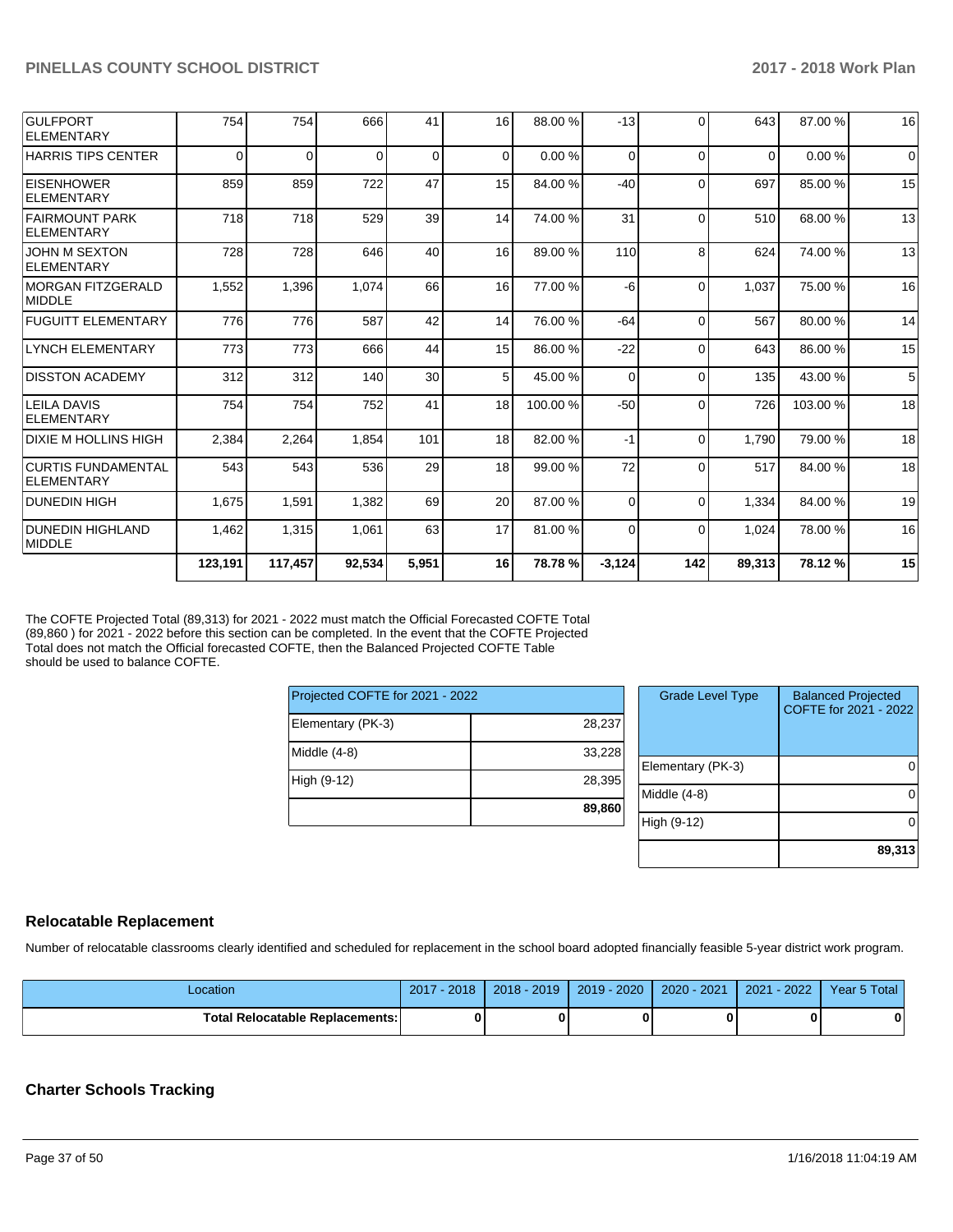| | | | | | | | | | | | |
|---|---|---|---|---|---|---|---|---|---|---|---|
| GULFPORT ELEMENTARY | 754 | 754 | 666 | 41 | 16 | 88.00 % | -13 | 0 | 643 | 87.00 % | 16 |
| HARRIS TIPS CENTER | 0 | 0 | 0 | 0 | 0 | 0.00 % | 0 | 0 | 0 | 0.00 % | 0 |
| EISENHOWER ELEMENTARY | 859 | 859 | 722 | 47 | 15 | 84.00 % | -40 | 0 | 697 | 85.00 % | 15 |
| FAIRMOUNT PARK ELEMENTARY | 718 | 718 | 529 | 39 | 14 | 74.00 % | 31 | 0 | 510 | 68.00 % | 13 |
| JOHN M SEXTON ELEMENTARY | 728 | 728 | 646 | 40 | 16 | 89.00 % | 110 | 8 | 624 | 74.00 % | 13 |
| MORGAN FITZGERALD MIDDLE | 1,552 | 1,396 | 1,074 | 66 | 16 | 77.00 % | -6 | 0 | 1,037 | 75.00 % | 16 |
| FUGUITT ELEMENTARY | 776 | 776 | 587 | 42 | 14 | 76.00 % | -64 | 0 | 567 | 80.00 % | 14 |
| LYNCH ELEMENTARY | 773 | 773 | 666 | 44 | 15 | 86.00 % | -22 | 0 | 643 | 86.00 % | 15 |
| DISSTON ACADEMY | 312 | 312 | 140 | 30 | 5 | 45.00 % | 0 | 0 | 135 | 43.00 % | 5 |
| LEILA DAVIS ELEMENTARY | 754 | 754 | 752 | 41 | 18 | 100.00 % | -50 | 0 | 726 | 103.00 % | 18 |
| DIXIE M HOLLINS HIGH | 2,384 | 2,264 | 1,854 | 101 | 18 | 82.00 % | -1 | 0 | 1,790 | 79.00 % | 18 |
| CURTIS FUNDAMENTAL ELEMENTARY | 543 | 543 | 536 | 29 | 18 | 99.00 % | 72 | 0 | 517 | 84.00 % | 18 |
| DUNEDIN HIGH | 1,675 | 1,591 | 1,382 | 69 | 20 | 87.00 % | 0 | 0 | 1,334 | 84.00 % | 19 |
| DUNEDIN HIGHLAND MIDDLE | 1,462 | 1,315 | 1,061 | 63 | 17 | 81.00 % | 0 | 0 | 1,024 | 78.00 % | 16 |
| | **123,191** | **117,457** | **92,534** | **5,951** | **16** | **78.78 %** | **-3,124** | **142** | **89,313** | **78.12 %** | **15** |

The COFTE Projected Total (89,313) for 2021 - 2022 must match the Official Forecasted COFTE Total (89,860 ) for 2021 - 2022 before this section can be completed. In the event that the COFTE Projected Total does not match the Official forecasted COFTE, then the Balanced Projected COFTE Table should be used to balance COFTE.

| Projected COFTE for 2021 - 2022 | |
|---|---|
| Elementary (PK-3) | 28,237 |
| Middle (4-8) | 33,228 |
| High (9-12) | 28,395 |
| | **89,860** |

| Grade Level Type | Balanced Projected COFTE for 2021 - 2022 |
|---|---|
| Elementary (PK-3) | 0 |
| Middle (4-8) | 0 |
| High (9-12) | 0 |
| | **89,313** |

## Relocatable Replacement

Number of relocatable classrooms clearly identified and scheduled for replacement in the school board adopted financially feasible 5-year district work program.

| Location | 2017 - 2018 | 2018 - 2019 | 2019 - 2020 | 2020 - 2021 | 2021 - 2022 | Year 5 Total |
|---|---|---|---|---|---|---|
| **Total Relocatable Replacements:** | **0** | **0** | **0** | **0** | **0** | **0** |

## Charter Schools Tracking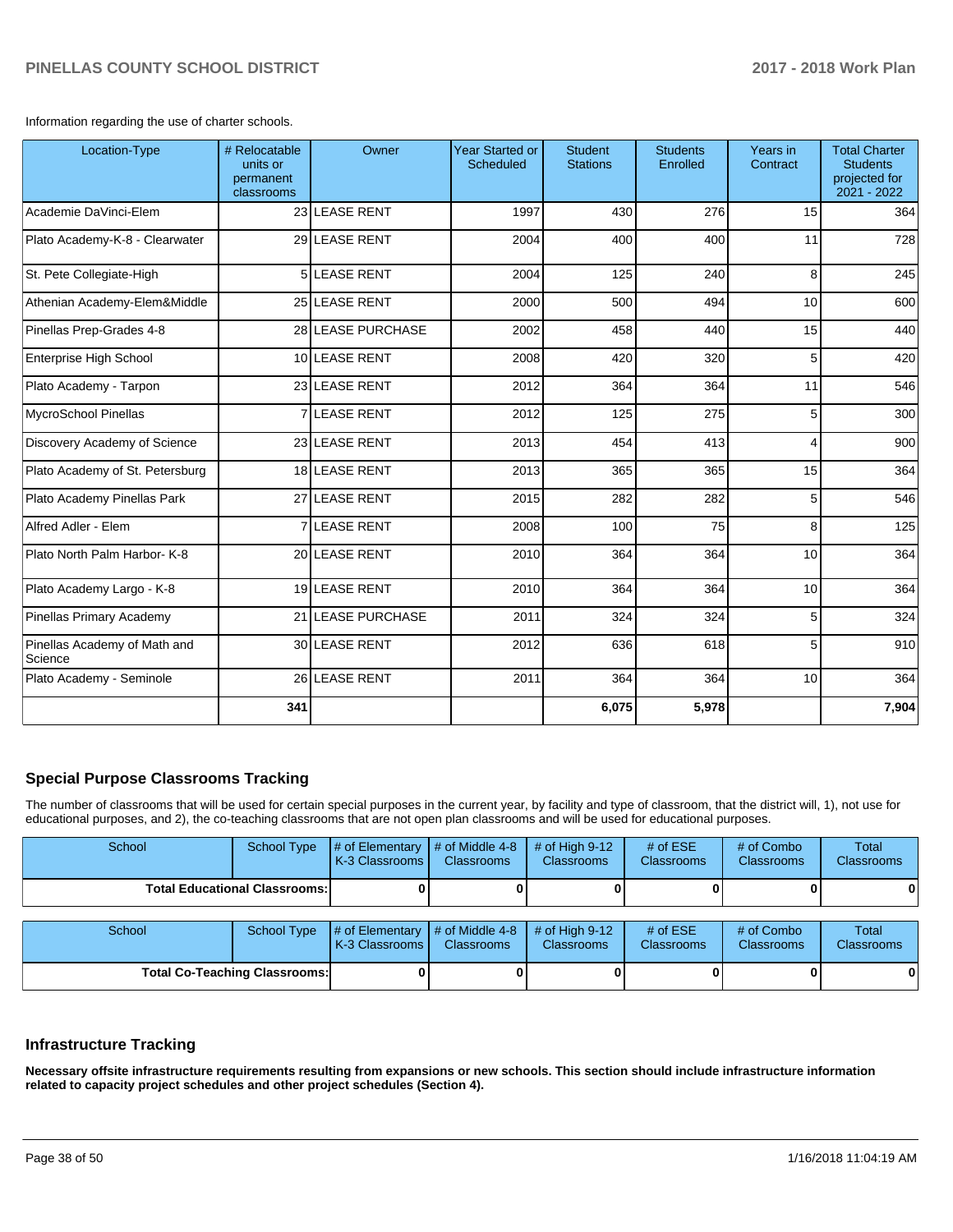Information regarding the use of charter schools.

| Location-Type | # Relocatable units or permanent classrooms | Owner | Year Started or Scheduled | Student Stations | Students Enrolled | Years in Contract | Total Charter Students projected for 2021 - 2022 |
|---|---|---|---|---|---|---|---|
| Academie DaVinci-Elem | 23 | LEASE RENT | 1997 | 430 | 276 | 15 | 364 |
| Plato Academy-K-8 - Clearwater | 29 | LEASE RENT | 2004 | 400 | 400 | 11 | 728 |
| St. Pete Collegiate-High | 5 | LEASE RENT | 2004 | 125 | 240 | 8 | 245 |
| Athenian Academy-Elem&Middle | 25 | LEASE RENT | 2000 | 500 | 494 | 10 | 600 |
| Pinellas Prep-Grades 4-8 | 28 | LEASE PURCHASE | 2002 | 458 | 440 | 15 | 440 |
| Enterprise High School | 10 | LEASE RENT | 2008 | 420 | 320 | 5 | 420 |
| Plato Academy - Tarpon | 23 | LEASE RENT | 2012 | 364 | 364 | 11 | 546 |
| MycroSchool Pinellas | 7 | LEASE RENT | 2012 | 125 | 275 | 5 | 300 |
| Discovery Academy of Science | 23 | LEASE RENT | 2013 | 454 | 413 | 4 | 900 |
| Plato Academy of St. Petersburg | 18 | LEASE RENT | 2013 | 365 | 365 | 15 | 364 |
| Plato Academy Pinellas Park | 27 | LEASE RENT | 2015 | 282 | 282 | 5 | 546 |
| Alfred Adler - Elem | 7 | LEASE RENT | 2008 | 100 | 75 | 8 | 125 |
| Plato North Palm Harbor- K-8 | 20 | LEASE RENT | 2010 | 364 | 364 | 10 | 364 |
| Plato Academy Largo - K-8 | 19 | LEASE RENT | 2010 | 364 | 364 | 10 | 364 |
| Pinellas Primary Academy | 21 | LEASE PURCHASE | 2011 | 324 | 324 | 5 | 324 |
| Pinellas Academy of Math and Science | 30 | LEASE RENT | 2012 | 636 | 618 | 5 | 910 |
| Plato Academy - Seminole | 26 | LEASE RENT | 2011 | 364 | 364 | 10 | 364 |
| | **341** | | | **6,075** | **5,978** | | **7,904** |

## Special Purpose Classrooms Tracking

The number of classrooms that will be used for certain special purposes in the current year, by facility and type of classroom, that the district will, 1), not use for educational purposes, and 2), the co-teaching classrooms that are not open plan classrooms and will be used for educational purposes.

| School | School Type | # of Elementary K-3 Classrooms | # of Middle 4-8 Classrooms | # of High 9-12 Classrooms | # of ESE Classrooms | # of Combo Classrooms | Total Classrooms |
|---|---|---|---|---|---|---|---|
| **Total Educational Classrooms:** | | **0** | **0** | **0** | **0** | **0** | **0** |

| School | School Type | # of Elementary K-3 Classrooms | # of Middle 4-8 Classrooms | # of High 9-12 Classrooms | # of ESE Classrooms | # of Combo Classrooms | Total Classrooms |
|---|---|---|---|---|---|---|---|
| **Total Co-Teaching Classrooms:** | | **0** | **0** | **0** | **0** | **0** | **0** |

## Infrastructure Tracking

**Necessary offsite infrastructure requirements resulting from expansions or new schools. This section should include infrastructure information related to capacity project schedules and other project schedules (Section 4).**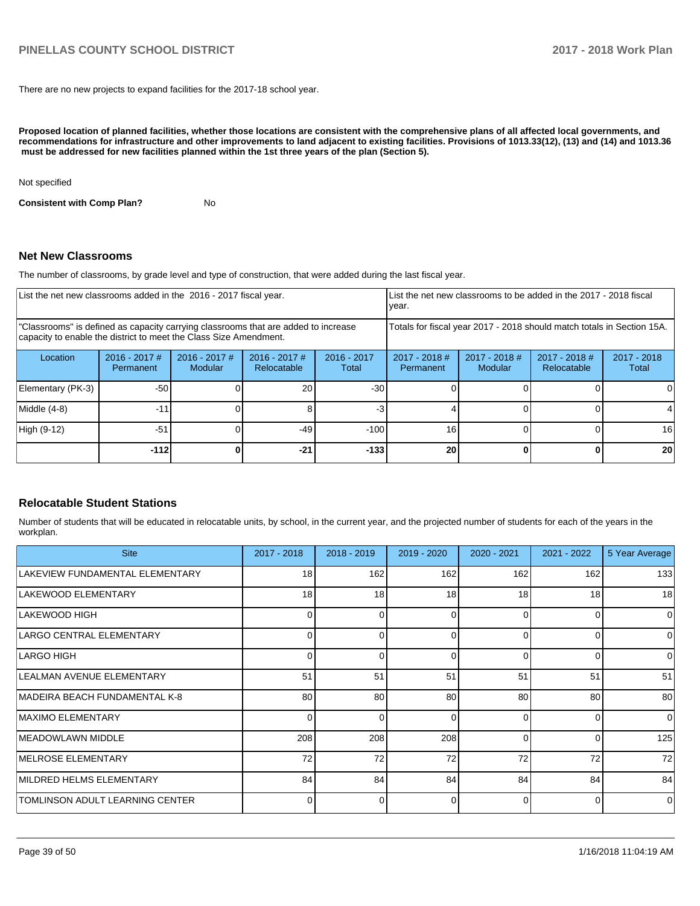There are no new projects to expand facilities for the 2017-18 school year.

**Proposed location of planned facilities, whether those locations are consistent with the comprehensive plans of all affected local governments, and recommendations for infrastructure and other improvements to land adjacent to existing facilities. Provisions of 1013.33(12), (13) and (14) and 1013.36 must be addressed for new facilities planned within the 1st three years of the plan (Section 5).**

Not specified

**Consistent with Comp Plan?** No

## Net New Classrooms

The number of classrooms, by grade level and type of construction, that were added during the last fiscal year.

| List the net new classrooms added in the 2016 - 2017 fiscal year. | | | | | List the net new classrooms to be added in the 2017 - 2018 fiscal year. | | | |
|---|---|---|---|---|---|---|---|---|
| "Classrooms" is defined as capacity carrying classrooms that are added to increase capacity to enable the district to meet the Class Size Amendment. | | | | | Totals for fiscal year 2017 - 2018 should match totals in Section 15A. | | | |
| Location | 2016 - 2017 # Permanent | 2016 - 2017 # Modular | 2016 - 2017 # Relocatable | 2016 - 2017 Total | 2017 - 2018 # Permanent | 2017 - 2018 # Modular | 2017 - 2018 # Relocatable | 2017 - 2018 Total |
| Elementary (PK-3) | -50 | 0 | 20 | -30 | 0 | 0 | 0 | 0 |
| Middle (4-8) | -11 | 0 | 8 | -3 | 4 | 0 | 0 | 4 |
| High (9-12) | -51 | 0 | -49 | -100 | 16 | 0 | 0 | 16 |
| | **-112** | **0** | **-21** | **-133** | **20** | **0** | **0** | **20** |

## Relocatable Student Stations

Number of students that will be educated in relocatable units, by school, in the current year, and the projected number of students for each of the years in the workplan.

| Site | 2017 - 2018 | 2018 - 2019 | 2019 - 2020 | 2020 - 2021 | 2021 - 2022 | 5 Year Average |
|---|---|---|---|---|---|---|
| LAKEVIEW FUNDAMENTAL ELEMENTARY | 18 | 162 | 162 | 162 | 162 | 133 |
| LAKEWOOD ELEMENTARY | 18 | 18 | 18 | 18 | 18 | 18 |
| LAKEWOOD HIGH | 0 | 0 | 0 | 0 | 0 | 0 |
| LARGO CENTRAL ELEMENTARY | 0 | 0 | 0 | 0 | 0 | 0 |
| LARGO HIGH | 0 | 0 | 0 | 0 | 0 | 0 |
| LEALMAN AVENUE ELEMENTARY | 51 | 51 | 51 | 51 | 51 | 51 |
| MADEIRA BEACH FUNDAMENTAL K-8 | 80 | 80 | 80 | 80 | 80 | 80 |
| MAXIMO ELEMENTARY | 0 | 0 | 0 | 0 | 0 | 0 |
| MEADOWLAWN MIDDLE | 208 | 208 | 208 | 0 | 0 | 125 |
| MELROSE ELEMENTARY | 72 | 72 | 72 | 72 | 72 | 72 |
| MILDRED HELMS ELEMENTARY | 84 | 84 | 84 | 84 | 84 | 84 |
| TOMLINSON ADULT LEARNING CENTER | 0 | 0 | 0 | 0 | 0 | 0 |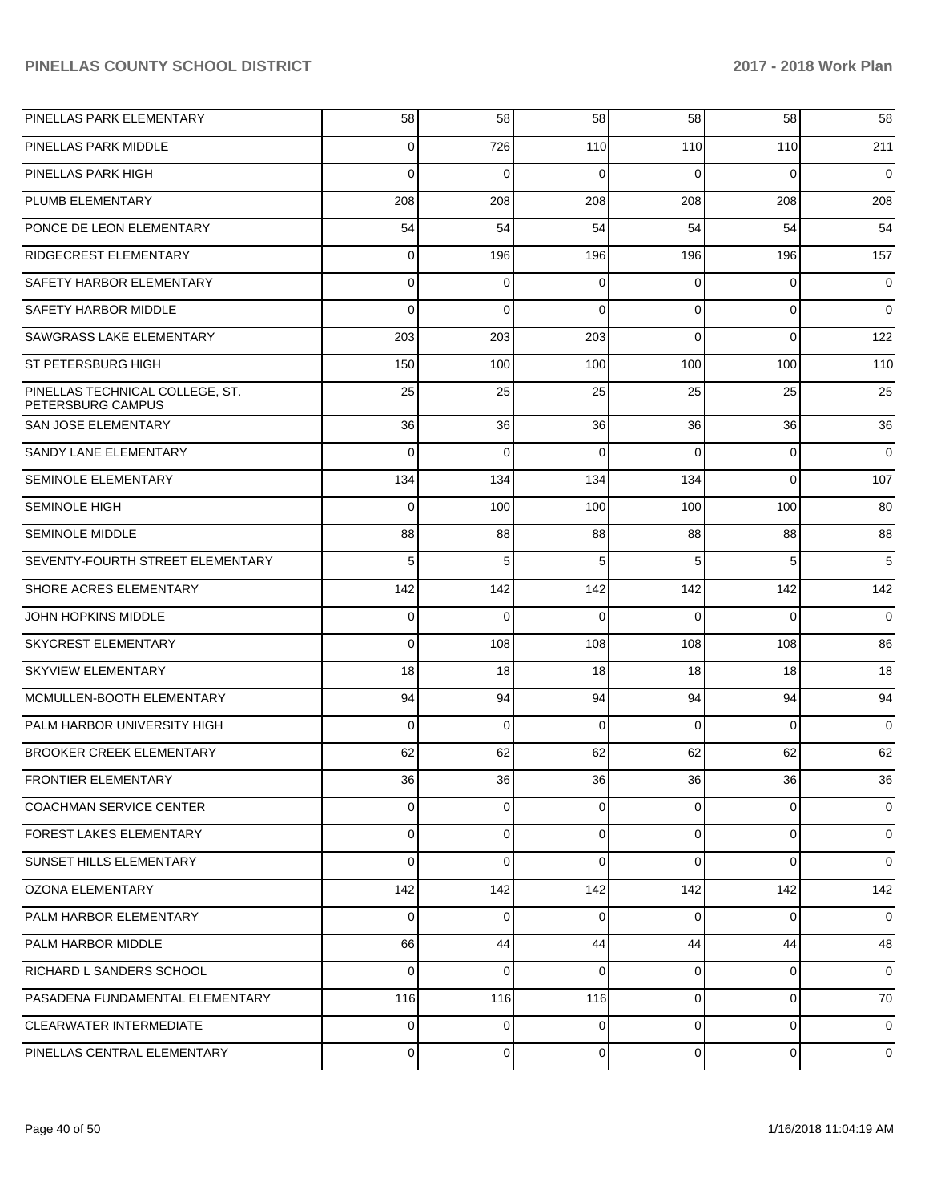| PINELLAS PARK ELEMENTARY | 58 | 58 | 58 | 58 | 58 | 58 |
|---|---|---|---|---|---|---|
| PINELLAS PARK MIDDLE | 0 | 726 | 110 | 110 | 110 | 211 |
| PINELLAS PARK HIGH | 0 | 0 | 0 | 0 | 0 | 0 |
| PLUMB ELEMENTARY | 208 | 208 | 208 | 208 | 208 | 208 |
| PONCE DE LEON ELEMENTARY | 54 | 54 | 54 | 54 | 54 | 54 |
| RIDGECREST ELEMENTARY | 0 | 196 | 196 | 196 | 196 | 157 |
| SAFETY HARBOR ELEMENTARY | 0 | 0 | 0 | 0 | 0 | 0 |
| SAFETY HARBOR MIDDLE | 0 | 0 | 0 | 0 | 0 | 0 |
| SAWGRASS LAKE ELEMENTARY | 203 | 203 | 203 | 0 | 0 | 122 |
| ST PETERSBURG HIGH | 150 | 100 | 100 | 100 | 100 | 110 |
| PINELLAS TECHNICAL COLLEGE, ST. PETERSBURG CAMPUS | 25 | 25 | 25 | 25 | 25 | 25 |
| SAN JOSE ELEMENTARY | 36 | 36 | 36 | 36 | 36 | 36 |
| SANDY LANE ELEMENTARY | 0 | 0 | 0 | 0 | 0 | 0 |
| SEMINOLE ELEMENTARY | 134 | 134 | 134 | 134 | 0 | 107 |
| SEMINOLE HIGH | 0 | 100 | 100 | 100 | 100 | 80 |
| SEMINOLE MIDDLE | 88 | 88 | 88 | 88 | 88 | 88 |
| SEVENTY-FOURTH STREET ELEMENTARY | 5 | 5 | 5 | 5 | 5 | 5 |
| SHORE ACRES ELEMENTARY | 142 | 142 | 142 | 142 | 142 | 142 |
| JOHN HOPKINS MIDDLE | 0 | 0 | 0 | 0 | 0 | 0 |
| SKYCREST ELEMENTARY | 0 | 108 | 108 | 108 | 108 | 86 |
| SKYVIEW ELEMENTARY | 18 | 18 | 18 | 18 | 18 | 18 |
| MCMULLEN-BOOTH ELEMENTARY | 94 | 94 | 94 | 94 | 94 | 94 |
| PALM HARBOR UNIVERSITY HIGH | 0 | 0 | 0 | 0 | 0 | 0 |
| BROOKER CREEK ELEMENTARY | 62 | 62 | 62 | 62 | 62 | 62 |
| FRONTIER ELEMENTARY | 36 | 36 | 36 | 36 | 36 | 36 |
| COACHMAN SERVICE CENTER | 0 | 0 | 0 | 0 | 0 | 0 |
| FOREST LAKES ELEMENTARY | 0 | 0 | 0 | 0 | 0 | 0 |
| SUNSET HILLS ELEMENTARY | 0 | 0 | 0 | 0 | 0 | 0 |
| OZONA ELEMENTARY | 142 | 142 | 142 | 142 | 142 | 142 |
| PALM HARBOR ELEMENTARY | 0 | 0 | 0 | 0 | 0 | 0 |
| PALM HARBOR MIDDLE | 66 | 44 | 44 | 44 | 44 | 48 |
| RICHARD L SANDERS SCHOOL | 0 | 0 | 0 | 0 | 0 | 0 |
| PASADENA FUNDAMENTAL ELEMENTARY | 116 | 116 | 116 | 0 | 0 | 70 |
| CLEARWATER INTERMEDIATE | 0 | 0 | 0 | 0 | 0 | 0 |
| PINELLAS CENTRAL ELEMENTARY | 0 | 0 | 0 | 0 | 0 | 0 |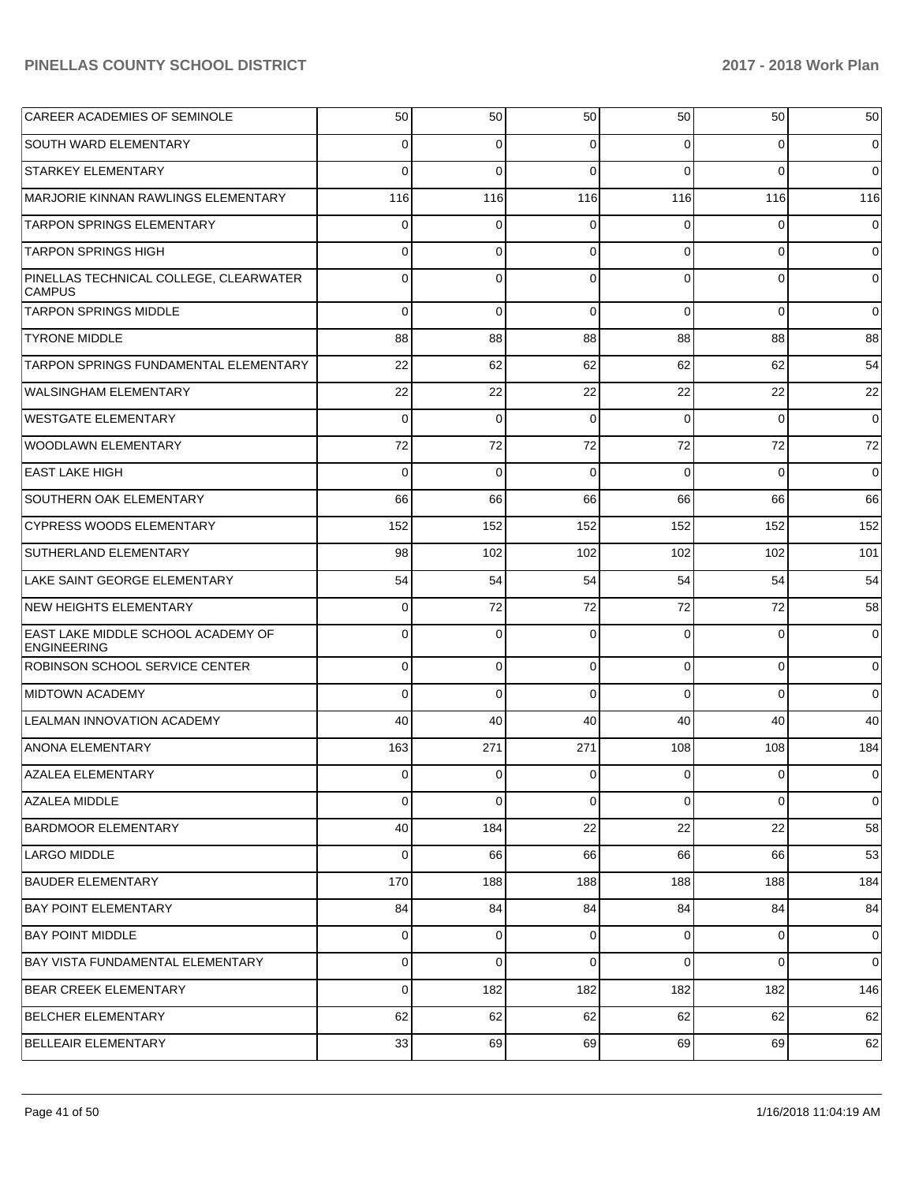| | | | | | | |
|---|---|---|---|---|---|---|
| CAREER ACADEMIES OF SEMINOLE | 50 | 50 | 50 | 50 | 50 | 50 |
| SOUTH WARD ELEMENTARY | 0 | 0 | 0 | 0 | 0 | 0 |
| STARKEY ELEMENTARY | 0 | 0 | 0 | 0 | 0 | 0 |
| MARJORIE KINNAN RAWLINGS ELEMENTARY | 116 | 116 | 116 | 116 | 116 | 116 |
| TARPON SPRINGS ELEMENTARY | 0 | 0 | 0 | 0 | 0 | 0 |
| TARPON SPRINGS HIGH | 0 | 0 | 0 | 0 | 0 | 0 |
| PINELLAS TECHNICAL COLLEGE, CLEARWATER CAMPUS | 0 | 0 | 0 | 0 | 0 | 0 |
| TARPON SPRINGS MIDDLE | 0 | 0 | 0 | 0 | 0 | 0 |
| TYRONE MIDDLE | 88 | 88 | 88 | 88 | 88 | 88 |
| TARPON SPRINGS FUNDAMENTAL ELEMENTARY | 22 | 62 | 62 | 62 | 62 | 54 |
| WALSINGHAM ELEMENTARY | 22 | 22 | 22 | 22 | 22 | 22 |
| WESTGATE ELEMENTARY | 0 | 0 | 0 | 0 | 0 | 0 |
| WOODLAWN ELEMENTARY | 72 | 72 | 72 | 72 | 72 | 72 |
| EAST LAKE HIGH | 0 | 0 | 0 | 0 | 0 | 0 |
| SOUTHERN OAK ELEMENTARY | 66 | 66 | 66 | 66 | 66 | 66 |
| CYPRESS WOODS ELEMENTARY | 152 | 152 | 152 | 152 | 152 | 152 |
| SUTHERLAND ELEMENTARY | 98 | 102 | 102 | 102 | 102 | 101 |
| LAKE SAINT GEORGE ELEMENTARY | 54 | 54 | 54 | 54 | 54 | 54 |
| NEW HEIGHTS ELEMENTARY | 0 | 72 | 72 | 72 | 72 | 58 |
| EAST LAKE MIDDLE SCHOOL ACADEMY OF ENGINEERING | 0 | 0 | 0 | 0 | 0 | 0 |
| ROBINSON SCHOOL SERVICE CENTER | 0 | 0 | 0 | 0 | 0 | 0 |
| MIDTOWN ACADEMY | 0 | 0 | 0 | 0 | 0 | 0 |
| LEALMAN INNOVATION ACADEMY | 40 | 40 | 40 | 40 | 40 | 40 |
| ANONA ELEMENTARY | 163 | 271 | 271 | 108 | 108 | 184 |
| AZALEA ELEMENTARY | 0 | 0 | 0 | 0 | 0 | 0 |
| AZALEA MIDDLE | 0 | 0 | 0 | 0 | 0 | 0 |
| BARDMOOR ELEMENTARY | 40 | 184 | 22 | 22 | 22 | 58 |
| LARGO MIDDLE | 0 | 66 | 66 | 66 | 66 | 53 |
| BAUDER ELEMENTARY | 170 | 188 | 188 | 188 | 188 | 184 |
| BAY POINT ELEMENTARY | 84 | 84 | 84 | 84 | 84 | 84 |
| BAY POINT MIDDLE | 0 | 0 | 0 | 0 | 0 | 0 |
| BAY VISTA FUNDAMENTAL ELEMENTARY | 0 | 0 | 0 | 0 | 0 | 0 |
| BEAR CREEK ELEMENTARY | 0 | 182 | 182 | 182 | 182 | 146 |
| BELCHER ELEMENTARY | 62 | 62 | 62 | 62 | 62 | 62 |
| BELLEAIR ELEMENTARY | 33 | 69 | 69 | 69 | 69 | 62 |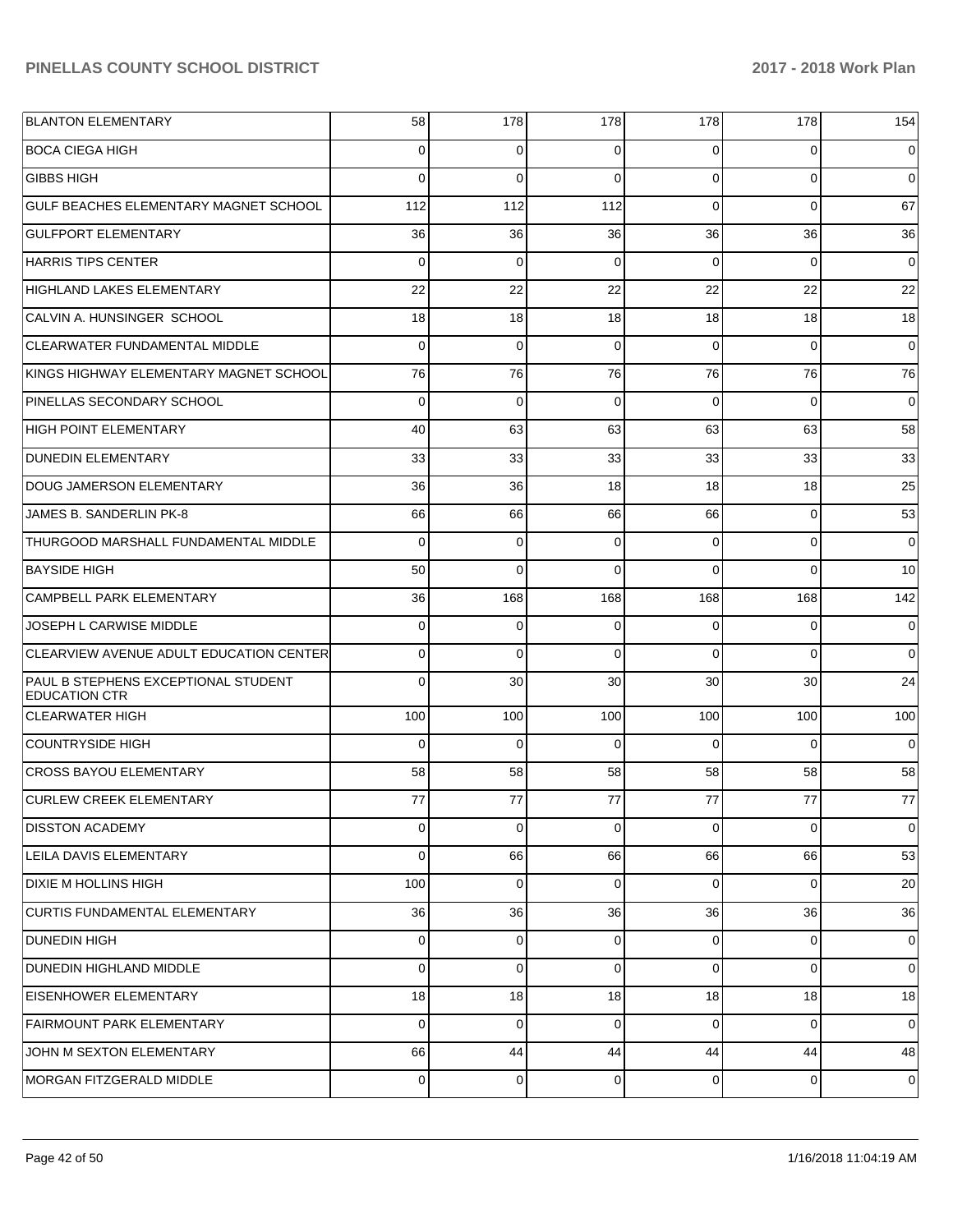| | | | | | | |
|---|---|---|---|---|---|---|
| BLANTON ELEMENTARY | 58 | 178 | 178 | 178 | 178 | 154 |
| BOCA CIEGA HIGH | 0 | 0 | 0 | 0 | 0 | 0 |
| GIBBS HIGH | 0 | 0 | 0 | 0 | 0 | 0 |
| GULF BEACHES ELEMENTARY MAGNET SCHOOL | 112 | 112 | 112 | 0 | 0 | 67 |
| GULFPORT ELEMENTARY | 36 | 36 | 36 | 36 | 36 | 36 |
| HARRIS TIPS CENTER | 0 | 0 | 0 | 0 | 0 | 0 |
| HIGHLAND LAKES ELEMENTARY | 22 | 22 | 22 | 22 | 22 | 22 |
| CALVIN A. HUNSINGER SCHOOL | 18 | 18 | 18 | 18 | 18 | 18 |
| CLEARWATER FUNDAMENTAL MIDDLE | 0 | 0 | 0 | 0 | 0 | 0 |
| KINGS HIGHWAY ELEMENTARY MAGNET SCHOOL | 76 | 76 | 76 | 76 | 76 | 76 |
| PINELLAS SECONDARY SCHOOL | 0 | 0 | 0 | 0 | 0 | 0 |
| HIGH POINT ELEMENTARY | 40 | 63 | 63 | 63 | 63 | 58 |
| DUNEDIN ELEMENTARY | 33 | 33 | 33 | 33 | 33 | 33 |
| DOUG JAMERSON ELEMENTARY | 36 | 36 | 18 | 18 | 18 | 25 |
| JAMES B. SANDERLIN PK-8 | 66 | 66 | 66 | 66 | 0 | 53 |
| THURGOOD MARSHALL FUNDAMENTAL MIDDLE | 0 | 0 | 0 | 0 | 0 | 0 |
| BAYSIDE HIGH | 50 | 0 | 0 | 0 | 0 | 10 |
| CAMPBELL PARK ELEMENTARY | 36 | 168 | 168 | 168 | 168 | 142 |
| JOSEPH L CARWISE MIDDLE | 0 | 0 | 0 | 0 | 0 | 0 |
| CLEARVIEW AVENUE ADULT EDUCATION CENTER | 0 | 0 | 0 | 0 | 0 | 0 |
| PAUL B STEPHENS EXCEPTIONAL STUDENT EDUCATION CTR | 0 | 30 | 30 | 30 | 30 | 24 |
| CLEARWATER HIGH | 100 | 100 | 100 | 100 | 100 | 100 |
| COUNTRYSIDE HIGH | 0 | 0 | 0 | 0 | 0 | 0 |
| CROSS BAYOU ELEMENTARY | 58 | 58 | 58 | 58 | 58 | 58 |
| CURLEW CREEK ELEMENTARY | 77 | 77 | 77 | 77 | 77 | 77 |
| DISSTON ACADEMY | 0 | 0 | 0 | 0 | 0 | 0 |
| LEILA DAVIS ELEMENTARY | 0 | 66 | 66 | 66 | 66 | 53 |
| DIXIE M HOLLINS HIGH | 100 | 0 | 0 | 0 | 0 | 20 |
| CURTIS FUNDAMENTAL ELEMENTARY | 36 | 36 | 36 | 36 | 36 | 36 |
| DUNEDIN HIGH | 0 | 0 | 0 | 0 | 0 | 0 |
| DUNEDIN HIGHLAND MIDDLE | 0 | 0 | 0 | 0 | 0 | 0 |
| EISENHOWER ELEMENTARY | 18 | 18 | 18 | 18 | 18 | 18 |
| FAIRMOUNT PARK ELEMENTARY | 0 | 0 | 0 | 0 | 0 | 0 |
| JOHN M SEXTON ELEMENTARY | 66 | 44 | 44 | 44 | 44 | 48 |
| MORGAN FITZGERALD MIDDLE | 0 | 0 | 0 | 0 | 0 | 0 |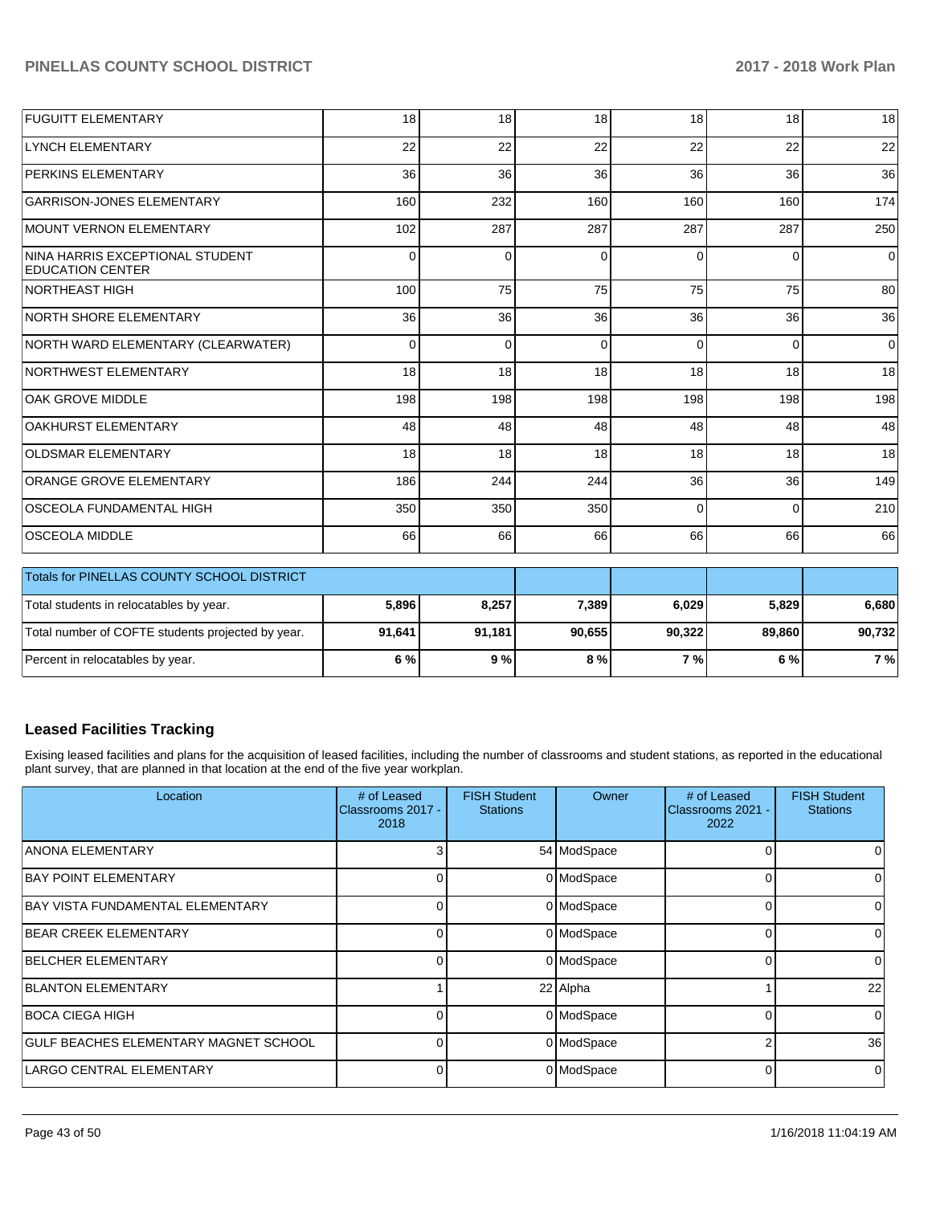| | | | | | | |
|---|---|---|---|---|---|---|
| FUGUITT ELEMENTARY | 18 | 18 | 18 | 18 | 18 | 18 |
| LYNCH ELEMENTARY | 22 | 22 | 22 | 22 | 22 | 22 |
| PERKINS ELEMENTARY | 36 | 36 | 36 | 36 | 36 | 36 |
| GARRISON-JONES ELEMENTARY | 160 | 232 | 160 | 160 | 160 | 174 |
| MOUNT VERNON ELEMENTARY | 102 | 287 | 287 | 287 | 287 | 250 |
| NINA HARRIS EXCEPTIONAL STUDENT EDUCATION CENTER | 0 | 0 | 0 | 0 | 0 | 0 |
| NORTHEAST HIGH | 100 | 75 | 75 | 75 | 75 | 80 |
| NORTH SHORE ELEMENTARY | 36 | 36 | 36 | 36 | 36 | 36 |
| NORTH WARD ELEMENTARY (CLEARWATER) | 0 | 0 | 0 | 0 | 0 | 0 |
| NORTHWEST ELEMENTARY | 18 | 18 | 18 | 18 | 18 | 18 |
| OAK GROVE MIDDLE | 198 | 198 | 198 | 198 | 198 | 198 |
| OAKHURST ELEMENTARY | 48 | 48 | 48 | 48 | 48 | 48 |
| OLDSMAR ELEMENTARY | 18 | 18 | 18 | 18 | 18 | 18 |
| ORANGE GROVE ELEMENTARY | 186 | 244 | 244 | 36 | 36 | 149 |
| OSCEOLA FUNDAMENTAL HIGH | 350 | 350 | 350 | 0 | 0 | 210 |
| OSCEOLA MIDDLE | 66 | 66 | 66 | 66 | 66 | 66 |

| Totals for PINELLAS COUNTY SCHOOL DISTRICT | | | | | | |
|---|---|---|---|---|---|---|
| Total students in relocatables by year. | **5,896** | **8,257** | **7,389** | **6,029** | **5,829** | **6,680** |
| Total number of COFTE students projected by year. | **91,641** | **91,181** | **90,655** | **90,322** | **89,860** | **90,732** |
| Percent in relocatables by year. | **6 %** | **9 %** | **8 %** | **7 %** | **6 %** | **7 %** |

## Leased Facilities Tracking

Exising leased facilities and plans for the acquisition of leased facilities, including the number of classrooms and student stations, as reported in the educational plant survey, that are planned in that location at the end of the five year workplan.

| Location | # of Leased Classrooms 2017 - 2018 | FISH Student Stations | Owner | # of Leased Classrooms 2021 - 2022 | FISH Student Stations |
|---|---|---|---|---|---|
| ANONA ELEMENTARY | 3 | 54 | ModSpace | 0 | 0 |
| BAY POINT ELEMENTARY | 0 | 0 | ModSpace | 0 | 0 |
| BAY VISTA FUNDAMENTAL ELEMENTARY | 0 | 0 | ModSpace | 0 | 0 |
| BEAR CREEK ELEMENTARY | 0 | 0 | ModSpace | 0 | 0 |
| BELCHER ELEMENTARY | 0 | 0 | ModSpace | 0 | 0 |
| BLANTON ELEMENTARY | 1 | 22 | Alpha | 1 | 22 |
| BOCA CIEGA HIGH | 0 | 0 | ModSpace | 0 | 0 |
| GULF BEACHES ELEMENTARY MAGNET SCHOOL | 0 | 0 | ModSpace | 2 | 36 |
| LARGO CENTRAL ELEMENTARY | 0 | 0 | ModSpace | 0 | 0 |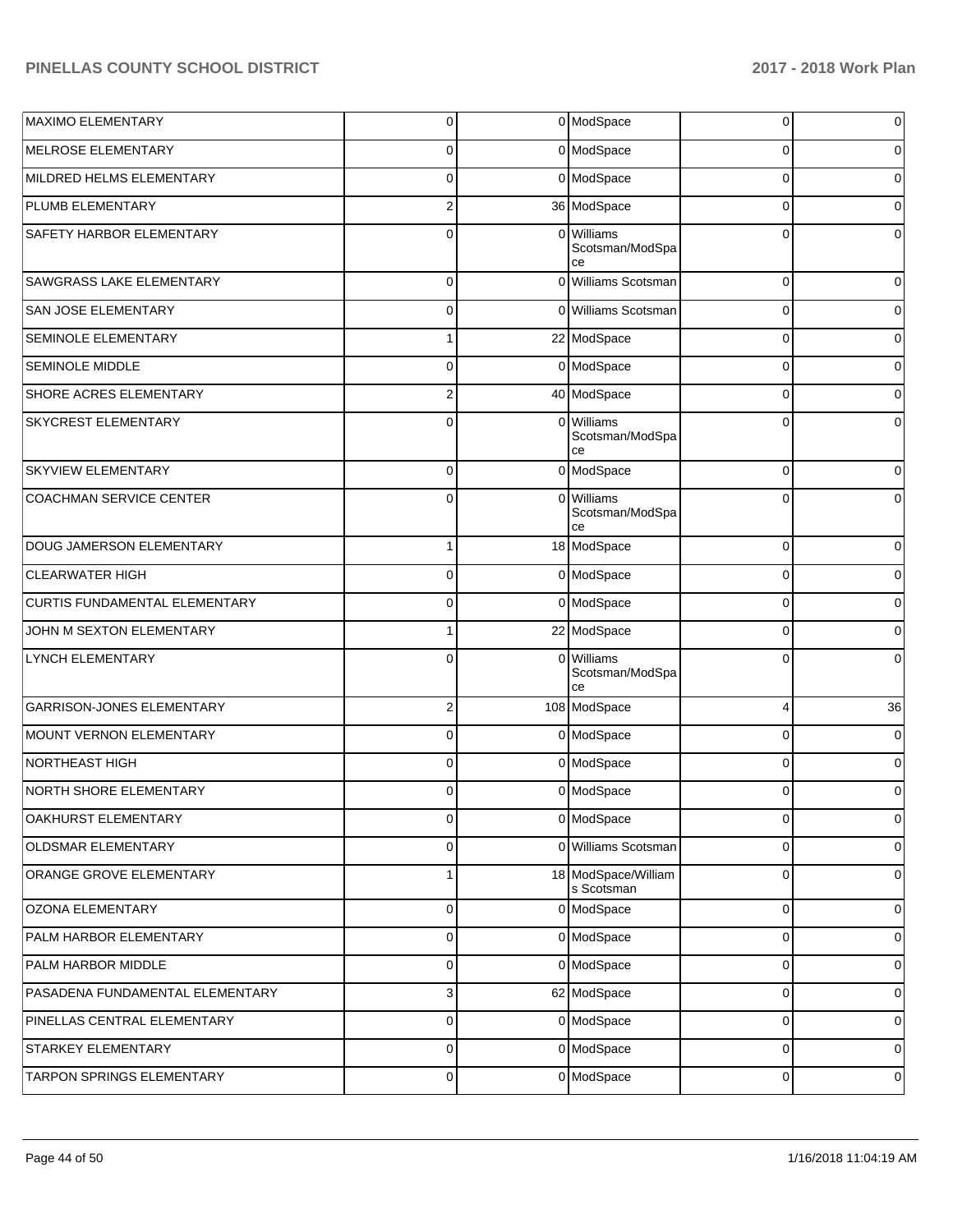| | | | | | |
|---|---|---|---|---|---|
| MAXIMO ELEMENTARY | 0 | 0 | ModSpace | 0 | 0 |
| MELROSE ELEMENTARY | 0 | 0 | ModSpace | 0 | 0 |
| MILDRED HELMS ELEMENTARY | 0 | 0 | ModSpace | 0 | 0 |
| PLUMB ELEMENTARY | 2 | 36 | ModSpace | 0 | 0 |
| SAFETY HARBOR ELEMENTARY | 0 | 0 | Williams Scotsman/ModSpace | 0 | 0 |
| SAWGRASS LAKE ELEMENTARY | 0 | 0 | Williams Scotsman | 0 | 0 |
| SAN JOSE ELEMENTARY | 0 | 0 | Williams Scotsman | 0 | 0 |
| SEMINOLE ELEMENTARY | 1 | 22 | ModSpace | 0 | 0 |
| SEMINOLE MIDDLE | 0 | 0 | ModSpace | 0 | 0 |
| SHORE ACRES ELEMENTARY | 2 | 40 | ModSpace | 0 | 0 |
| SKYCREST ELEMENTARY | 0 | 0 | Williams Scotsman/ModSpace | 0 | 0 |
| SKYVIEW ELEMENTARY | 0 | 0 | ModSpace | 0 | 0 |
| COACHMAN SERVICE CENTER | 0 | 0 | Williams Scotsman/ModSpace | 0 | 0 |
| DOUG JAMERSON ELEMENTARY | 1 | 18 | ModSpace | 0 | 0 |
| CLEARWATER HIGH | 0 | 0 | ModSpace | 0 | 0 |
| CURTIS FUNDAMENTAL ELEMENTARY | 0 | 0 | ModSpace | 0 | 0 |
| JOHN M SEXTON ELEMENTARY | 1 | 22 | ModSpace | 0 | 0 |
| LYNCH ELEMENTARY | 0 | 0 | Williams Scotsman/ModSpace | 0 | 0 |
| GARRISON-JONES ELEMENTARY | 2 | 108 | ModSpace | 4 | 36 |
| MOUNT VERNON ELEMENTARY | 0 | 0 | ModSpace | 0 | 0 |
| NORTHEAST HIGH | 0 | 0 | ModSpace | 0 | 0 |
| NORTH SHORE ELEMENTARY | 0 | 0 | ModSpace | 0 | 0 |
| OAKHURST ELEMENTARY | 0 | 0 | ModSpace | 0 | 0 |
| OLDSMAR ELEMENTARY | 0 | 0 | Williams Scotsman | 0 | 0 |
| ORANGE GROVE ELEMENTARY | 1 | 18 | ModSpace/Williams Scotsman | 0 | 0 |
| OZONA ELEMENTARY | 0 | 0 | ModSpace | 0 | 0 |
| PALM HARBOR ELEMENTARY | 0 | 0 | ModSpace | 0 | 0 |
| PALM HARBOR MIDDLE | 0 | 0 | ModSpace | 0 | 0 |
| PASADENA FUNDAMENTAL ELEMENTARY | 3 | 62 | ModSpace | 0 | 0 |
| PINELLAS CENTRAL ELEMENTARY | 0 | 0 | ModSpace | 0 | 0 |
| STARKEY ELEMENTARY | 0 | 0 | ModSpace | 0 | 0 |
| TARPON SPRINGS ELEMENTARY | 0 | 0 | ModSpace | 0 | 0 |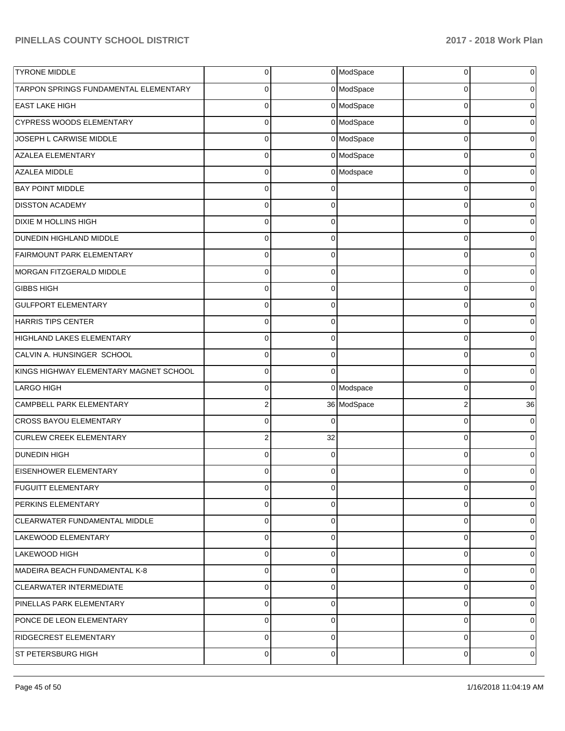| | | | | | |
|---|---|---|---|---|---|
| TYRONE MIDDLE | 0 | 0 | ModSpace | 0 | 0 |
| TARPON SPRINGS FUNDAMENTAL ELEMENTARY | 0 | 0 | ModSpace | 0 | 0 |
| EAST LAKE HIGH | 0 | 0 | ModSpace | 0 | 0 |
| CYPRESS WOODS ELEMENTARY | 0 | 0 | ModSpace | 0 | 0 |
| JOSEPH L CARWISE MIDDLE | 0 | 0 | ModSpace | 0 | 0 |
| AZALEA ELEMENTARY | 0 | 0 | ModSpace | 0 | 0 |
| AZALEA MIDDLE | 0 | 0 | Modspace | 0 | 0 |
| BAY POINT MIDDLE | 0 | 0 | | 0 | 0 |
| DISSTON ACADEMY | 0 | 0 | | 0 | 0 |
| DIXIE M HOLLINS HIGH | 0 | 0 | | 0 | 0 |
| DUNEDIN HIGHLAND MIDDLE | 0 | 0 | | 0 | 0 |
| FAIRMOUNT PARK ELEMENTARY | 0 | 0 | | 0 | 0 |
| MORGAN FITZGERALD MIDDLE | 0 | 0 | | 0 | 0 |
| GIBBS HIGH | 0 | 0 | | 0 | 0 |
| GULFPORT ELEMENTARY | 0 | 0 | | 0 | 0 |
| HARRIS TIPS CENTER | 0 | 0 | | 0 | 0 |
| HIGHLAND LAKES ELEMENTARY | 0 | 0 | | 0 | 0 |
| CALVIN A. HUNSINGER SCHOOL | 0 | 0 | | 0 | 0 |
| KINGS HIGHWAY ELEMENTARY MAGNET SCHOOL | 0 | 0 | | 0 | 0 |
| LARGO HIGH | 0 | 0 | Modspace | 0 | 0 |
| CAMPBELL PARK ELEMENTARY | 2 | 36 | ModSpace | 2 | 36 |
| CROSS BAYOU ELEMENTARY | 0 | 0 | | 0 | 0 |
| CURLEW CREEK ELEMENTARY | 2 | 32 | | 0 | 0 |
| DUNEDIN HIGH | 0 | 0 | | 0 | 0 |
| EISENHOWER ELEMENTARY | 0 | 0 | | 0 | 0 |
| FUGUITT ELEMENTARY | 0 | 0 | | 0 | 0 |
| PERKINS ELEMENTARY | 0 | 0 | | 0 | 0 |
| CLEARWATER FUNDAMENTAL MIDDLE | 0 | 0 | | 0 | 0 |
| LAKEWOOD ELEMENTARY | 0 | 0 | | 0 | 0 |
| LAKEWOOD HIGH | 0 | 0 | | 0 | 0 |
| MADEIRA BEACH FUNDAMENTAL K-8 | 0 | 0 | | 0 | 0 |
| CLEARWATER INTERMEDIATE | 0 | 0 | | 0 | 0 |
| PINELLAS PARK ELEMENTARY | 0 | 0 | | 0 | 0 |
| PONCE DE LEON ELEMENTARY | 0 | 0 | | 0 | 0 |
| RIDGECREST ELEMENTARY | 0 | 0 | | 0 | 0 |
| ST PETERSBURG HIGH | 0 | 0 | | 0 | 0 |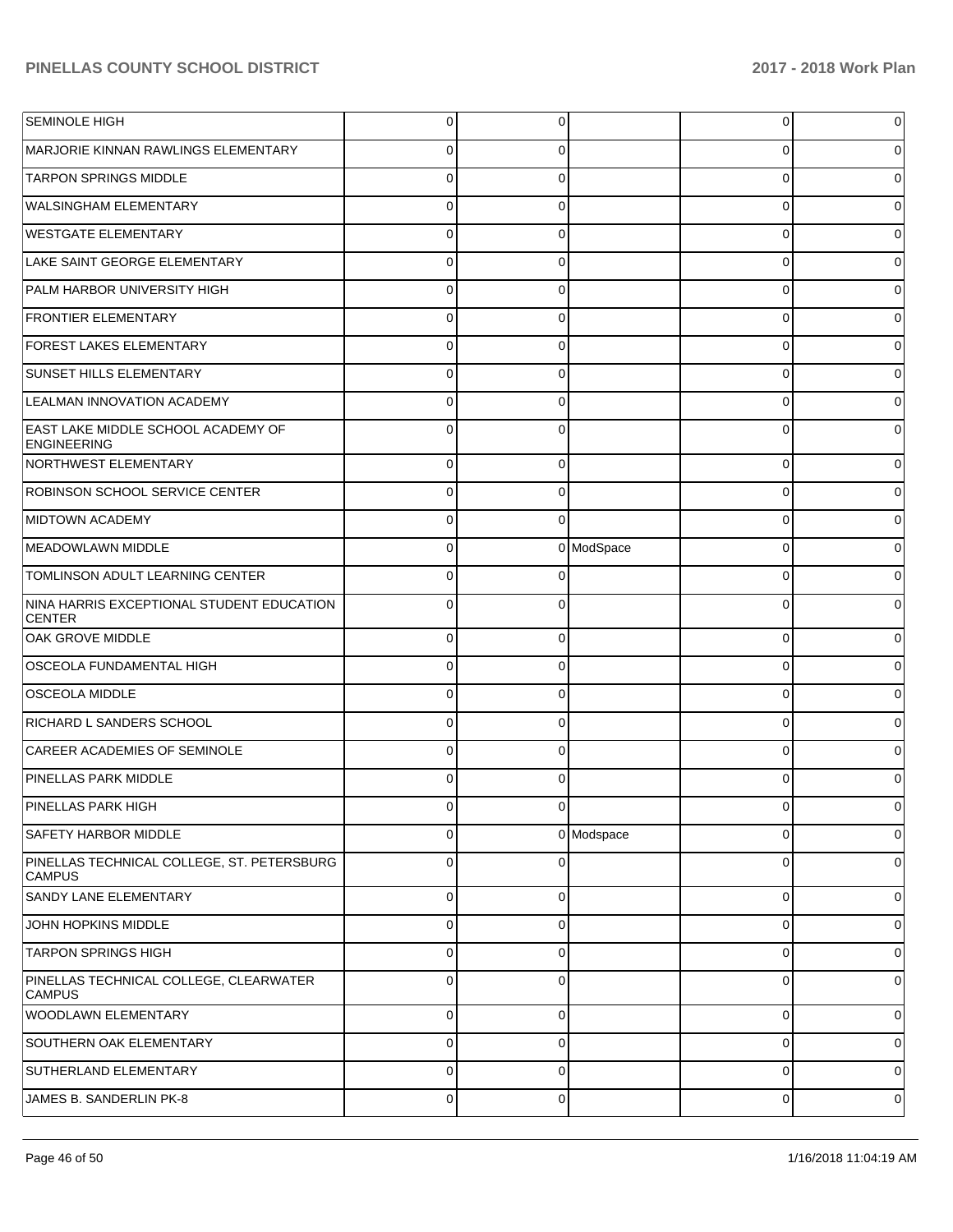| | | | | | |
|---|---|---|---|---|---|
| SEMINOLE HIGH | 0 | 0 | | 0 | 0 |
| MARJORIE KINNAN RAWLINGS ELEMENTARY | 0 | 0 | | 0 | 0 |
| TARPON SPRINGS MIDDLE | 0 | 0 | | 0 | 0 |
| WALSINGHAM ELEMENTARY | 0 | 0 | | 0 | 0 |
| WESTGATE ELEMENTARY | 0 | 0 | | 0 | 0 |
| LAKE SAINT GEORGE ELEMENTARY | 0 | 0 | | 0 | 0 |
| PALM HARBOR UNIVERSITY HIGH | 0 | 0 | | 0 | 0 |
| FRONTIER ELEMENTARY | 0 | 0 | | 0 | 0 |
| FOREST LAKES ELEMENTARY | 0 | 0 | | 0 | 0 |
| SUNSET HILLS ELEMENTARY | 0 | 0 | | 0 | 0 |
| LEALMAN INNOVATION ACADEMY | 0 | 0 | | 0 | 0 |
| EAST LAKE MIDDLE SCHOOL ACADEMY OF ENGINEERING | 0 | 0 | | 0 | 0 |
| NORTHWEST ELEMENTARY | 0 | 0 | | 0 | 0 |
| ROBINSON SCHOOL SERVICE CENTER | 0 | 0 | | 0 | 0 |
| MIDTOWN ACADEMY | 0 | 0 | | 0 | 0 |
| MEADOWLAWN MIDDLE | 0 | 0 | ModSpace | 0 | 0 |
| TOMLINSON ADULT LEARNING CENTER | 0 | 0 | | 0 | 0 |
| NINA HARRIS EXCEPTIONAL STUDENT EDUCATION CENTER | 0 | 0 | | 0 | 0 |
| OAK GROVE MIDDLE | 0 | 0 | | 0 | 0 |
| OSCEOLA FUNDAMENTAL HIGH | 0 | 0 | | 0 | 0 |
| OSCEOLA MIDDLE | 0 | 0 | | 0 | 0 |
| RICHARD L SANDERS SCHOOL | 0 | 0 | | 0 | 0 |
| CAREER ACADEMIES OF SEMINOLE | 0 | 0 | | 0 | 0 |
| PINELLAS PARK MIDDLE | 0 | 0 | | 0 | 0 |
| PINELLAS PARK HIGH | 0 | 0 | | 0 | 0 |
| SAFETY HARBOR MIDDLE | 0 | 0 | Modspace | 0 | 0 |
| PINELLAS TECHNICAL COLLEGE, ST. PETERSBURG CAMPUS | 0 | 0 | | 0 | 0 |
| SANDY LANE ELEMENTARY | 0 | 0 | | 0 | 0 |
| JOHN HOPKINS MIDDLE | 0 | 0 | | 0 | 0 |
| TARPON SPRINGS HIGH | 0 | 0 | | 0 | 0 |
| PINELLAS TECHNICAL COLLEGE, CLEARWATER CAMPUS | 0 | 0 | | 0 | 0 |
| WOODLAWN ELEMENTARY | 0 | 0 | | 0 | 0 |
| SOUTHERN OAK ELEMENTARY | 0 | 0 | | 0 | 0 |
| SUTHERLAND ELEMENTARY | 0 | 0 | | 0 | 0 |
| JAMES B. SANDERLIN PK-8 | 0 | 0 | | 0 | 0 |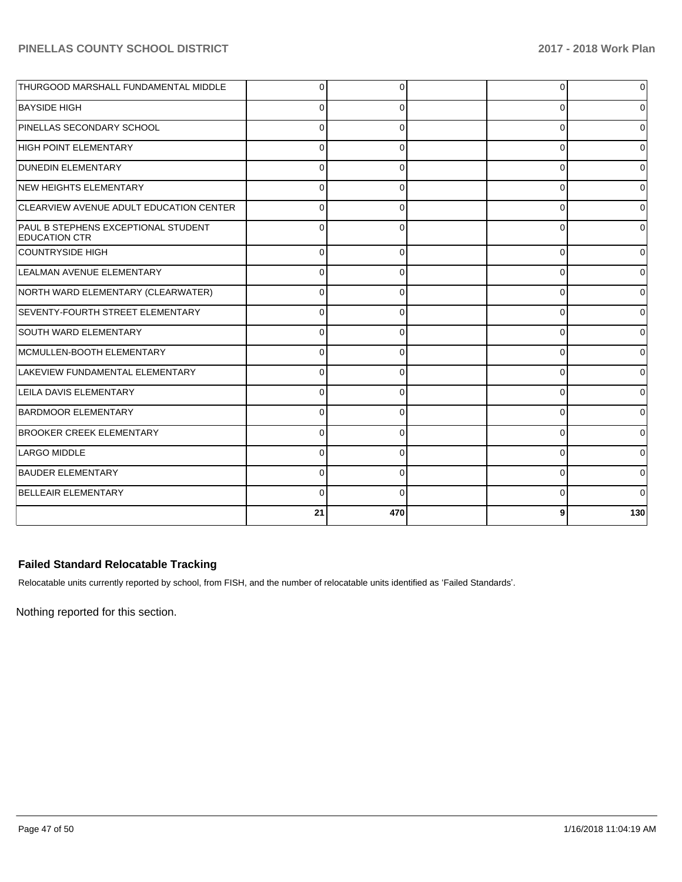| | | | | | |
|---|---|---|---|---|---|
| THURGOOD MARSHALL FUNDAMENTAL MIDDLE | 0 | 0 | | 0 | 0 |
| BAYSIDE HIGH | 0 | 0 | | 0 | 0 |
| PINELLAS SECONDARY SCHOOL | 0 | 0 | | 0 | 0 |
| HIGH POINT ELEMENTARY | 0 | 0 | | 0 | 0 |
| DUNEDIN ELEMENTARY | 0 | 0 | | 0 | 0 |
| NEW HEIGHTS ELEMENTARY | 0 | 0 | | 0 | 0 |
| CLEARVIEW AVENUE ADULT EDUCATION CENTER | 0 | 0 | | 0 | 0 |
| PAUL B STEPHENS EXCEPTIONAL STUDENT EDUCATION CTR | 0 | 0 | | 0 | 0 |
| COUNTRYSIDE HIGH | 0 | 0 | | 0 | 0 |
| LEALMAN AVENUE ELEMENTARY | 0 | 0 | | 0 | 0 |
| NORTH WARD ELEMENTARY (CLEARWATER) | 0 | 0 | | 0 | 0 |
| SEVENTY-FOURTH STREET ELEMENTARY | 0 | 0 | | 0 | 0 |
| SOUTH WARD ELEMENTARY | 0 | 0 | | 0 | 0 |
| MCMULLEN-BOOTH ELEMENTARY | 0 | 0 | | 0 | 0 |
| LAKEVIEW FUNDAMENTAL ELEMENTARY | 0 | 0 | | 0 | 0 |
| LEILA DAVIS ELEMENTARY | 0 | 0 | | 0 | 0 |
| BARDMOOR ELEMENTARY | 0 | 0 | | 0 | 0 |
| BROOKER CREEK ELEMENTARY | 0 | 0 | | 0 | 0 |
| LARGO MIDDLE | 0 | 0 | | 0 | 0 |
| BAUDER ELEMENTARY | 0 | 0 | | 0 | 0 |
| BELLEAIR ELEMENTARY | 0 | 0 | | 0 | 0 |
| | **21** | **470** | | **9** | **130** |

### Failed Standard Relocatable Tracking

Relocatable units currently reported by school, from FISH, and the number of relocatable units identified as 'Failed Standards'.

Nothing reported for this section.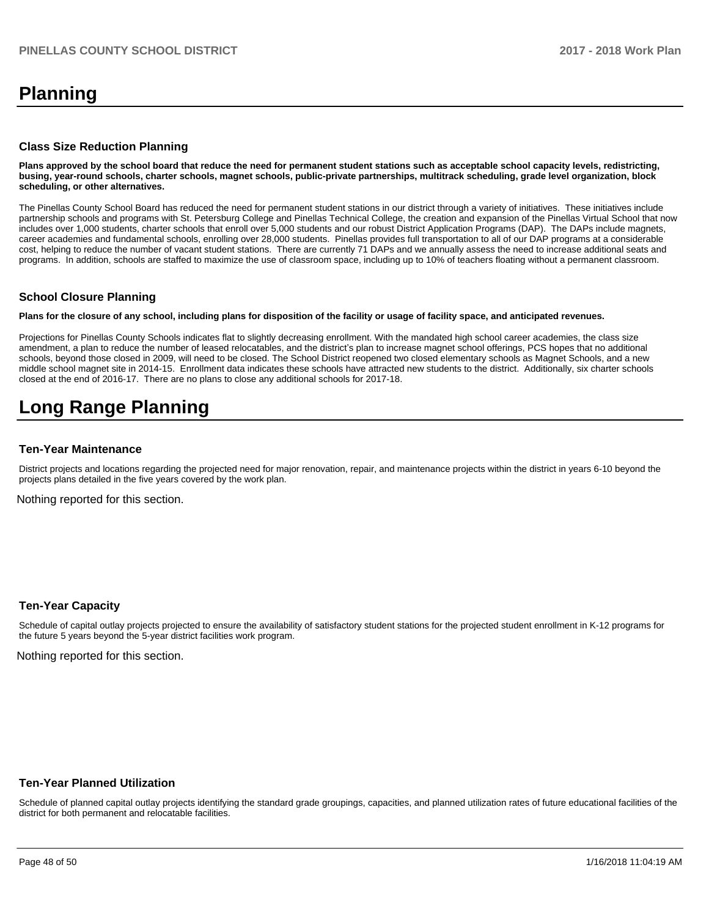# Planning

### Class Size Reduction Planning

**Plans approved by the school board that reduce the need for permanent student stations such as acceptable school capacity levels, redistricting, busing, year-round schools, charter schools, magnet schools, public-private partnerships, multitrack scheduling, grade level organization, block scheduling, or other alternatives.**

The Pinellas County School Board has reduced the need for permanent student stations in our district through a variety of initiatives. These initiatives include partnership schools and programs with St. Petersburg College and Pinellas Technical College, the creation and expansion of the Pinellas Virtual School that now includes over 1,000 students, charter schools that enroll over 5,000 students and our robust District Application Programs (DAP). The DAPs include magnets, career academies and fundamental schools, enrolling over 28,000 students. Pinellas provides full transportation to all of our DAP programs at a considerable cost, helping to reduce the number of vacant student stations. There are currently 71 DAPs and we annually assess the need to increase additional seats and programs. In addition, schools are staffed to maximize the use of classroom space, including up to 10% of teachers floating without a permanent classroom.

### School Closure Planning

**Plans for the closure of any school, including plans for disposition of the facility or usage of facility space, and anticipated revenues.**

Projections for Pinellas County Schools indicates flat to slightly decreasing enrollment. With the mandated high school career academies, the class size amendment, a plan to reduce the number of leased relocatables, and the district's plan to increase magnet school offerings, PCS hopes that no additional schools, beyond those closed in 2009, will need to be closed. The School District reopened two closed elementary schools as Magnet Schools, and a new middle school magnet site in 2014-15. Enrollment data indicates these schools have attracted new students to the district. Additionally, six charter schools closed at the end of 2016-17. There are no plans to close any additional schools for 2017-18.

# Long Range Planning

### Ten-Year Maintenance

District projects and locations regarding the projected need for major renovation, repair, and maintenance projects within the district in years 6-10 beyond the projects plans detailed in the five years covered by the work plan.

Nothing reported for this section.

### Ten-Year Capacity

Schedule of capital outlay projects projected to ensure the availability of satisfactory student stations for the projected student enrollment in K-12 programs for the future 5 years beyond the 5-year district facilities work program.

Nothing reported for this section.

### Ten-Year Planned Utilization

Schedule of planned capital outlay projects identifying the standard grade groupings, capacities, and planned utilization rates of future educational facilities of the district for both permanent and relocatable facilities.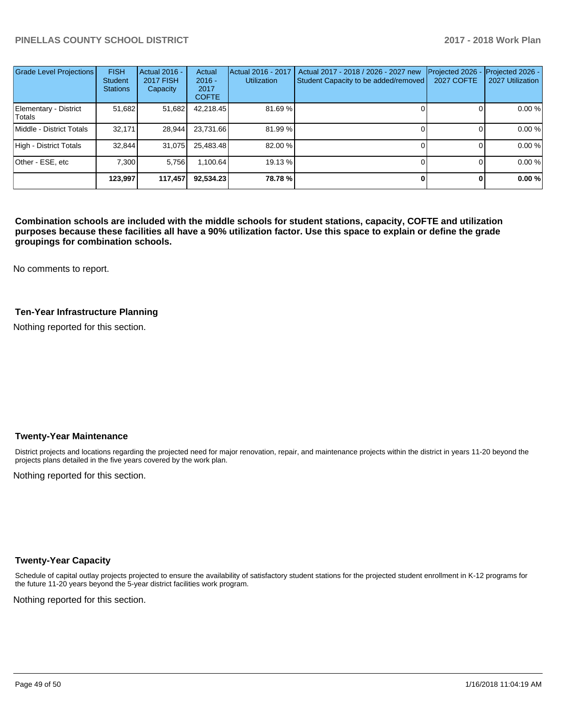| Grade Level Projections | FISH Student Stations | Actual 2016 - 2017 FISH Capacity | Actual 2016 - 2017 COFTE | Actual 2016 - 2017 Utilization | Actual 2017 - 2018 / 2026 - 2027 new Student Capacity to be added/removed | Projected 2026 - 2027 COFTE | Projected 2026 - 2027 Utilization |
|---|---|---|---|---|---|---|---|
| Elementary - District Totals | 51,682 | 51,682 | 42,218.45 | 81.69 % | 0 | 0 | 0.00 % |
| Middle - District Totals | 32,171 | 28,944 | 23,731.66 | 81.99 % | 0 | 0 | 0.00 % |
| High - District Totals | 32,844 | 31,075 | 25,483.48 | 82.00 % | 0 | 0 | 0.00 % |
| Other - ESE, etc | 7,300 | 5,756 | 1,100.64 | 19.13 % | 0 | 0 | 0.00 % |
| | **123,997** | **117,457** | **92,534.23** | **78.78 %** | **0** | **0** | **0.00 %** |

**Combination schools are included with the middle schools for student stations, capacity, COFTE and utilization purposes because these facilities all have a 90% utilization factor. Use this space to explain or define the grade groupings for combination schools.**

No comments to report.

### Ten-Year Infrastructure Planning

Nothing reported for this section.

### Twenty-Year Maintenance

District projects and locations regarding the projected need for major renovation, repair, and maintenance projects within the district in years 11-20 beyond the projects plans detailed in the five years covered by the work plan.

Nothing reported for this section.

### Twenty-Year Capacity

Schedule of capital outlay projects projected to ensure the availability of satisfactory student stations for the projected student enrollment in K-12 programs for the future 11-20 years beyond the 5-year district facilities work program.

Nothing reported for this section.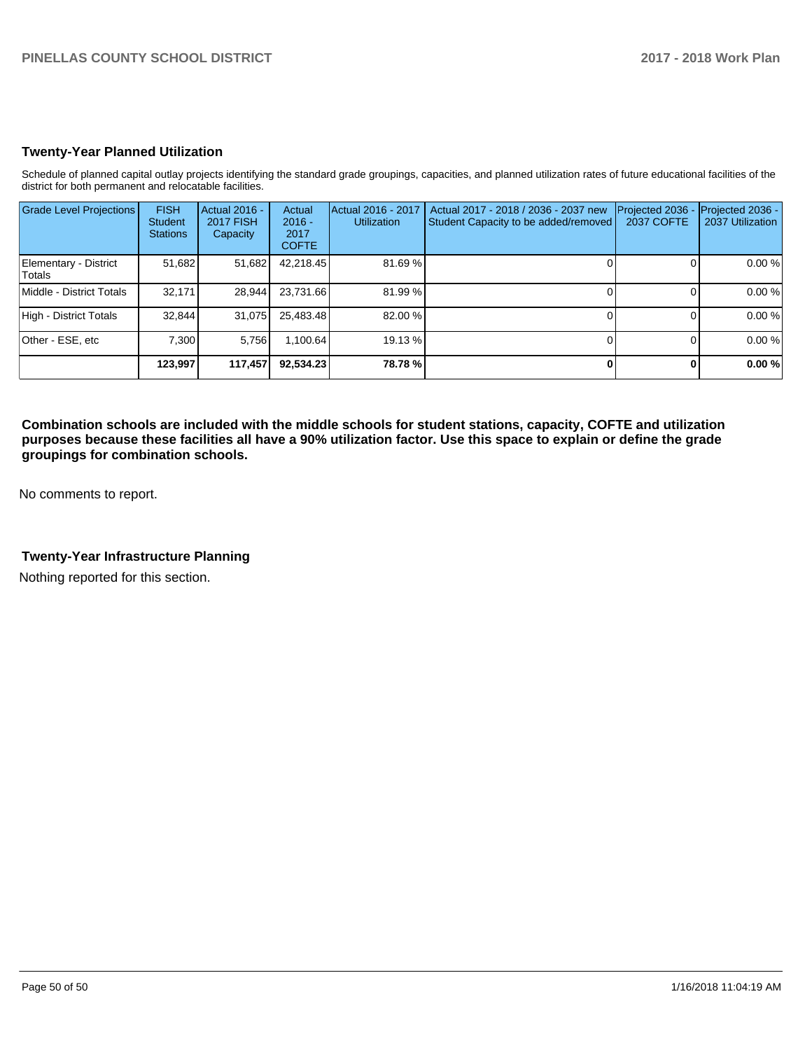### Twenty-Year Planned Utilization

Schedule of planned capital outlay projects identifying the standard grade groupings, capacities, and planned utilization rates of future educational facilities of the district for both permanent and relocatable facilities.

| Grade Level Projections | FISH Student Stations | Actual 2016 - 2017 FISH Capacity | Actual 2016 - 2017 COFTE | Actual 2016 - 2017 Utilization | Actual 2017 - 2018 / 2036 - 2037 new Student Capacity to be added/removed | Projected 2036 - 2037 COFTE | Projected 2036 - 2037 Utilization |
|---|---|---|---|---|---|---|---|
| Elementary - District Totals | 51,682 | 51,682 | 42,218.45 | 81.69 % | 0 | 0 | 0.00 % |
| Middle - District Totals | 32,171 | 28,944 | 23,731.66 | 81.99 % | 0 | 0 | 0.00 % |
| High - District Totals | 32,844 | 31,075 | 25,483.48 | 82.00 % | 0 | 0 | 0.00 % |
| Other - ESE, etc | 7,300 | 5,756 | 1,100.64 | 19.13 % | 0 | 0 | 0.00 % |
| | **123,997** | **117,457** | **92,534.23** | **78.78 %** | **0** | **0** | **0.00 %** |

**Combination schools are included with the middle schools for student stations, capacity, COFTE and utilization purposes because these facilities all have a 90% utilization factor. Use this space to explain or define the grade groupings for combination schools.**

No comments to report.

### Twenty-Year Infrastructure Planning

Nothing reported for this section.